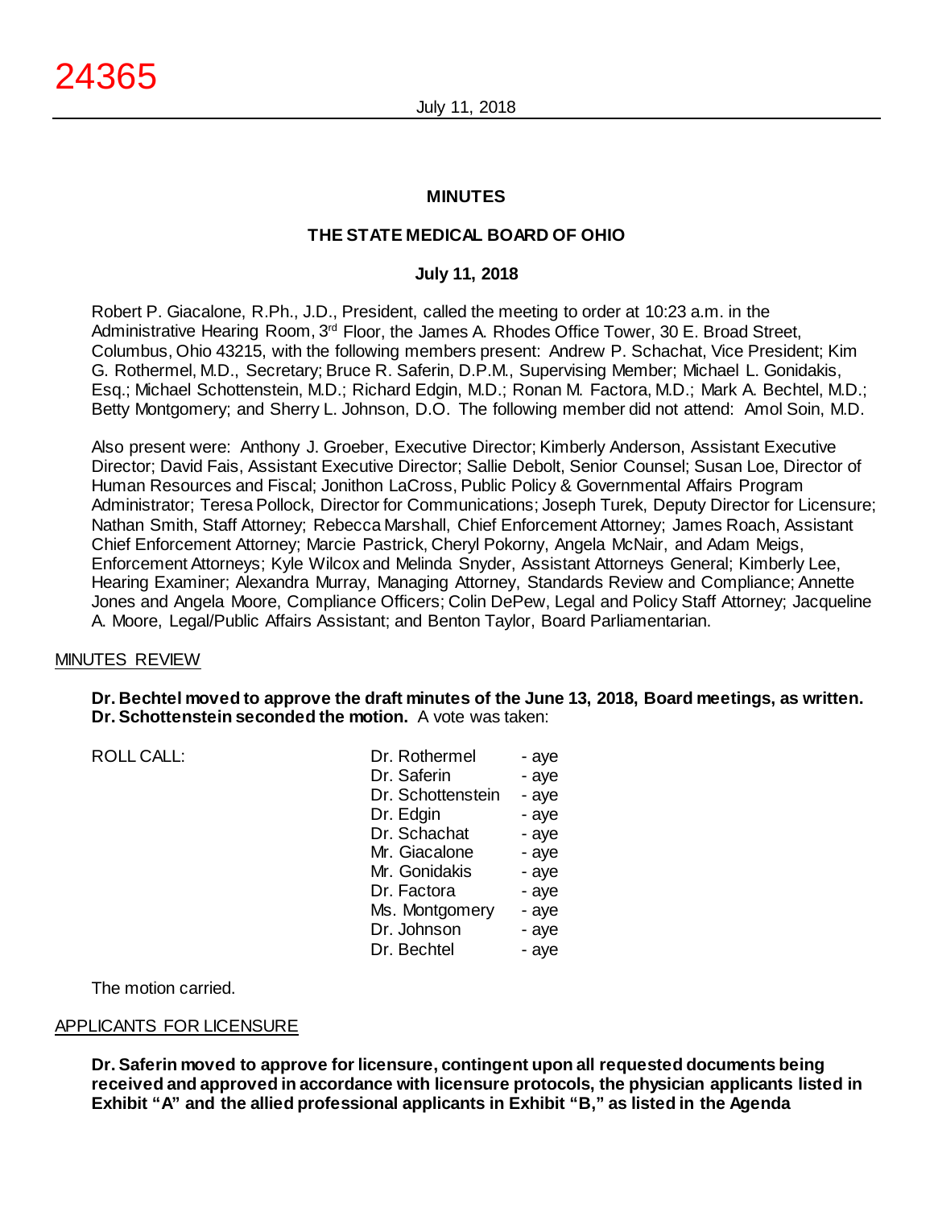# MINUTES

## THE STATE MEDICAL BOARD OF OHIO

### July 11, 2018

Robert P. Giacalone, R.Ph., J.D., President, called the meeting to order at 10:23 a.m. in the Administrative Hearing Room, 3rd Floor, the James A. Rhodes Office Tower, 30 E. Broad Street, Columbus, Ohio 43215, with the following members present: Andrew P. Schachat, Vice President; Kim G. Rothermel, M.D., Secretary; Bruce R. Saferin, D.P.M., Supervising Member; Michael L. Gonidakis, Esq.; Michael Schottenstein, M.D.; Richard Edgin, M.D.; Ronan M. Factora, M.D.; Mark A. Bechtel, M.D.; Betty Montgomery; and Sherry L. Johnson, D.O. The following member did not attend: Amol Soin, M.D.

Also present were: Anthony J. Groeber, Executive Director; Kimberly Anderson, Assistant Executive Director; David Fais, Assistant Executive Director; Sallie Debolt, Senior Counsel; Susan Loe, Director of Human Resources and Fiscal; Jonithon LaCross, Public Policy & Governmental Affairs Program Administrator; Teresa Pollock, Director for Communications; Joseph Turek, Deputy Director for Licensure; Nathan Smith, Staff Attorney; Rebecca Marshall, Chief Enforcement Attorney; James Roach, Assistant Chief Enforcement Attorney; Marcie Pastrick, Cheryl Pokorny, Angela McNair, and Adam Meigs, Enforcement Attorneys; Kyle Wilcox and Melinda Snyder, Assistant Attorneys General; Kimberly Lee, Hearing Examiner; Alexandra Murray, Managing Attorney, Standards Review and Compliance; Annette Jones and Angela Moore, Compliance Officers; Colin DePew, Legal and Policy Staff Attorney; Jacqueline A. Moore, Legal/Public Affairs Assistant; and Benton Taylor, Board Parliamentarian.

MINUTES REVIEW

**Dr. Bechtel moved to approve the draft minutes of the June 13, 2018, Board meetings, as written. Dr. Schottenstein seconded the motion.** A vote was taken:

| ROLL CALL: | | |
|---|---|---|
| | Dr. Rothermel | - aye |
| | Dr. Saferin | - aye |
| | Dr. Schottenstein | - aye |
| | Dr. Edgin | - aye |
| | Dr. Schachat | - aye |
| | Mr. Giacalone | - aye |
| | Mr. Gonidakis | - aye |
| | Dr. Factora | - aye |
| | Ms. Montgomery | - aye |
| | Dr. Johnson | - aye |
| | Dr. Bechtel | - aye |

The motion carried.

APPLICANTS FOR LICENSURE

**Dr. Saferin moved to approve for licensure, contingent upon all requested documents being received and approved in accordance with licensure protocols, the physician applicants listed in Exhibit "A" and the allied professional applicants in Exhibit "B," as listed in the Agenda**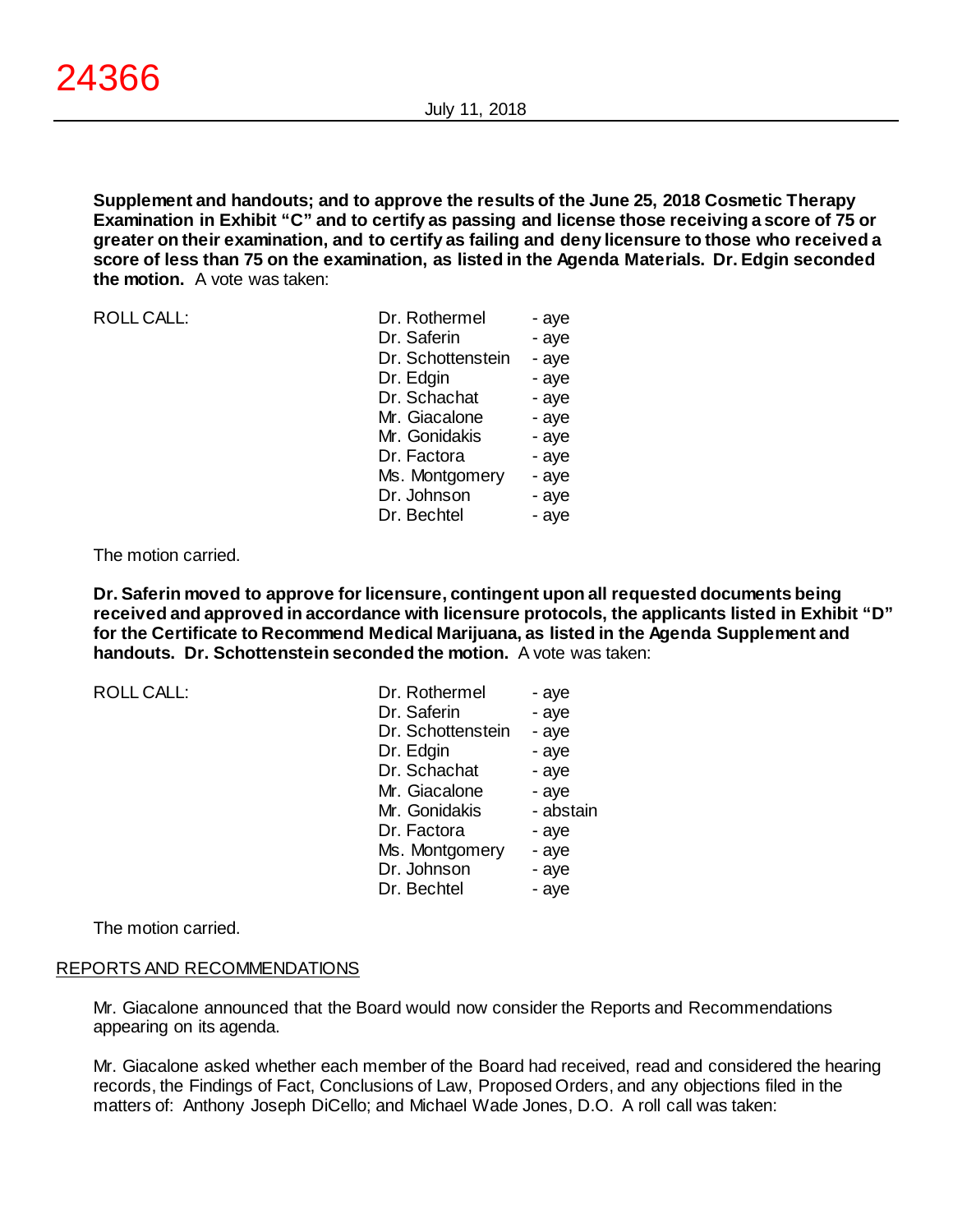**Supplement and handouts; and to approve the results of the June 25, 2018 Cosmetic Therapy Examination in Exhibit "C" and to certify as passing and license those receiving a score of 75 or greater on their examination, and to certify as failing and deny licensure to those who received a score of less than 75 on the examination, as listed in the Agenda Materials. Dr. Edgin seconded the motion.** A vote was taken:

ROLL CALL:

| | |
|---|---|
| Dr. Rothermel | - aye |
| Dr. Saferin | - aye |
| Dr. Schottenstein | - aye |
| Dr. Edgin | - aye |
| Dr. Schachat | - aye |
| Mr. Giacalone | - aye |
| Mr. Gonidakis | - aye |
| Dr. Factora | - aye |
| Ms. Montgomery | - aye |
| Dr. Johnson | - aye |
| Dr. Bechtel | - aye |

The motion carried.

**Dr. Saferin moved to approve for licensure, contingent upon all requested documents being received and approved in accordance with licensure protocols, the applicants listed in Exhibit "D" for the Certificate to Recommend Medical Marijuana, as listed in the Agenda Supplement and handouts. Dr. Schottenstein seconded the motion.** A vote was taken:

ROLL CALL:

| | |
|---|---|
| Dr. Rothermel | - aye |
| Dr. Saferin | - aye |
| Dr. Schottenstein | - aye |
| Dr. Edgin | - aye |
| Dr. Schachat | - aye |
| Mr. Giacalone | - aye |
| Mr. Gonidakis | - abstain |
| Dr. Factora | - aye |
| Ms. Montgomery | - aye |
| Dr. Johnson | - aye |
| Dr. Bechtel | - aye |

The motion carried.

REPORTS AND RECOMMENDATIONS

Mr. Giacalone announced that the Board would now consider the Reports and Recommendations appearing on its agenda.

Mr. Giacalone asked whether each member of the Board had received, read and considered the hearing records, the Findings of Fact, Conclusions of Law, Proposed Orders, and any objections filed in the matters of: Anthony Joseph DiCello; and Michael Wade Jones, D.O. A roll call was taken: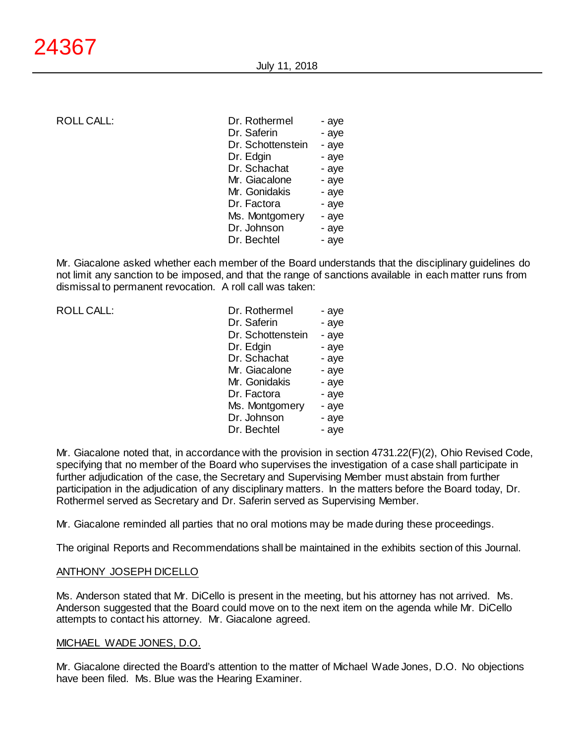ROLL CALL:

| | |
|---|---|
| Dr. Rothermel | - aye |
| Dr. Saferin | - aye |
| Dr. Schottenstein | - aye |
| Dr. Edgin | - aye |
| Dr. Schachat | - aye |
| Mr. Giacalone | - aye |
| Mr. Gonidakis | - aye |
| Dr. Factora | - aye |
| Ms. Montgomery | - aye |
| Dr. Johnson | - aye |
| Dr. Bechtel | - aye |

Mr. Giacalone asked whether each member of the Board understands that the disciplinary guidelines do not limit any sanction to be imposed, and that the range of sanctions available in each matter runs from dismissal to permanent revocation. A roll call was taken:

ROLL CALL:

| | |
|---|---|
| Dr. Rothermel | - aye |
| Dr. Saferin | - aye |
| Dr. Schottenstein | - aye |
| Dr. Edgin | - aye |
| Dr. Schachat | - aye |
| Mr. Giacalone | - aye |
| Mr. Gonidakis | - aye |
| Dr. Factora | - aye |
| Ms. Montgomery | - aye |
| Dr. Johnson | - aye |
| Dr. Bechtel | - aye |

Mr. Giacalone noted that, in accordance with the provision in section 4731.22(F)(2), Ohio Revised Code, specifying that no member of the Board who supervises the investigation of a case shall participate in further adjudication of the case, the Secretary and Supervising Member must abstain from further participation in the adjudication of any disciplinary matters. In the matters before the Board today, Dr. Rothermel served as Secretary and Dr. Saferin served as Supervising Member.

Mr. Giacalone reminded all parties that no oral motions may be made during these proceedings.

The original Reports and Recommendations shall be maintained in the exhibits section of this Journal.

ANTHONY JOSEPH DICELLO

Ms. Anderson stated that Mr. DiCello is present in the meeting, but his attorney has not arrived. Ms. Anderson suggested that the Board could move on to the next item on the agenda while Mr. DiCello attempts to contact his attorney. Mr. Giacalone agreed.

MICHAEL WADE JONES, D.O.

Mr. Giacalone directed the Board's attention to the matter of Michael Wade Jones, D.O. No objections have been filed. Ms. Blue was the Hearing Examiner.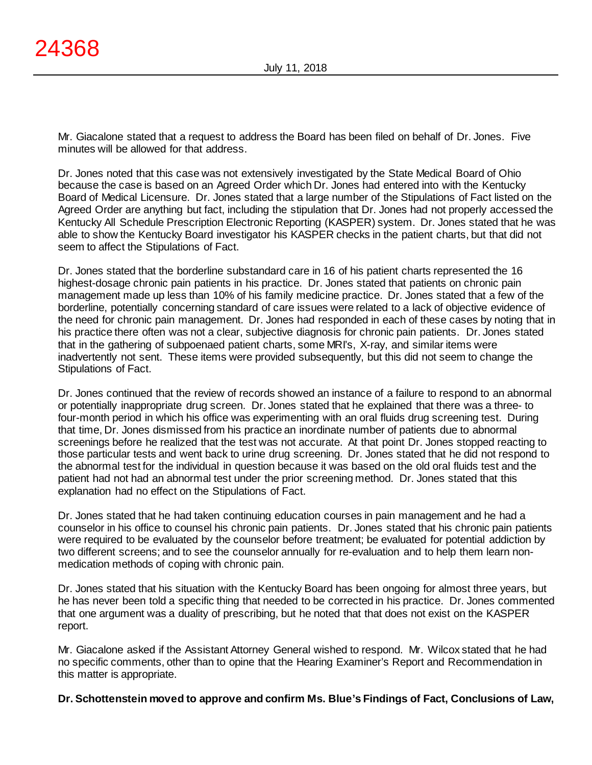Mr. Giacalone stated that a request to address the Board has been filed on behalf of Dr. Jones. Five minutes will be allowed for that address.

Dr. Jones noted that this case was not extensively investigated by the State Medical Board of Ohio because the case is based on an Agreed Order which Dr. Jones had entered into with the Kentucky Board of Medical Licensure. Dr. Jones stated that a large number of the Stipulations of Fact listed on the Agreed Order are anything but fact, including the stipulation that Dr. Jones had not properly accessed the Kentucky All Schedule Prescription Electronic Reporting (KASPER) system. Dr. Jones stated that he was able to show the Kentucky Board investigator his KASPER checks in the patient charts, but that did not seem to affect the Stipulations of Fact.

Dr. Jones stated that the borderline substandard care in 16 of his patient charts represented the 16 highest-dosage chronic pain patients in his practice. Dr. Jones stated that patients on chronic pain management made up less than 10% of his family medicine practice. Dr. Jones stated that a few of the borderline, potentially concerning standard of care issues were related to a lack of objective evidence of the need for chronic pain management. Dr. Jones had responded in each of these cases by noting that in his practice there often was not a clear, subjective diagnosis for chronic pain patients. Dr. Jones stated that in the gathering of subpoenaed patient charts, some MRI's, X-ray, and similar items were inadvertently not sent. These items were provided subsequently, but this did not seem to change the Stipulations of Fact.

Dr. Jones continued that the review of records showed an instance of a failure to respond to an abnormal or potentially inappropriate drug screen. Dr. Jones stated that he explained that there was a three- to four-month period in which his office was experimenting with an oral fluids drug screening test. During that time, Dr. Jones dismissed from his practice an inordinate number of patients due to abnormal screenings before he realized that the test was not accurate. At that point Dr. Jones stopped reacting to those particular tests and went back to urine drug screening. Dr. Jones stated that he did not respond to the abnormal test for the individual in question because it was based on the old oral fluids test and the patient had not had an abnormal test under the prior screening method. Dr. Jones stated that this explanation had no effect on the Stipulations of Fact.

Dr. Jones stated that he had taken continuing education courses in pain management and he had a counselor in his office to counsel his chronic pain patients. Dr. Jones stated that his chronic pain patients were required to be evaluated by the counselor before treatment; be evaluated for potential addiction by two different screens; and to see the counselor annually for re-evaluation and to help them learn non-medication methods of coping with chronic pain.

Dr. Jones stated that his situation with the Kentucky Board has been ongoing for almost three years, but he has never been told a specific thing that needed to be corrected in his practice. Dr. Jones commented that one argument was a duality of prescribing, but he noted that that does not exist on the KASPER report.

Mr. Giacalone asked if the Assistant Attorney General wished to respond. Mr. Wilcox stated that he had no specific comments, other than to opine that the Hearing Examiner's Report and Recommendation in this matter is appropriate.

**Dr. Schottenstein moved to approve and confirm Ms. Blue's Findings of Fact, Conclusions of Law,**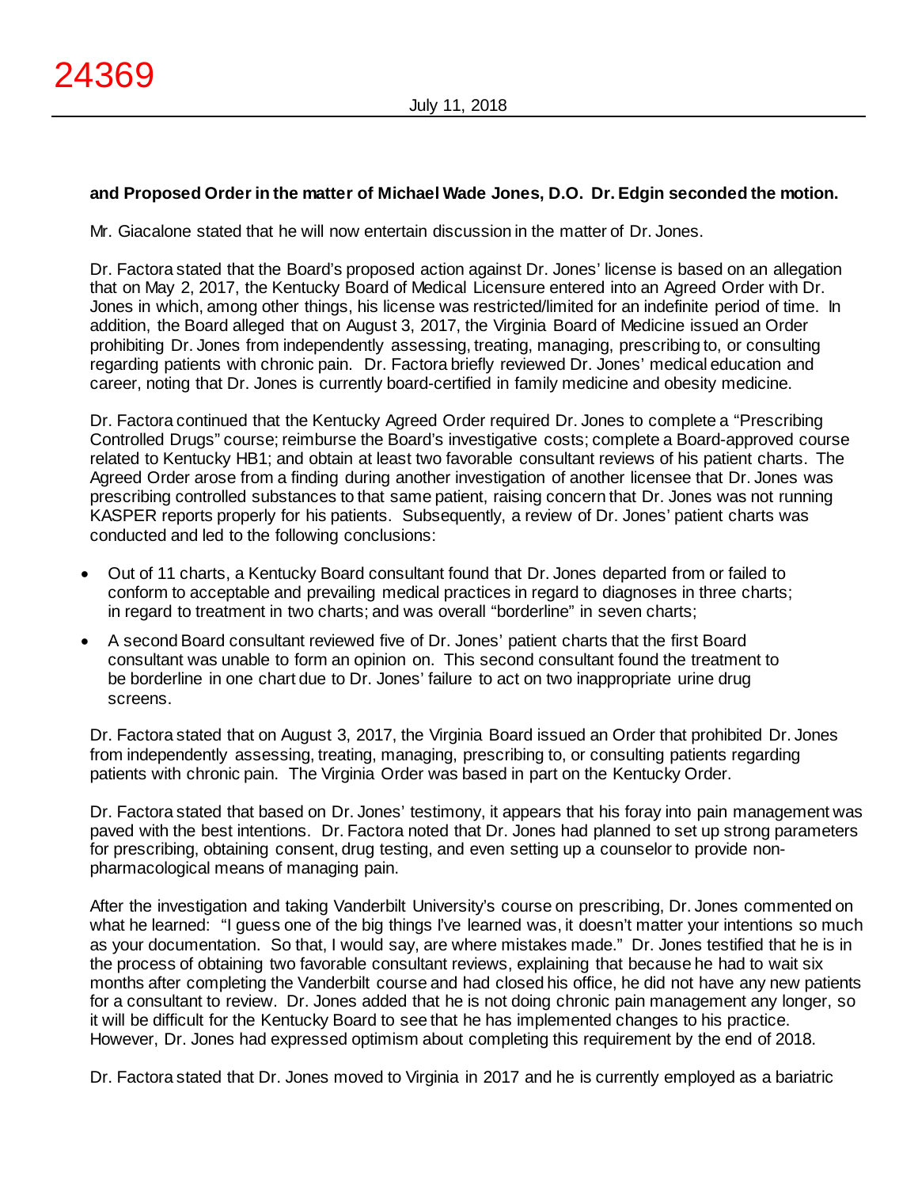**and Proposed Order in the matter of Michael Wade Jones, D.O. Dr. Edgin seconded the motion.**

Mr. Giacalone stated that he will now entertain discussion in the matter of Dr. Jones.

Dr. Factora stated that the Board's proposed action against Dr. Jones' license is based on an allegation that on May 2, 2017, the Kentucky Board of Medical Licensure entered into an Agreed Order with Dr. Jones in which, among other things, his license was restricted/limited for an indefinite period of time. In addition, the Board alleged that on August 3, 2017, the Virginia Board of Medicine issued an Order prohibiting Dr. Jones from independently assessing, treating, managing, prescribing to, or consulting regarding patients with chronic pain. Dr. Factora briefly reviewed Dr. Jones' medical education and career, noting that Dr. Jones is currently board-certified in family medicine and obesity medicine.

Dr. Factora continued that the Kentucky Agreed Order required Dr. Jones to complete a "Prescribing Controlled Drugs" course; reimburse the Board's investigative costs; complete a Board-approved course related to Kentucky HB1; and obtain at least two favorable consultant reviews of his patient charts. The Agreed Order arose from a finding during another investigation of another licensee that Dr. Jones was prescribing controlled substances to that same patient, raising concern that Dr. Jones was not running KASPER reports properly for his patients. Subsequently, a review of Dr. Jones' patient charts was conducted and led to the following conclusions:

- Out of 11 charts, a Kentucky Board consultant found that Dr. Jones departed from or failed to conform to acceptable and prevailing medical practices in regard to diagnoses in three charts; in regard to treatment in two charts; and was overall "borderline" in seven charts;
- A second Board consultant reviewed five of Dr. Jones' patient charts that the first Board consultant was unable to form an opinion on. This second consultant found the treatment to be borderline in one chart due to Dr. Jones' failure to act on two inappropriate urine drug screens.

Dr. Factora stated that on August 3, 2017, the Virginia Board issued an Order that prohibited Dr. Jones from independently assessing, treating, managing, prescribing to, or consulting patients regarding patients with chronic pain. The Virginia Order was based in part on the Kentucky Order.

Dr. Factora stated that based on Dr. Jones' testimony, it appears that his foray into pain management was paved with the best intentions. Dr. Factora noted that Dr. Jones had planned to set up strong parameters for prescribing, obtaining consent, drug testing, and even setting up a counselor to provide non-pharmacological means of managing pain.

After the investigation and taking Vanderbilt University's course on prescribing, Dr. Jones commented on what he learned: "I guess one of the big things I've learned was, it doesn't matter your intentions so much as your documentation. So that, I would say, are where mistakes made." Dr. Jones testified that he is in the process of obtaining two favorable consultant reviews, explaining that because he had to wait six months after completing the Vanderbilt course and had closed his office, he did not have any new patients for a consultant to review. Dr. Jones added that he is not doing chronic pain management any longer, so it will be difficult for the Kentucky Board to see that he has implemented changes to his practice. However, Dr. Jones had expressed optimism about completing this requirement by the end of 2018.

Dr. Factora stated that Dr. Jones moved to Virginia in 2017 and he is currently employed as a bariatric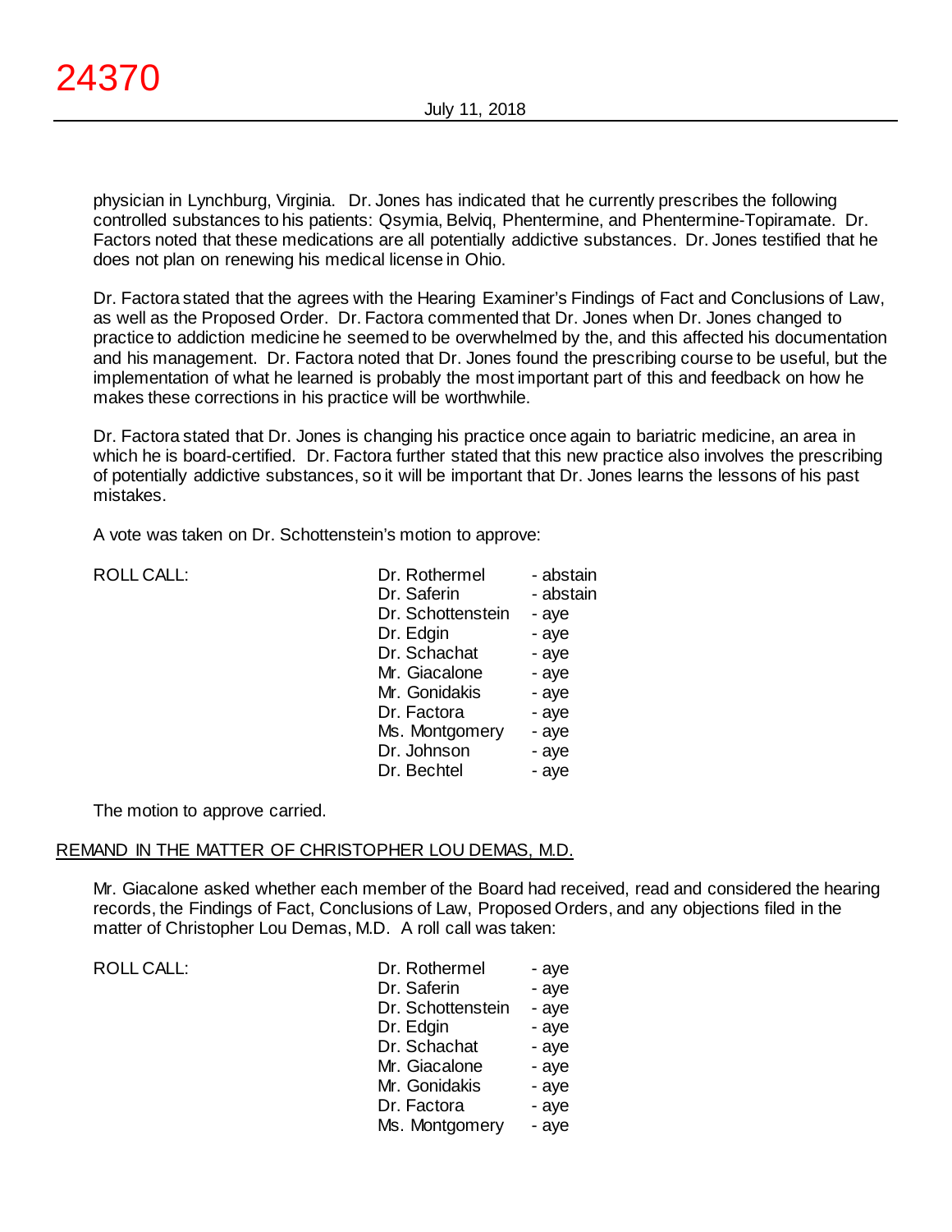physician in Lynchburg, Virginia. Dr. Jones has indicated that he currently prescribes the following controlled substances to his patients: Qsymia, Belviq, Phentermine, and Phentermine-Topiramate. Dr. Factors noted that these medications are all potentially addictive substances. Dr. Jones testified that he does not plan on renewing his medical license in Ohio.

Dr. Factora stated that the agrees with the Hearing Examiner's Findings of Fact and Conclusions of Law, as well as the Proposed Order. Dr. Factora commented that Dr. Jones when Dr. Jones changed to practice to addiction medicine he seemed to be overwhelmed by the, and this affected his documentation and his management. Dr. Factora noted that Dr. Jones found the prescribing course to be useful, but the implementation of what he learned is probably the most important part of this and feedback on how he makes these corrections in his practice will be worthwhile.

Dr. Factora stated that Dr. Jones is changing his practice once again to bariatric medicine, an area in which he is board-certified. Dr. Factora further stated that this new practice also involves the prescribing of potentially addictive substances, so it will be important that Dr. Jones learns the lessons of his past mistakes.

A vote was taken on Dr. Schottenstein's motion to approve:

| ROLL CALL: | | |
|---|---|---|
| | Dr. Rothermel | - abstain |
| | Dr. Saferin | - abstain |
| | Dr. Schottenstein | - aye |
| | Dr. Edgin | - aye |
| | Dr. Schachat | - aye |
| | Mr. Giacalone | - aye |
| | Mr. Gonidakis | - aye |
| | Dr. Factora | - aye |
| | Ms. Montgomery | - aye |
| | Dr. Johnson | - aye |
| | Dr. Bechtel | - aye |

The motion to approve carried.

## REMAND IN THE MATTER OF CHRISTOPHER LOU DEMAS, M.D.

Mr. Giacalone asked whether each member of the Board had received, read and considered the hearing records, the Findings of Fact, Conclusions of Law, Proposed Orders, and any objections filed in the matter of Christopher Lou Demas, M.D. A roll call was taken:

| ROLL CALL: | | |
|---|---|---|
| | Dr. Rothermel | - aye |
| | Dr. Saferin | - aye |
| | Dr. Schottenstein | - aye |
| | Dr. Edgin | - aye |
| | Dr. Schachat | - aye |
| | Mr. Giacalone | - aye |
| | Mr. Gonidakis | - aye |
| | Dr. Factora | - aye |
| | Ms. Montgomery | - aye |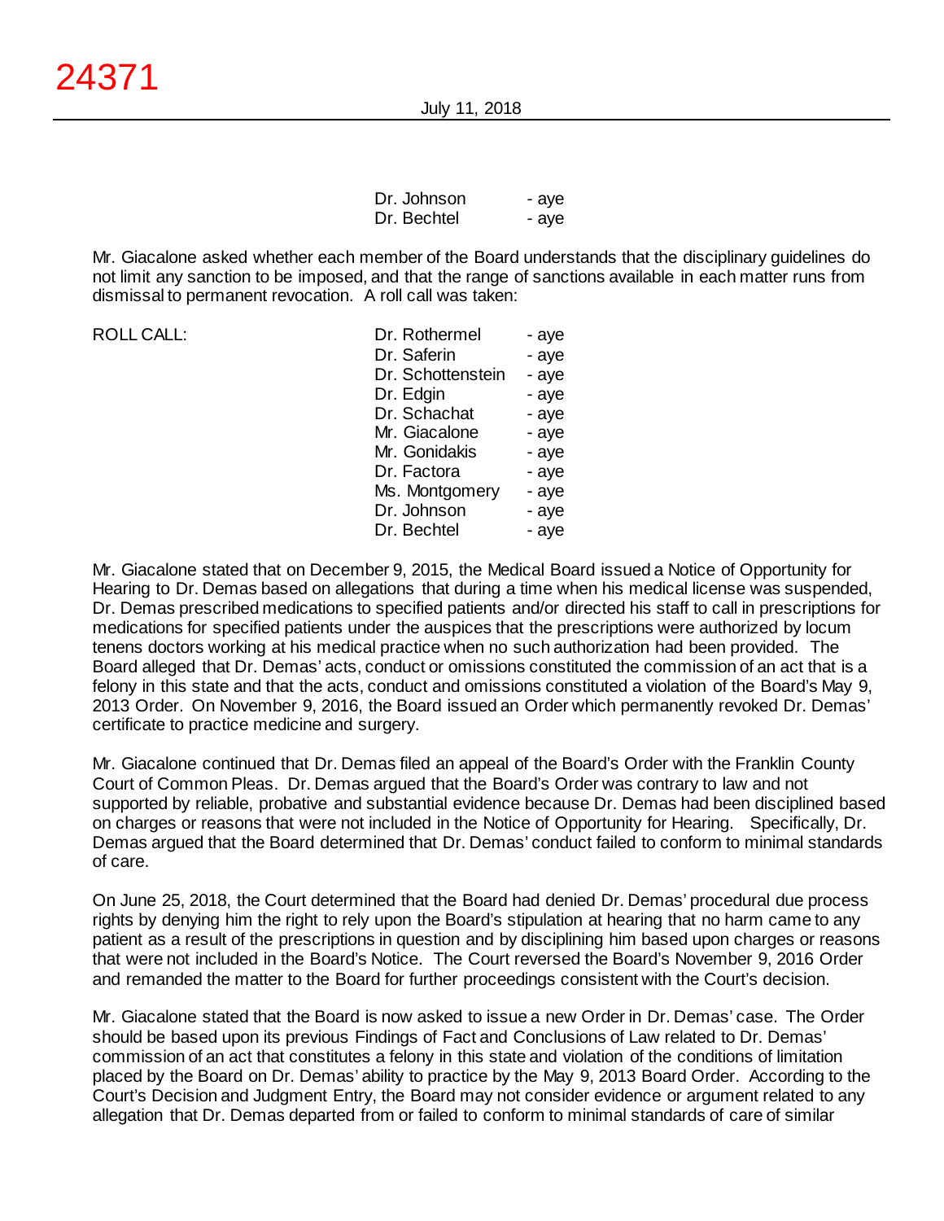| | | |
|---|---|---|
| | Dr. Johnson | - aye |
| | Dr. Bechtel | - aye |

Mr. Giacalone asked whether each member of the Board understands that the disciplinary guidelines do not limit any sanction to be imposed, and that the range of sanctions available in each matter runs from dismissal to permanent revocation. A roll call was taken:

| | | |
|---|---|---|
| ROLL CALL: | Dr. Rothermel | - aye |
| | Dr. Saferin | - aye |
| | Dr. Schottenstein | - aye |
| | Dr. Edgin | - aye |
| | Dr. Schachat | - aye |
| | Mr. Giacalone | - aye |
| | Mr. Gonidakis | - aye |
| | Dr. Factora | - aye |
| | Ms. Montgomery | - aye |
| | Dr. Johnson | - aye |
| | Dr. Bechtel | - aye |

Mr. Giacalone stated that on December 9, 2015, the Medical Board issued a Notice of Opportunity for Hearing to Dr. Demas based on allegations that during a time when his medical license was suspended, Dr. Demas prescribed medications to specified patients and/or directed his staff to call in prescriptions for medications for specified patients under the auspices that the prescriptions were authorized by locum tenens doctors working at his medical practice when no such authorization had been provided. The Board alleged that Dr. Demas' acts, conduct or omissions constituted the commission of an act that is a felony in this state and that the acts, conduct and omissions constituted a violation of the Board's May 9, 2013 Order. On November 9, 2016, the Board issued an Order which permanently revoked Dr. Demas' certificate to practice medicine and surgery.

Mr. Giacalone continued that Dr. Demas filed an appeal of the Board's Order with the Franklin County Court of Common Pleas. Dr. Demas argued that the Board's Order was contrary to law and not supported by reliable, probative and substantial evidence because Dr. Demas had been disciplined based on charges or reasons that were not included in the Notice of Opportunity for Hearing. Specifically, Dr. Demas argued that the Board determined that Dr. Demas' conduct failed to conform to minimal standards of care.

On June 25, 2018, the Court determined that the Board had denied Dr. Demas' procedural due process rights by denying him the right to rely upon the Board's stipulation at hearing that no harm came to any patient as a result of the prescriptions in question and by disciplining him based upon charges or reasons that were not included in the Board's Notice. The Court reversed the Board's November 9, 2016 Order and remanded the matter to the Board for further proceedings consistent with the Court's decision.

Mr. Giacalone stated that the Board is now asked to issue a new Order in Dr. Demas' case. The Order should be based upon its previous Findings of Fact and Conclusions of Law related to Dr. Demas' commission of an act that constitutes a felony in this state and violation of the conditions of limitation placed by the Board on Dr. Demas' ability to practice by the May 9, 2013 Board Order. According to the Court's Decision and Judgment Entry, the Board may not consider evidence or argument related to any allegation that Dr. Demas departed from or failed to conform to minimal standards of care of similar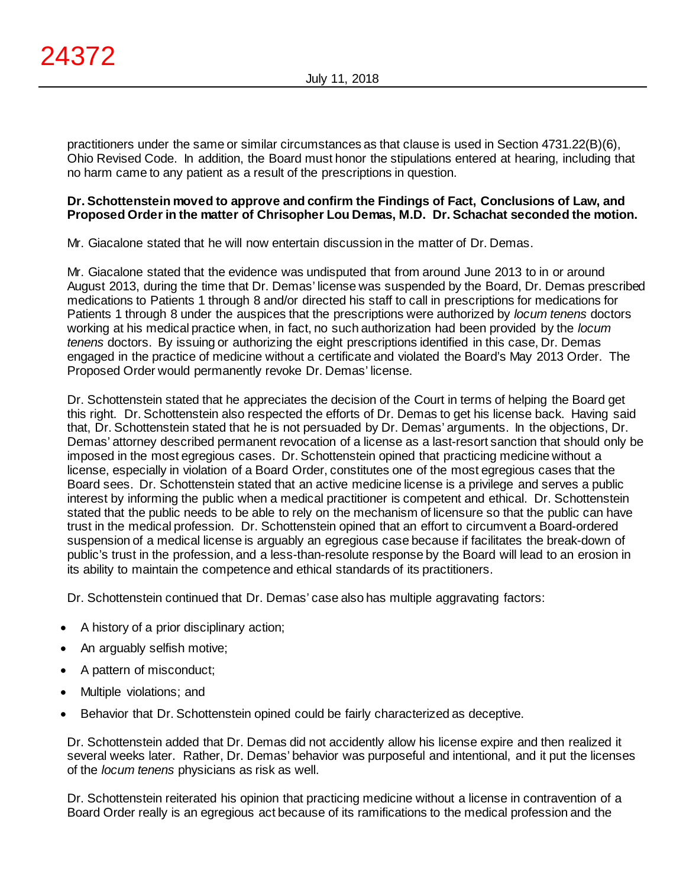practitioners under the same or similar circumstances as that clause is used in Section 4731.22(B)(6), Ohio Revised Code. In addition, the Board must honor the stipulations entered at hearing, including that no harm came to any patient as a result of the prescriptions in question.

**Dr. Schottenstein moved to approve and confirm the Findings of Fact, Conclusions of Law, and Proposed Order in the matter of Chrisopher Lou Demas, M.D. Dr. Schachat seconded the motion.**

Mr. Giacalone stated that he will now entertain discussion in the matter of Dr. Demas.

Mr. Giacalone stated that the evidence was undisputed that from around June 2013 to in or around August 2013, during the time that Dr. Demas' license was suspended by the Board, Dr. Demas prescribed medications to Patients 1 through 8 and/or directed his staff to call in prescriptions for medications for Patients 1 through 8 under the auspices that the prescriptions were authorized by *locum tenens* doctors working at his medical practice when, in fact, no such authorization had been provided by the *locum tenens* doctors. By issuing or authorizing the eight prescriptions identified in this case, Dr. Demas engaged in the practice of medicine without a certificate and violated the Board's May 2013 Order. The Proposed Order would permanently revoke Dr. Demas' license.

Dr. Schottenstein stated that he appreciates the decision of the Court in terms of helping the Board get this right. Dr. Schottenstein also respected the efforts of Dr. Demas to get his license back. Having said that, Dr. Schottenstein stated that he is not persuaded by Dr. Demas' arguments. In the objections, Dr. Demas' attorney described permanent revocation of a license as a last-resort sanction that should only be imposed in the most egregious cases. Dr. Schottenstein opined that practicing medicine without a license, especially in violation of a Board Order, constitutes one of the most egregious cases that the Board sees. Dr. Schottenstein stated that an active medicine license is a privilege and serves a public interest by informing the public when a medical practitioner is competent and ethical. Dr. Schottenstein stated that the public needs to be able to rely on the mechanism of licensure so that the public can have trust in the medical profession. Dr. Schottenstein opined that an effort to circumvent a Board-ordered suspension of a medical license is arguably an egregious case because if facilitates the break-down of public's trust in the profession, and a less-than-resolute response by the Board will lead to an erosion in its ability to maintain the competence and ethical standards of its practitioners.

Dr. Schottenstein continued that Dr. Demas' case also has multiple aggravating factors:

- A history of a prior disciplinary action;
- An arguably selfish motive;
- A pattern of misconduct;
- Multiple violations; and
- Behavior that Dr. Schottenstein opined could be fairly characterized as deceptive.

Dr. Schottenstein added that Dr. Demas did not accidently allow his license expire and then realized it several weeks later. Rather, Dr. Demas' behavior was purposeful and intentional, and it put the licenses of the *locum tenens* physicians as risk as well.

Dr. Schottenstein reiterated his opinion that practicing medicine without a license in contravention of a Board Order really is an egregious act because of its ramifications to the medical profession and the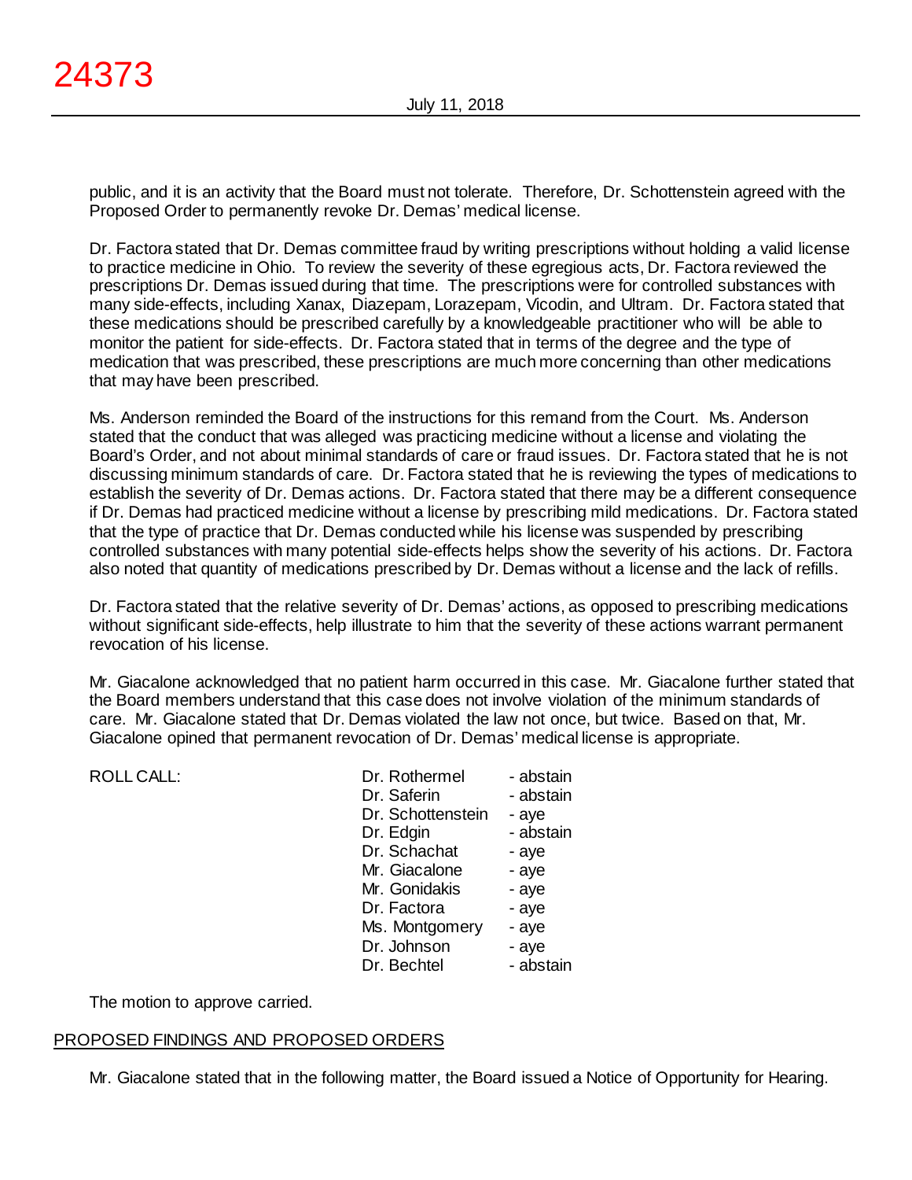public, and it is an activity that the Board must not tolerate. Therefore, Dr. Schottenstein agreed with the Proposed Order to permanently revoke Dr. Demas' medical license.

Dr. Factora stated that Dr. Demas committee fraud by writing prescriptions without holding a valid license to practice medicine in Ohio. To review the severity of these egregious acts, Dr. Factora reviewed the prescriptions Dr. Demas issued during that time. The prescriptions were for controlled substances with many side-effects, including Xanax, Diazepam, Lorazepam, Vicodin, and Ultram. Dr. Factora stated that these medications should be prescribed carefully by a knowledgeable practitioner who will be able to monitor the patient for side-effects. Dr. Factora stated that in terms of the degree and the type of medication that was prescribed, these prescriptions are much more concerning than other medications that may have been prescribed.

Ms. Anderson reminded the Board of the instructions for this remand from the Court. Ms. Anderson stated that the conduct that was alleged was practicing medicine without a license and violating the Board's Order, and not about minimal standards of care or fraud issues. Dr. Factora stated that he is not discussing minimum standards of care. Dr. Factora stated that he is reviewing the types of medications to establish the severity of Dr. Demas actions. Dr. Factora stated that there may be a different consequence if Dr. Demas had practiced medicine without a license by prescribing mild medications. Dr. Factora stated that the type of practice that Dr. Demas conducted while his license was suspended by prescribing controlled substances with many potential side-effects helps show the severity of his actions. Dr. Factora also noted that quantity of medications prescribed by Dr. Demas without a license and the lack of refills.

Dr. Factora stated that the relative severity of Dr. Demas' actions, as opposed to prescribing medications without significant side-effects, help illustrate to him that the severity of these actions warrant permanent revocation of his license.

Mr. Giacalone acknowledged that no patient harm occurred in this case. Mr. Giacalone further stated that the Board members understand that this case does not involve violation of the minimum standards of care. Mr. Giacalone stated that Dr. Demas violated the law not once, but twice. Based on that, Mr. Giacalone opined that permanent revocation of Dr. Demas' medical license is appropriate.

| ROLL CALL: | | |
|---|---|---|
| | Dr. Rothermel | - abstain |
| | Dr. Saferin | - abstain |
| | Dr. Schottenstein | - aye |
| | Dr. Edgin | - abstain |
| | Dr. Schachat | - aye |
| | Mr. Giacalone | - aye |
| | Mr. Gonidakis | - aye |
| | Dr. Factora | - aye |
| | Ms. Montgomery | - aye |
| | Dr. Johnson | - aye |
| | Dr. Bechtel | - abstain |

The motion to approve carried.

PROPOSED FINDINGS AND PROPOSED ORDERS

Mr. Giacalone stated that in the following matter, the Board issued a Notice of Opportunity for Hearing.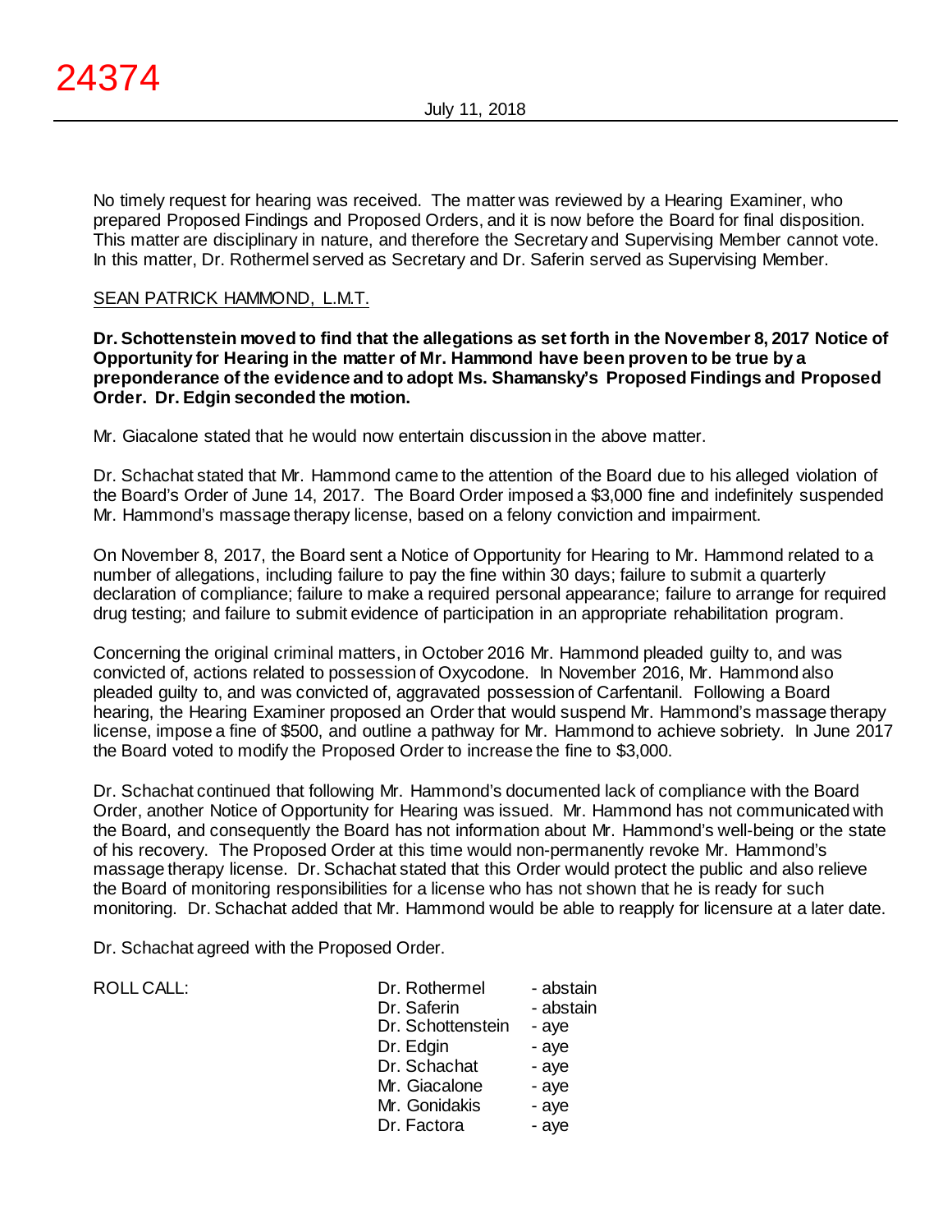No timely request for hearing was received. The matter was reviewed by a Hearing Examiner, who prepared Proposed Findings and Proposed Orders, and it is now before the Board for final disposition. This matter are disciplinary in nature, and therefore the Secretary and Supervising Member cannot vote. In this matter, Dr. Rothermel served as Secretary and Dr. Saferin served as Supervising Member.

SEAN PATRICK HAMMOND, L.M.T.

**Dr. Schottenstein moved to find that the allegations as set forth in the November 8, 2017 Notice of Opportunity for Hearing in the matter of Mr. Hammond have been proven to be true by a preponderance of the evidence and to adopt Ms. Shamansky's Proposed Findings and Proposed Order. Dr. Edgin seconded the motion.**

Mr. Giacalone stated that he would now entertain discussion in the above matter.

Dr. Schachat stated that Mr. Hammond came to the attention of the Board due to his alleged violation of the Board's Order of June 14, 2017. The Board Order imposed a $3,000 fine and indefinitely suspended Mr. Hammond's massage therapy license, based on a felony conviction and impairment.

On November 8, 2017, the Board sent a Notice of Opportunity for Hearing to Mr. Hammond related to a number of allegations, including failure to pay the fine within 30 days; failure to submit a quarterly declaration of compliance; failure to make a required personal appearance; failure to arrange for required drug testing; and failure to submit evidence of participation in an appropriate rehabilitation program.

Concerning the original criminal matters, in October 2016 Mr. Hammond pleaded guilty to, and was convicted of, actions related to possession of Oxycodone. In November 2016, Mr. Hammond also pleaded guilty to, and was convicted of, aggravated possession of Carfentanil. Following a Board hearing, the Hearing Examiner proposed an Order that would suspend Mr. Hammond's massage therapy license, impose a fine of $500, and outline a pathway for Mr. Hammond to achieve sobriety. In June 2017 the Board voted to modify the Proposed Order to increase the fine to $3,000.

Dr. Schachat continued that following Mr. Hammond's documented lack of compliance with the Board Order, another Notice of Opportunity for Hearing was issued. Mr. Hammond has not communicated with the Board, and consequently the Board has not information about Mr. Hammond's well-being or the state of his recovery. The Proposed Order at this time would non-permanently revoke Mr. Hammond's massage therapy license. Dr. Schachat stated that this Order would protect the public and also relieve the Board of monitoring responsibilities for a license who has not shown that he is ready for such monitoring. Dr. Schachat added that Mr. Hammond would be able to reapply for licensure at a later date.

Dr. Schachat agreed with the Proposed Order.

| ROLL CALL: | Dr. Rothermel | - abstain |
|---|---|---|
| | Dr. Saferin | - abstain |
| | Dr. Schottenstein | - aye |
| | Dr. Edgin | - aye |
| | Dr. Schachat | - aye |
| | Mr. Giacalone | - aye |
| | Mr. Gonidakis | - aye |
| | Dr. Factora | - aye |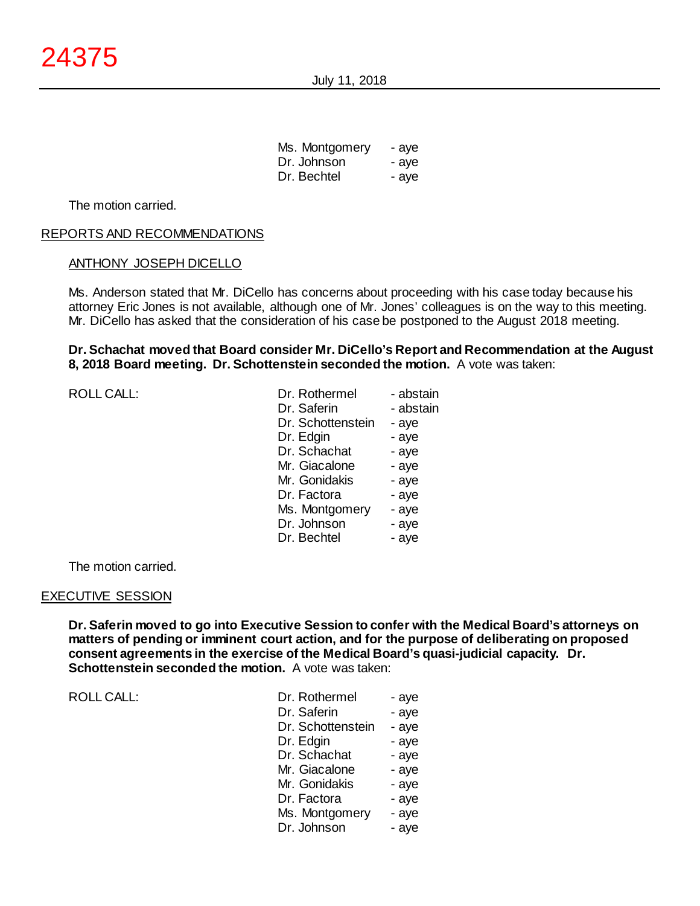| | |
|---|---|
| Ms. Montgomery | - aye |
| Dr. Johnson | - aye |
| Dr. Bechtel | - aye |

The motion carried.

## REPORTS AND RECOMMENDATIONS

### ANTHONY JOSEPH DICELLO

Ms. Anderson stated that Mr. DiCello has concerns about proceeding with his case today because his attorney Eric Jones is not available, although one of Mr. Jones' colleagues is on the way to this meeting. Mr. DiCello has asked that the consideration of his case be postponed to the August 2018 meeting.

**Dr. Schachat moved that Board consider Mr. DiCello's Report and Recommendation at the August 8, 2018 Board meeting. Dr. Schottenstein seconded the motion.** A vote was taken:

| ROLL CALL: | | |
|---|---|---|
| | Dr. Rothermel | - abstain |
| | Dr. Saferin | - abstain |
| | Dr. Schottenstein | - aye |
| | Dr. Edgin | - aye |
| | Dr. Schachat | - aye |
| | Mr. Giacalone | - aye |
| | Mr. Gonidakis | - aye |
| | Dr. Factora | - aye |
| | Ms. Montgomery | - aye |
| | Dr. Johnson | - aye |
| | Dr. Bechtel | - aye |

The motion carried.

## EXECUTIVE SESSION

**Dr. Saferin moved to go into Executive Session to confer with the Medical Board's attorneys on matters of pending or imminent court action, and for the purpose of deliberating on proposed consent agreements in the exercise of the Medical Board's quasi-judicial capacity. Dr. Schottenstein seconded the motion.** A vote was taken:

| ROLL CALL: | | |
|---|---|---|
| | Dr. Rothermel | - aye |
| | Dr. Saferin | - aye |
| | Dr. Schottenstein | - aye |
| | Dr. Edgin | - aye |
| | Dr. Schachat | - aye |
| | Mr. Giacalone | - aye |
| | Mr. Gonidakis | - aye |
| | Dr. Factora | - aye |
| | Ms. Montgomery | - aye |
| | Dr. Johnson | - aye |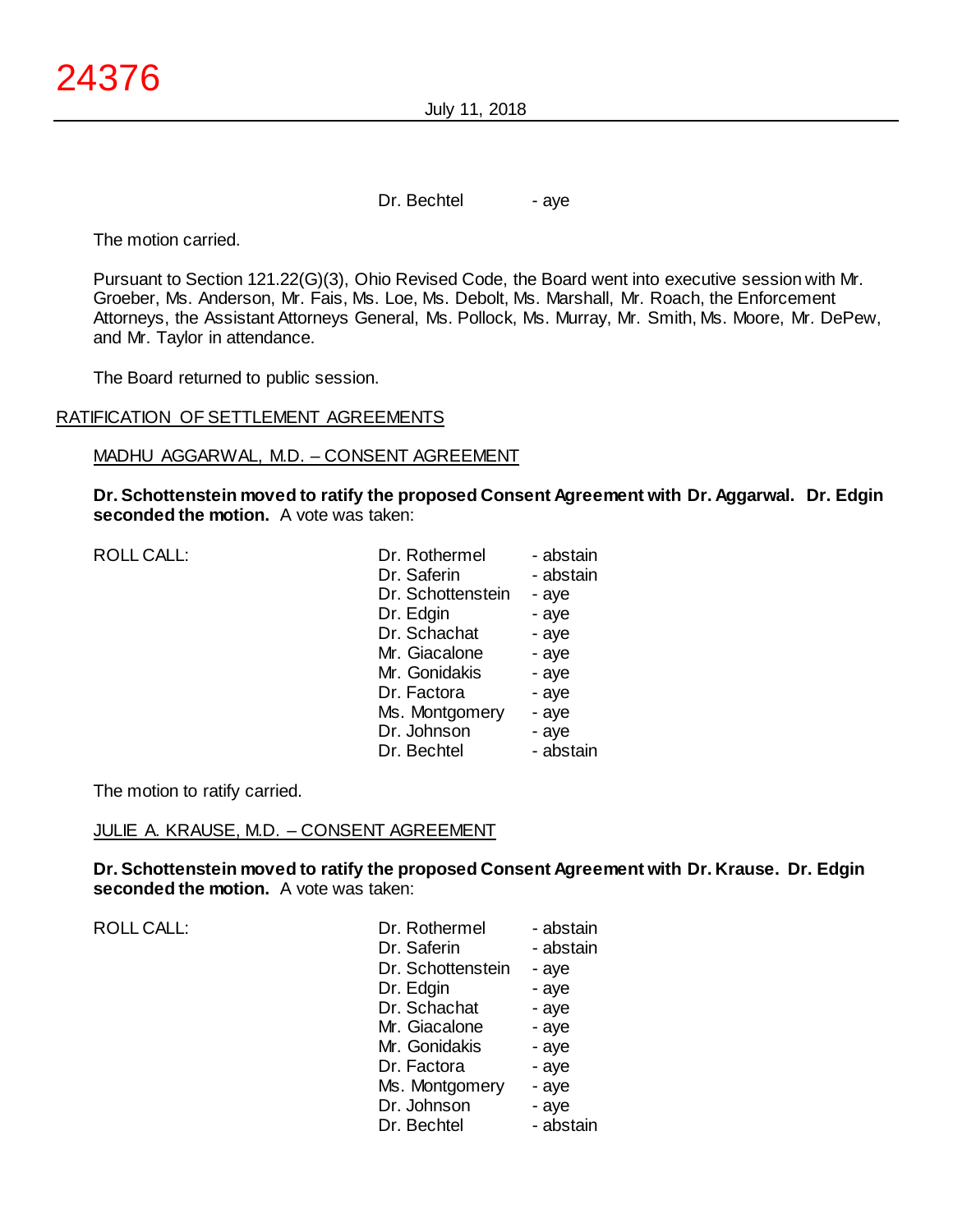Dr. Bechtel - aye

The motion carried.

Pursuant to Section 121.22(G)(3), Ohio Revised Code, the Board went into executive session with Mr. Groeber, Ms. Anderson, Mr. Fais, Ms. Loe, Ms. Debolt, Ms. Marshall, Mr. Roach, the Enforcement Attorneys, the Assistant Attorneys General, Ms. Pollock, Ms. Murray, Mr. Smith, Ms. Moore, Mr. DePew, and Mr. Taylor in attendance.

The Board returned to public session.

RATIFICATION OF SETTLEMENT AGREEMENTS

MADHU AGGARWAL, M.D. – CONSENT AGREEMENT

**Dr. Schottenstein moved to ratify the proposed Consent Agreement with Dr. Aggarwal. Dr. Edgin seconded the motion.** A vote was taken:

| ROLL CALL: | Dr. Rothermel | - abstain |
|---|---|---|
| | Dr. Saferin | - abstain |
| | Dr. Schottenstein | - aye |
| | Dr. Edgin | - aye |
| | Dr. Schachat | - aye |
| | Mr. Giacalone | - aye |
| | Mr. Gonidakis | - aye |
| | Dr. Factora | - aye |
| | Ms. Montgomery | - aye |
| | Dr. Johnson | - aye |
| | Dr. Bechtel | - abstain |

The motion to ratify carried.

JULIE A. KRAUSE, M.D. – CONSENT AGREEMENT

**Dr. Schottenstein moved to ratify the proposed Consent Agreement with Dr. Krause. Dr. Edgin seconded the motion.** A vote was taken:

| ROLL CALL: | Dr. Rothermel | - abstain |
|---|---|---|
| | Dr. Saferin | - abstain |
| | Dr. Schottenstein | - aye |
| | Dr. Edgin | - aye |
| | Dr. Schachat | - aye |
| | Mr. Giacalone | - aye |
| | Mr. Gonidakis | - aye |
| | Dr. Factora | - aye |
| | Ms. Montgomery | - aye |
| | Dr. Johnson | - aye |
| | Dr. Bechtel | - abstain |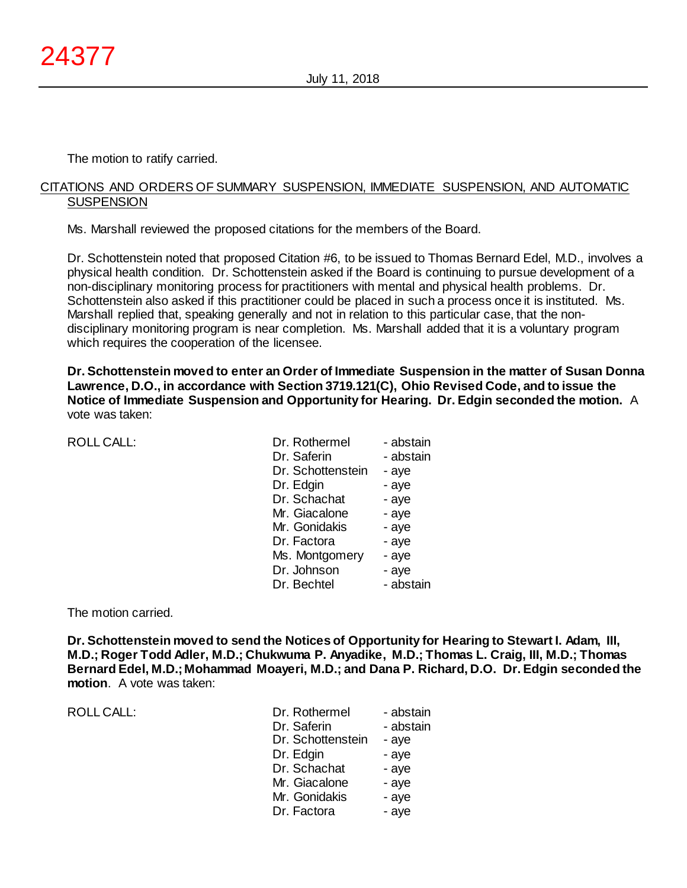The motion to ratify carried.

CITATIONS AND ORDERS OF SUMMARY SUSPENSION, IMMEDIATE SUSPENSION, AND AUTOMATIC SUSPENSION

Ms. Marshall reviewed the proposed citations for the members of the Board.

Dr. Schottenstein noted that proposed Citation #6, to be issued to Thomas Bernard Edel, M.D., involves a physical health condition. Dr. Schottenstein asked if the Board is continuing to pursue development of a non-disciplinary monitoring process for practitioners with mental and physical health problems. Dr. Schottenstein also asked if this practitioner could be placed in such a process once it is instituted. Ms. Marshall replied that, speaking generally and not in relation to this particular case, that the non-disciplinary monitoring program is near completion. Ms. Marshall added that it is a voluntary program which requires the cooperation of the licensee.

**Dr. Schottenstein moved to enter an Order of Immediate Suspension in the matter of Susan Donna Lawrence, D.O., in accordance with Section 3719.121(C), Ohio Revised Code, and to issue the Notice of Immediate Suspension and Opportunity for Hearing. Dr. Edgin seconded the motion.** A vote was taken:

| ROLL CALL: | | |
|---|---|---|
| | Dr. Rothermel | - abstain |
| | Dr. Saferin | - abstain |
| | Dr. Schottenstein | - aye |
| | Dr. Edgin | - aye |
| | Dr. Schachat | - aye |
| | Mr. Giacalone | - aye |
| | Mr. Gonidakis | - aye |
| | Dr. Factora | - aye |
| | Ms. Montgomery | - aye |
| | Dr. Johnson | - aye |
| | Dr. Bechtel | - abstain |

The motion carried.

**Dr. Schottenstein moved to send the Notices of Opportunity for Hearing to Stewart I. Adam, III, M.D.; Roger Todd Adler, M.D.; Chukwuma P. Anyadike, M.D.; Thomas L. Craig, III, M.D.; Thomas Bernard Edel, M.D.; Mohammad Moayeri, M.D.; and Dana P. Richard, D.O. Dr. Edgin seconded the motion**. A vote was taken:

| ROLL CALL: | | |
|---|---|---|
| | Dr. Rothermel | - abstain |
| | Dr. Saferin | - abstain |
| | Dr. Schottenstein | - aye |
| | Dr. Edgin | - aye |
| | Dr. Schachat | - aye |
| | Mr. Giacalone | - aye |
| | Mr. Gonidakis | - aye |
| | Dr. Factora | - aye |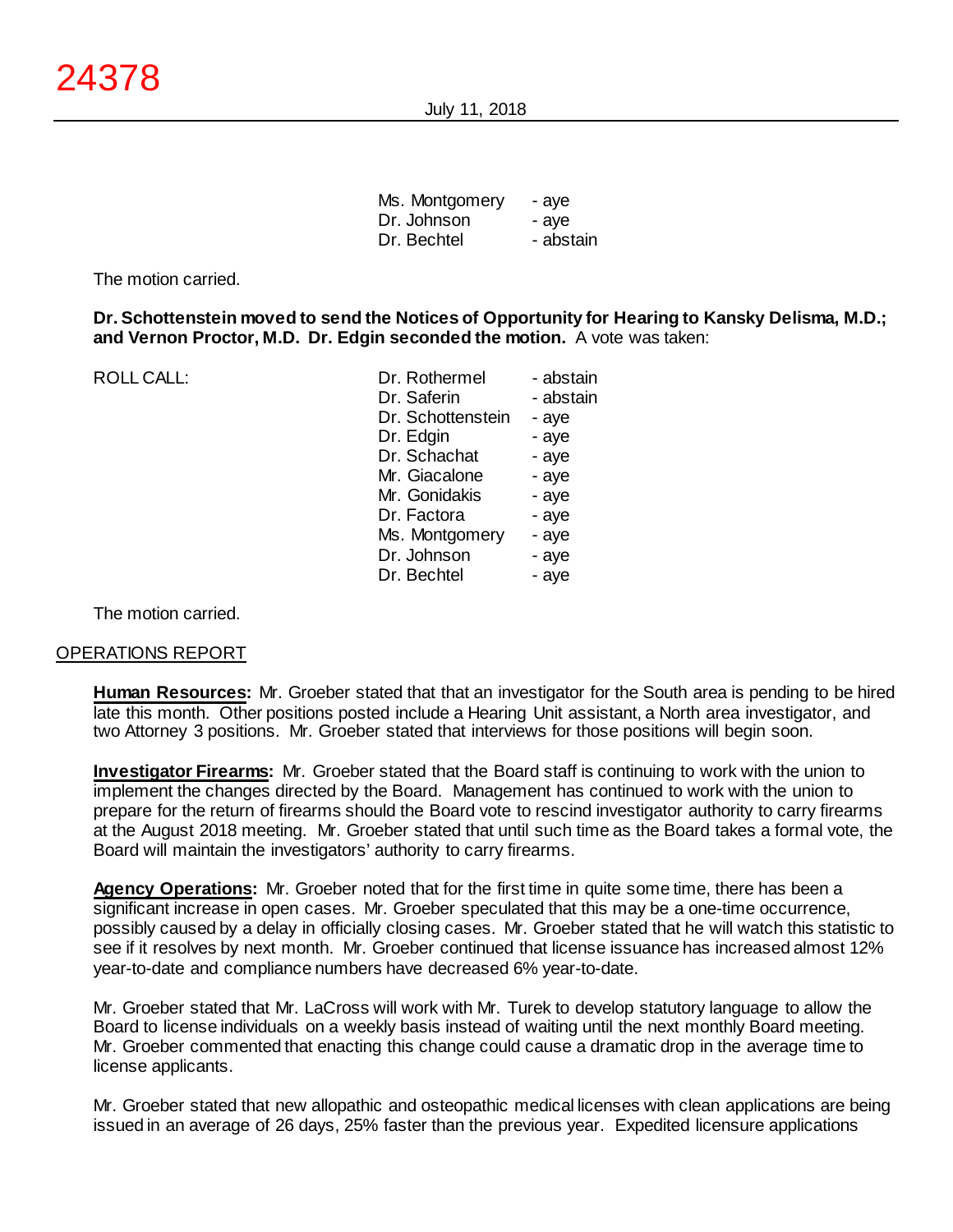| | |
|---|---|
| Ms. Montgomery | - aye |
| Dr. Johnson | - aye |
| Dr. Bechtel | - abstain |

The motion carried.

**Dr. Schottenstein moved to send the Notices of Opportunity for Hearing to Kansky Delisma, M.D.; and Vernon Proctor, M.D. Dr. Edgin seconded the motion.** A vote was taken:

| ROLL CALL: | | |
|---|---|---|
| | Dr. Rothermel | - abstain |
| | Dr. Saferin | - abstain |
| | Dr. Schottenstein | - aye |
| | Dr. Edgin | - aye |
| | Dr. Schachat | - aye |
| | Mr. Giacalone | - aye |
| | Mr. Gonidakis | - aye |
| | Dr. Factora | - aye |
| | Ms. Montgomery | - aye |
| | Dr. Johnson | - aye |
| | Dr. Bechtel | - aye |

The motion carried.

## OPERATIONS REPORT

**Human Resources:** Mr. Groeber stated that that an investigator for the South area is pending to be hired late this month. Other positions posted include a Hearing Unit assistant, a North area investigator, and two Attorney 3 positions. Mr. Groeber stated that interviews for those positions will begin soon.

**Investigator Firearms:** Mr. Groeber stated that the Board staff is continuing to work with the union to implement the changes directed by the Board. Management has continued to work with the union to prepare for the return of firearms should the Board vote to rescind investigator authority to carry firearms at the August 2018 meeting. Mr. Groeber stated that until such time as the Board takes a formal vote, the Board will maintain the investigators' authority to carry firearms.

**Agency Operations:** Mr. Groeber noted that for the first time in quite some time, there has been a significant increase in open cases. Mr. Groeber speculated that this may be a one-time occurrence, possibly caused by a delay in officially closing cases. Mr. Groeber stated that he will watch this statistic to see if it resolves by next month. Mr. Groeber continued that license issuance has increased almost 12% year-to-date and compliance numbers have decreased 6% year-to-date.

Mr. Groeber stated that Mr. LaCross will work with Mr. Turek to develop statutory language to allow the Board to license individuals on a weekly basis instead of waiting until the next monthly Board meeting. Mr. Groeber commented that enacting this change could cause a dramatic drop in the average time to license applicants.

Mr. Groeber stated that new allopathic and osteopathic medical licenses with clean applications are being issued in an average of 26 days, 25% faster than the previous year. Expedited licensure applications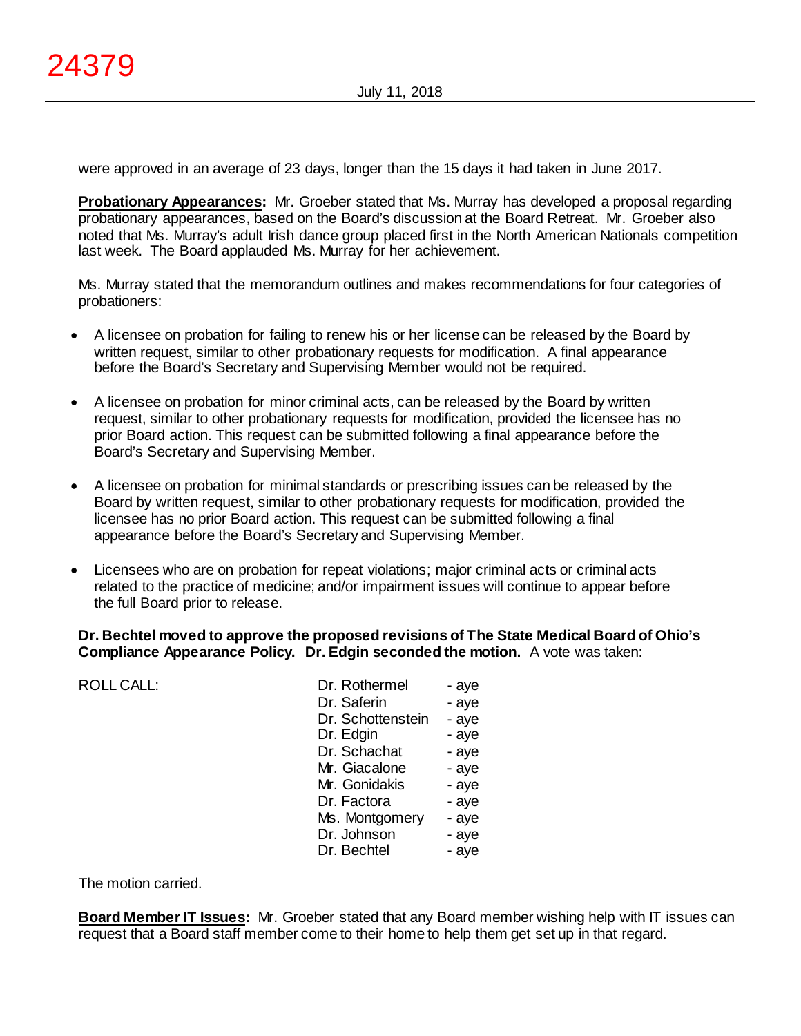were approved in an average of 23 days, longer than the 15 days it had taken in June 2017.

**Probationary Appearances:** Mr. Groeber stated that Ms. Murray has developed a proposal regarding probationary appearances, based on the Board's discussion at the Board Retreat. Mr. Groeber also noted that Ms. Murray's adult Irish dance group placed first in the North American Nationals competition last week. The Board applauded Ms. Murray for her achievement.

Ms. Murray stated that the memorandum outlines and makes recommendations for four categories of probationers:

- A licensee on probation for failing to renew his or her license can be released by the Board by written request, similar to other probationary requests for modification. A final appearance before the Board's Secretary and Supervising Member would not be required.
- A licensee on probation for minor criminal acts, can be released by the Board by written request, similar to other probationary requests for modification, provided the licensee has no prior Board action. This request can be submitted following a final appearance before the Board's Secretary and Supervising Member.
- A licensee on probation for minimal standards or prescribing issues can be released by the Board by written request, similar to other probationary requests for modification, provided the licensee has no prior Board action. This request can be submitted following a final appearance before the Board's Secretary and Supervising Member.
- Licensees who are on probation for repeat violations; major criminal acts or criminal acts related to the practice of medicine; and/or impairment issues will continue to appear before the full Board prior to release.

**Dr. Bechtel moved to approve the proposed revisions of The State Medical Board of Ohio's Compliance Appearance Policy. Dr. Edgin seconded the motion.** A vote was taken:

| ROLL CALL: | | |
|---|---|---|
| | Dr. Rothermel | - aye |
| | Dr. Saferin | - aye |
| | Dr. Schottenstein | - aye |
| | Dr. Edgin | - aye |
| | Dr. Schachat | - aye |
| | Mr. Giacalone | - aye |
| | Mr. Gonidakis | - aye |
| | Dr. Factora | - aye |
| | Ms. Montgomery | - aye |
| | Dr. Johnson | - aye |
| | Dr. Bechtel | - aye |

The motion carried.

**Board Member IT Issues:** Mr. Groeber stated that any Board member wishing help with IT issues can request that a Board staff member come to their home to help them get set up in that regard.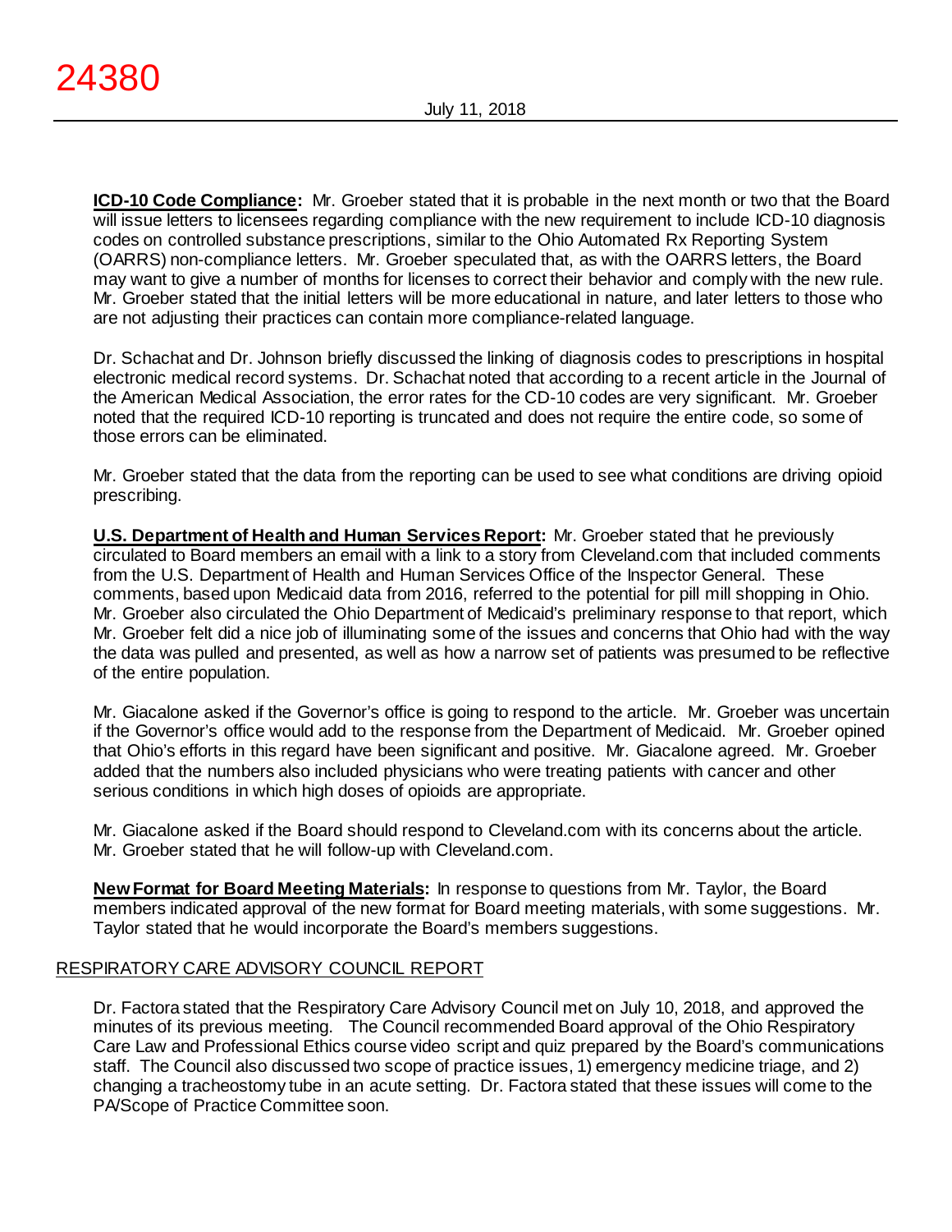**ICD-10 Code Compliance:** Mr. Groeber stated that it is probable in the next month or two that the Board will issue letters to licensees regarding compliance with the new requirement to include ICD-10 diagnosis codes on controlled substance prescriptions, similar to the Ohio Automated Rx Reporting System (OARRS) non-compliance letters. Mr. Groeber speculated that, as with the OARRS letters, the Board may want to give a number of months for licenses to correct their behavior and comply with the new rule. Mr. Groeber stated that the initial letters will be more educational in nature, and later letters to those who are not adjusting their practices can contain more compliance-related language.

Dr. Schachat and Dr. Johnson briefly discussed the linking of diagnosis codes to prescriptions in hospital electronic medical record systems. Dr. Schachat noted that according to a recent article in the Journal of the American Medical Association, the error rates for the CD-10 codes are very significant. Mr. Groeber noted that the required ICD-10 reporting is truncated and does not require the entire code, so some of those errors can be eliminated.

Mr. Groeber stated that the data from the reporting can be used to see what conditions are driving opioid prescribing.

**U.S. Department of Health and Human Services Report:** Mr. Groeber stated that he previously circulated to Board members an email with a link to a story from Cleveland.com that included comments from the U.S. Department of Health and Human Services Office of the Inspector General. These comments, based upon Medicaid data from 2016, referred to the potential for pill mill shopping in Ohio. Mr. Groeber also circulated the Ohio Department of Medicaid's preliminary response to that report, which Mr. Groeber felt did a nice job of illuminating some of the issues and concerns that Ohio had with the way the data was pulled and presented, as well as how a narrow set of patients was presumed to be reflective of the entire population.

Mr. Giacalone asked if the Governor's office is going to respond to the article. Mr. Groeber was uncertain if the Governor's office would add to the response from the Department of Medicaid. Mr. Groeber opined that Ohio's efforts in this regard have been significant and positive. Mr. Giacalone agreed. Mr. Groeber added that the numbers also included physicians who were treating patients with cancer and other serious conditions in which high doses of opioids are appropriate.

Mr. Giacalone asked if the Board should respond to Cleveland.com with its concerns about the article. Mr. Groeber stated that he will follow-up with Cleveland.com.

**New Format for Board Meeting Materials:** In response to questions from Mr. Taylor, the Board members indicated approval of the new format for Board meeting materials, with some suggestions. Mr. Taylor stated that he would incorporate the Board's members suggestions.

## RESPIRATORY CARE ADVISORY COUNCIL REPORT

Dr. Factora stated that the Respiratory Care Advisory Council met on July 10, 2018, and approved the minutes of its previous meeting. The Council recommended Board approval of the Ohio Respiratory Care Law and Professional Ethics course video script and quiz prepared by the Board's communications staff. The Council also discussed two scope of practice issues, 1) emergency medicine triage, and 2) changing a tracheostomy tube in an acute setting. Dr. Factora stated that these issues will come to the PA/Scope of Practice Committee soon.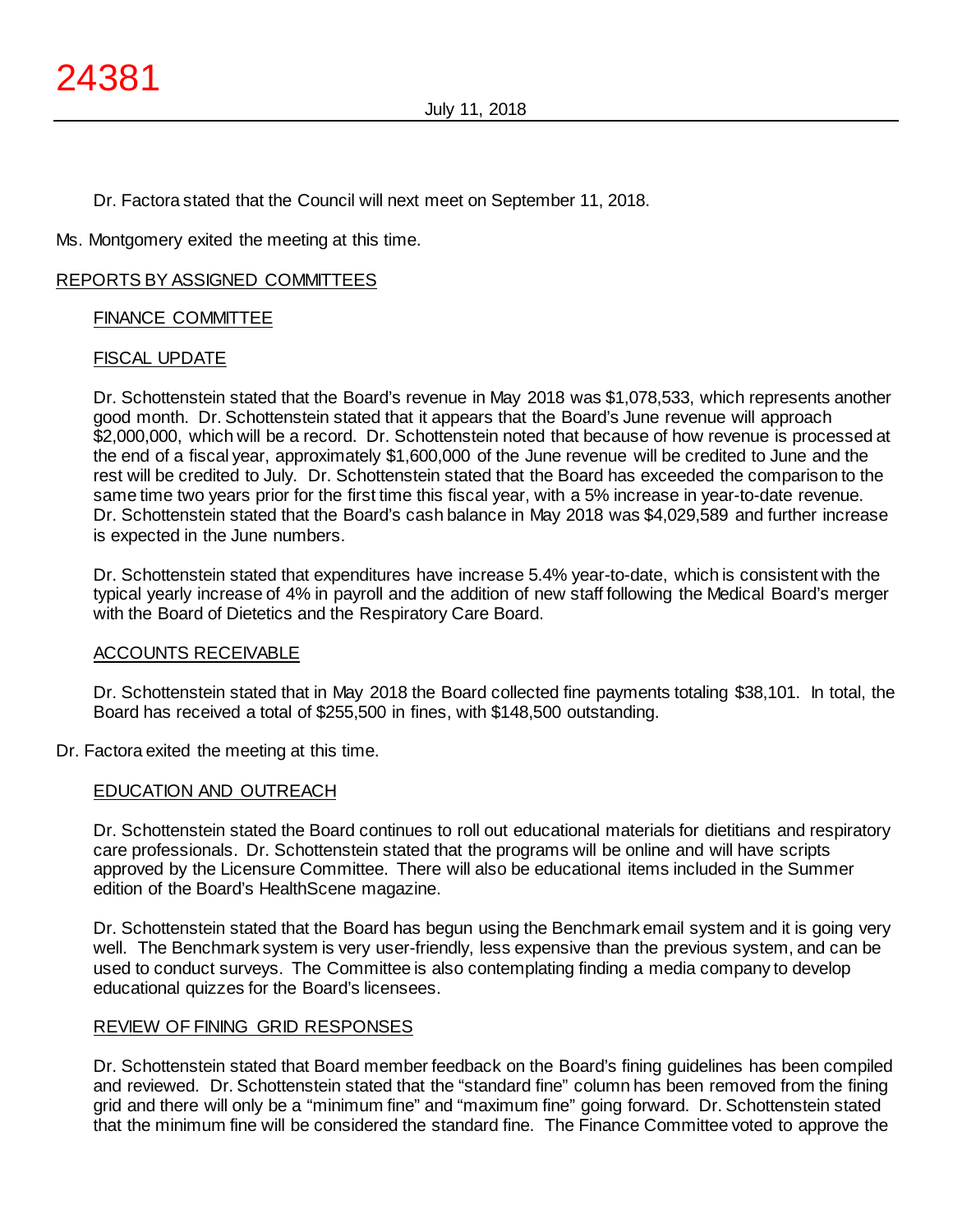Dr. Factora stated that the Council will next meet on September 11, 2018.

Ms. Montgomery exited the meeting at this time.

## REPORTS BY ASSIGNED COMMITTEES

### FINANCE COMMITTEE

### FISCAL UPDATE

Dr. Schottenstein stated that the Board's revenue in May 2018 was $1,078,533, which represents another good month. Dr. Schottenstein stated that it appears that the Board's June revenue will approach $2,000,000, which will be a record. Dr. Schottenstein noted that because of how revenue is processed at the end of a fiscal year, approximately $1,600,000 of the June revenue will be credited to June and the rest will be credited to July. Dr. Schottenstein stated that the Board has exceeded the comparison to the same time two years prior for the first time this fiscal year, with a 5% increase in year-to-date revenue. Dr. Schottenstein stated that the Board's cash balance in May 2018 was $4,029,589 and further increase is expected in the June numbers.

Dr. Schottenstein stated that expenditures have increase 5.4% year-to-date, which is consistent with the typical yearly increase of 4% in payroll and the addition of new staff following the Medical Board's merger with the Board of Dietetics and the Respiratory Care Board.

### ACCOUNTS RECEIVABLE

Dr. Schottenstein stated that in May 2018 the Board collected fine payments totaling $38,101. In total, the Board has received a total of $255,500 in fines, with $148,500 outstanding.

Dr. Factora exited the meeting at this time.

### EDUCATION AND OUTREACH

Dr. Schottenstein stated the Board continues to roll out educational materials for dietitians and respiratory care professionals. Dr. Schottenstein stated that the programs will be online and will have scripts approved by the Licensure Committee. There will also be educational items included in the Summer edition of the Board's HealthScene magazine.

Dr. Schottenstein stated that the Board has begun using the Benchmark email system and it is going very well. The Benchmark system is very user-friendly, less expensive than the previous system, and can be used to conduct surveys. The Committee is also contemplating finding a media company to develop educational quizzes for the Board's licensees.

### REVIEW OF FINING GRID RESPONSES

Dr. Schottenstein stated that Board member feedback on the Board's fining guidelines has been compiled and reviewed. Dr. Schottenstein stated that the "standard fine" column has been removed from the fining grid and there will only be a "minimum fine" and "maximum fine" going forward. Dr. Schottenstein stated that the minimum fine will be considered the standard fine. The Finance Committee voted to approve the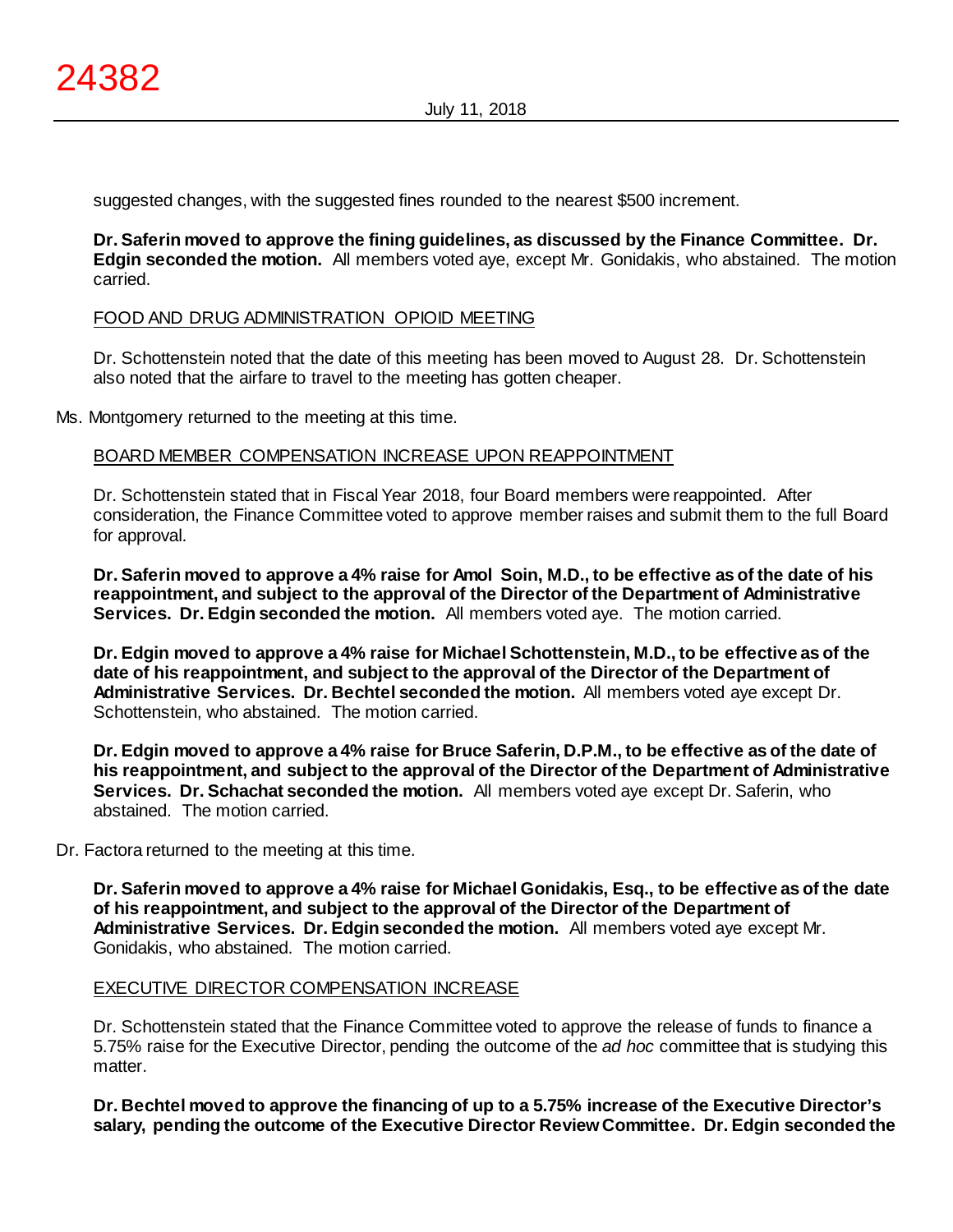suggested changes, with the suggested fines rounded to the nearest $500 increment.

**Dr. Saferin moved to approve the fining guidelines, as discussed by the Finance Committee. Dr. Edgin seconded the motion.** All members voted aye, except Mr. Gonidakis, who abstained. The motion carried.

FOOD AND DRUG ADMINISTRATION OPIOID MEETING

Dr. Schottenstein noted that the date of this meeting has been moved to August 28. Dr. Schottenstein also noted that the airfare to travel to the meeting has gotten cheaper.

Ms. Montgomery returned to the meeting at this time.

BOARD MEMBER COMPENSATION INCREASE UPON REAPPOINTMENT

Dr. Schottenstein stated that in Fiscal Year 2018, four Board members were reappointed. After consideration, the Finance Committee voted to approve member raises and submit them to the full Board for approval.

**Dr. Saferin moved to approve a 4% raise for Amol Soin, M.D., to be effective as of the date of his reappointment, and subject to the approval of the Director of the Department of Administrative Services. Dr. Edgin seconded the motion.** All members voted aye. The motion carried.

**Dr. Edgin moved to approve a 4% raise for Michael Schottenstein, M.D., to be effective as of the date of his reappointment, and subject to the approval of the Director of the Department of Administrative Services. Dr. Bechtel seconded the motion.** All members voted aye except Dr. Schottenstein, who abstained. The motion carried.

**Dr. Edgin moved to approve a 4% raise for Bruce Saferin, D.P.M., to be effective as of the date of his reappointment, and subject to the approval of the Director of the Department of Administrative Services. Dr. Schachat seconded the motion.** All members voted aye except Dr. Saferin, who abstained. The motion carried.

Dr. Factora returned to the meeting at this time.

**Dr. Saferin moved to approve a 4% raise for Michael Gonidakis, Esq., to be effective as of the date of his reappointment, and subject to the approval of the Director of the Department of Administrative Services. Dr. Edgin seconded the motion.** All members voted aye except Mr. Gonidakis, who abstained. The motion carried.

EXECUTIVE DIRECTOR COMPENSATION INCREASE

Dr. Schottenstein stated that the Finance Committee voted to approve the release of funds to finance a 5.75% raise for the Executive Director, pending the outcome of the *ad hoc* committee that is studying this matter.

**Dr. Bechtel moved to approve the financing of up to a 5.75% increase of the Executive Director's salary, pending the outcome of the Executive Director Review Committee. Dr. Edgin seconded the**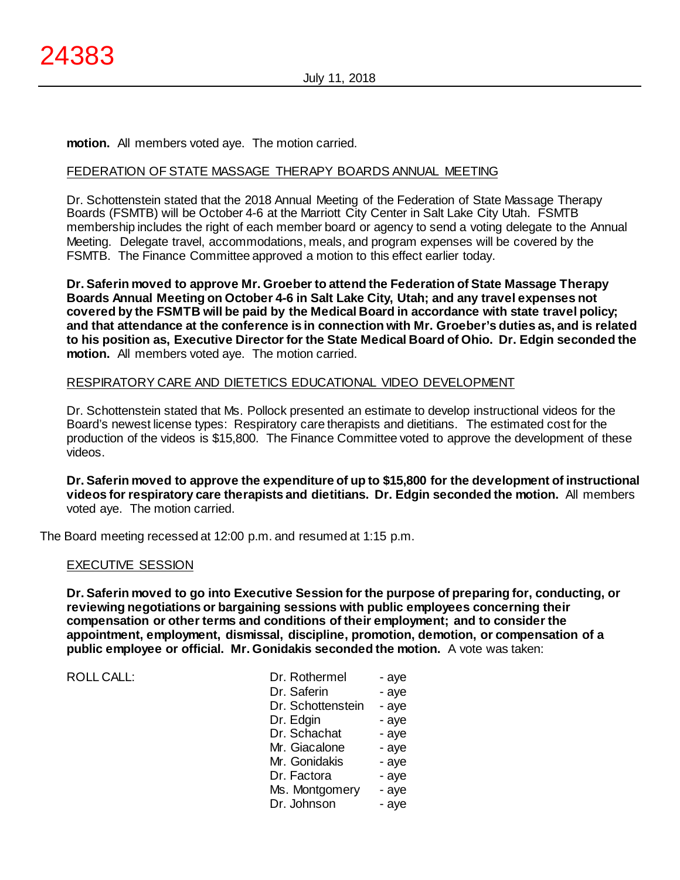**motion.** All members voted aye. The motion carried.

FEDERATION OF STATE MASSAGE THERAPY BOARDS ANNUAL MEETING

Dr. Schottenstein stated that the 2018 Annual Meeting of the Federation of State Massage Therapy Boards (FSMTB) will be October 4-6 at the Marriott City Center in Salt Lake City Utah. FSMTB membership includes the right of each member board or agency to send a voting delegate to the Annual Meeting. Delegate travel, accommodations, meals, and program expenses will be covered by the FSMTB. The Finance Committee approved a motion to this effect earlier today.

**Dr. Saferin moved to approve Mr. Groeber to attend the Federation of State Massage Therapy Boards Annual Meeting on October 4-6 in Salt Lake City, Utah; and any travel expenses not covered by the FSMTB will be paid by the Medical Board in accordance with state travel policy; and that attendance at the conference is in connection with Mr. Groeber's duties as, and is related to his position as, Executive Director for the State Medical Board of Ohio. Dr. Edgin seconded the motion.** All members voted aye. The motion carried.

RESPIRATORY CARE AND DIETETICS EDUCATIONAL VIDEO DEVELOPMENT

Dr. Schottenstein stated that Ms. Pollock presented an estimate to develop instructional videos for the Board's newest license types: Respiratory care therapists and dietitians. The estimated cost for the production of the videos is $15,800. The Finance Committee voted to approve the development of these videos.

**Dr. Saferin moved to approve the expenditure of up to $15,800 for the development of instructional videos for respiratory care therapists and dietitians. Dr. Edgin seconded the motion.** All members voted aye. The motion carried.

The Board meeting recessed at 12:00 p.m. and resumed at 1:15 p.m.

EXECUTIVE SESSION

**Dr. Saferin moved to go into Executive Session for the purpose of preparing for, conducting, or reviewing negotiations or bargaining sessions with public employees concerning their compensation or other terms and conditions of their employment; and to consider the appointment, employment, dismissal, discipline, promotion, demotion, or compensation of a public employee or official. Mr. Gonidakis seconded the motion.** A vote was taken:

| ROLL CALL: | | |
|---|---|---|
| | Dr. Rothermel | - aye |
| | Dr. Saferin | - aye |
| | Dr. Schottenstein | - aye |
| | Dr. Edgin | - aye |
| | Dr. Schachat | - aye |
| | Mr. Giacalone | - aye |
| | Mr. Gonidakis | - aye |
| | Dr. Factora | - aye |
| | Ms. Montgomery | - aye |
| | Dr. Johnson | - aye |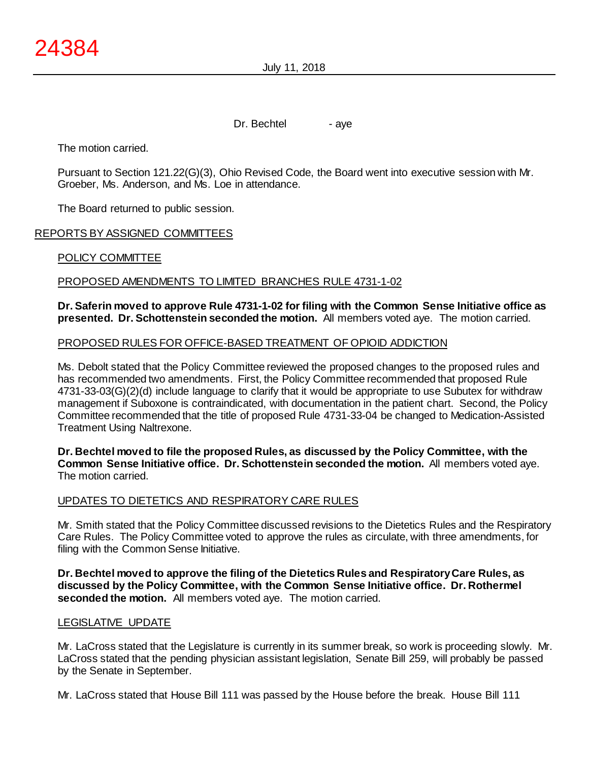Dr. Bechtel - aye

The motion carried.

Pursuant to Section 121.22(G)(3), Ohio Revised Code, the Board went into executive session with Mr. Groeber, Ms. Anderson, and Ms. Loe in attendance.

The Board returned to public session.

## REPORTS BY ASSIGNED COMMITTEES

### POLICY COMMITTEE

### PROPOSED AMENDMENTS TO LIMITED BRANCHES RULE 4731-1-02

**Dr. Saferin moved to approve Rule 4731-1-02 for filing with the Common Sense Initiative office as presented. Dr. Schottenstein seconded the motion.** All members voted aye. The motion carried.

### PROPOSED RULES FOR OFFICE-BASED TREATMENT OF OPIOID ADDICTION

Ms. Debolt stated that the Policy Committee reviewed the proposed changes to the proposed rules and has recommended two amendments. First, the Policy Committee recommended that proposed Rule 4731-33-03(G)(2)(d) include language to clarify that it would be appropriate to use Subutex for withdraw management if Suboxone is contraindicated, with documentation in the patient chart. Second, the Policy Committee recommended that the title of proposed Rule 4731-33-04 be changed to Medication-Assisted Treatment Using Naltrexone.

**Dr. Bechtel moved to file the proposed Rules, as discussed by the Policy Committee, with the Common Sense Initiative office. Dr. Schottenstein seconded the motion.** All members voted aye. The motion carried.

### UPDATES TO DIETETICS AND RESPIRATORY CARE RULES

Mr. Smith stated that the Policy Committee discussed revisions to the Dietetics Rules and the Respiratory Care Rules. The Policy Committee voted to approve the rules as circulate, with three amendments, for filing with the Common Sense Initiative.

**Dr. Bechtel moved to approve the filing of the Dietetics Rules and Respiratory Care Rules, as discussed by the Policy Committee, with the Common Sense Initiative office. Dr. Rothermel seconded the motion.** All members voted aye. The motion carried.

### LEGISLATIVE UPDATE

Mr. LaCross stated that the Legislature is currently in its summer break, so work is proceeding slowly. Mr. LaCross stated that the pending physician assistant legislation, Senate Bill 259, will probably be passed by the Senate in September.

Mr. LaCross stated that House Bill 111 was passed by the House before the break. House Bill 111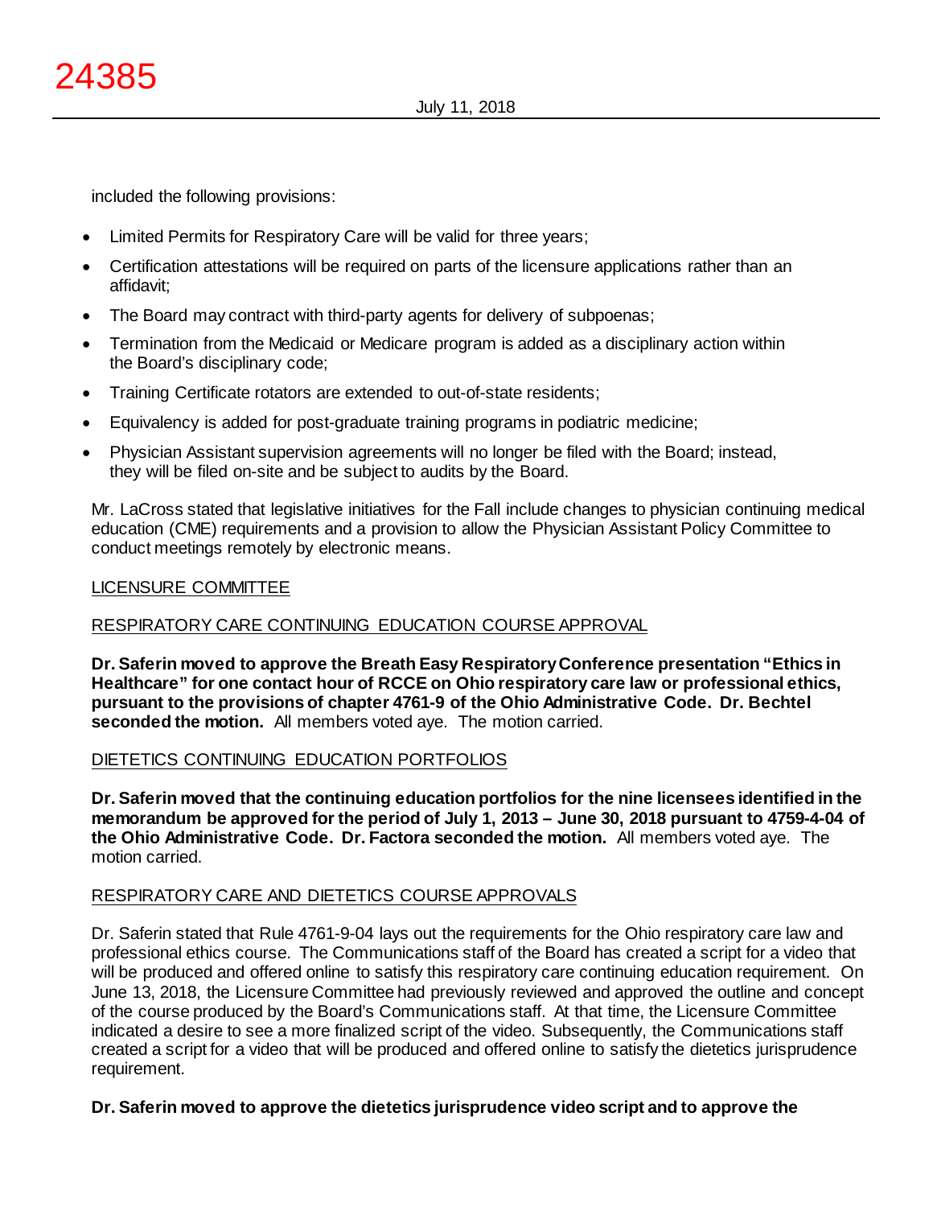included the following provisions:

- Limited Permits for Respiratory Care will be valid for three years;
- Certification attestations will be required on parts of the licensure applications rather than an affidavit;
- The Board may contract with third-party agents for delivery of subpoenas;
- Termination from the Medicaid or Medicare program is added as a disciplinary action within the Board's disciplinary code;
- Training Certificate rotators are extended to out-of-state residents;
- Equivalency is added for post-graduate training programs in podiatric medicine;
- Physician Assistant supervision agreements will no longer be filed with the Board; instead, they will be filed on-site and be subject to audits by the Board.

Mr. LaCross stated that legislative initiatives for the Fall include changes to physician continuing medical education (CME) requirements and a provision to allow the Physician Assistant Policy Committee to conduct meetings remotely by electronic means.

## LICENSURE COMMITTEE

### RESPIRATORY CARE CONTINUING EDUCATION COURSE APPROVAL

**Dr. Saferin moved to approve the Breath Easy Respiratory Conference presentation "Ethics in Healthcare" for one contact hour of RCCE on Ohio respiratory care law or professional ethics, pursuant to the provisions of chapter 4761-9 of the Ohio Administrative Code. Dr. Bechtel seconded the motion.** All members voted aye. The motion carried.

### DIETETICS CONTINUING EDUCATION PORTFOLIOS

**Dr. Saferin moved that the continuing education portfolios for the nine licensees identified in the memorandum be approved for the period of July 1, 2013 – June 30, 2018 pursuant to 4759-4-04 of the Ohio Administrative Code. Dr. Factora seconded the motion.** All members voted aye. The motion carried.

### RESPIRATORY CARE AND DIETETICS COURSE APPROVALS

Dr. Saferin stated that Rule 4761-9-04 lays out the requirements for the Ohio respiratory care law and professional ethics course. The Communications staff of the Board has created a script for a video that will be produced and offered online to satisfy this respiratory care continuing education requirement. On June 13, 2018, the Licensure Committee had previously reviewed and approved the outline and concept of the course produced by the Board's Communications staff. At that time, the Licensure Committee indicated a desire to see a more finalized script of the video. Subsequently, the Communications staff created a script for a video that will be produced and offered online to satisfy the dietetics jurisprudence requirement.

**Dr. Saferin moved to approve the dietetics jurisprudence video script and to approve the**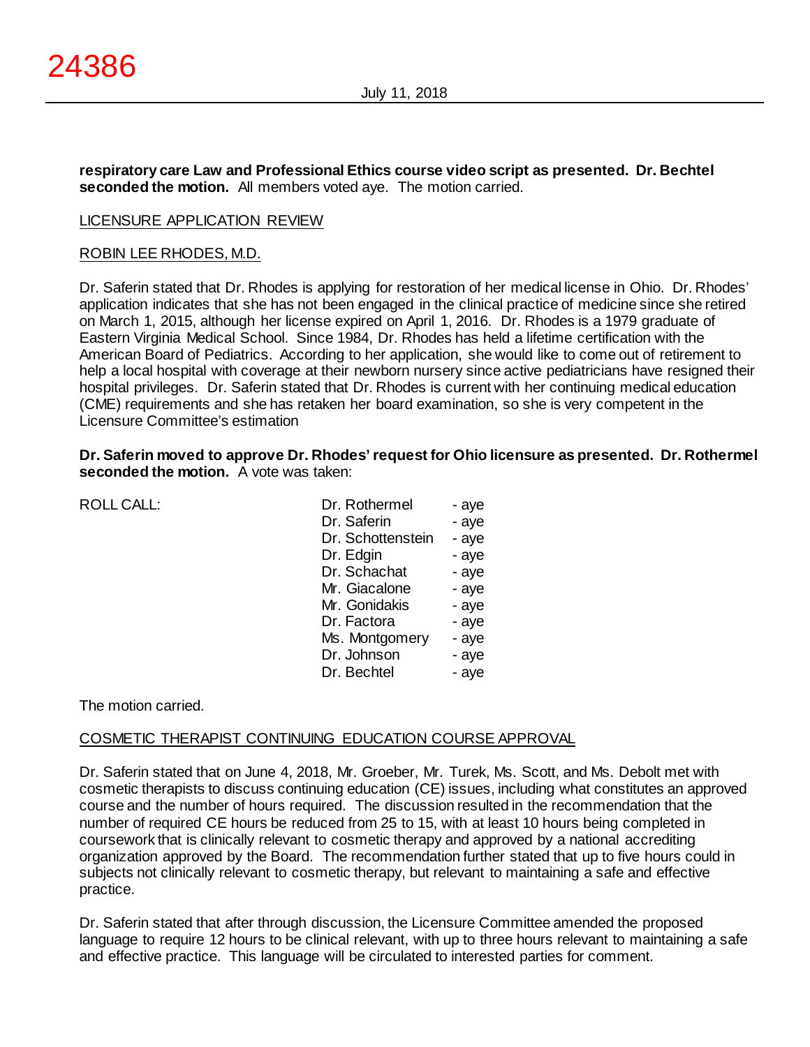**respiratory care Law and Professional Ethics course video script as presented. Dr. Bechtel seconded the motion.** All members voted aye. The motion carried.

LICENSURE APPLICATION REVIEW

ROBIN LEE RHODES, M.D.

Dr. Saferin stated that Dr. Rhodes is applying for restoration of her medical license in Ohio. Dr. Rhodes' application indicates that she has not been engaged in the clinical practice of medicine since she retired on March 1, 2015, although her license expired on April 1, 2016. Dr. Rhodes is a 1979 graduate of Eastern Virginia Medical School. Since 1984, Dr. Rhodes has held a lifetime certification with the American Board of Pediatrics. According to her application, she would like to come out of retirement to help a local hospital with coverage at their newborn nursery since active pediatricians have resigned their hospital privileges. Dr. Saferin stated that Dr. Rhodes is current with her continuing medical education (CME) requirements and she has retaken her board examination, so she is very competent in the Licensure Committee's estimation

**Dr. Saferin moved to approve Dr. Rhodes' request for Ohio licensure as presented. Dr. Rothermel seconded the motion.** A vote was taken:

| ROLL CALL: | | |
|---|---|---|
| | Dr. Rothermel | - aye |
| | Dr. Saferin | - aye |
| | Dr. Schottenstein | - aye |
| | Dr. Edgin | - aye |
| | Dr. Schachat | - aye |
| | Mr. Giacalone | - aye |
| | Mr. Gonidakis | - aye |
| | Dr. Factora | - aye |
| | Ms. Montgomery | - aye |
| | Dr. Johnson | - aye |
| | Dr. Bechtel | - aye |

The motion carried.

COSMETIC THERAPIST CONTINUING EDUCATION COURSE APPROVAL

Dr. Saferin stated that on June 4, 2018, Mr. Groeber, Mr. Turek, Ms. Scott, and Ms. Debolt met with cosmetic therapists to discuss continuing education (CE) issues, including what constitutes an approved course and the number of hours required. The discussion resulted in the recommendation that the number of required CE hours be reduced from 25 to 15, with at least 10 hours being completed in coursework that is clinically relevant to cosmetic therapy and approved by a national accrediting organization approved by the Board. The recommendation further stated that up to five hours could in subjects not clinically relevant to cosmetic therapy, but relevant to maintaining a safe and effective practice.

Dr. Saferin stated that after through discussion, the Licensure Committee amended the proposed language to require 12 hours to be clinical relevant, with up to three hours relevant to maintaining a safe and effective practice. This language will be circulated to interested parties for comment.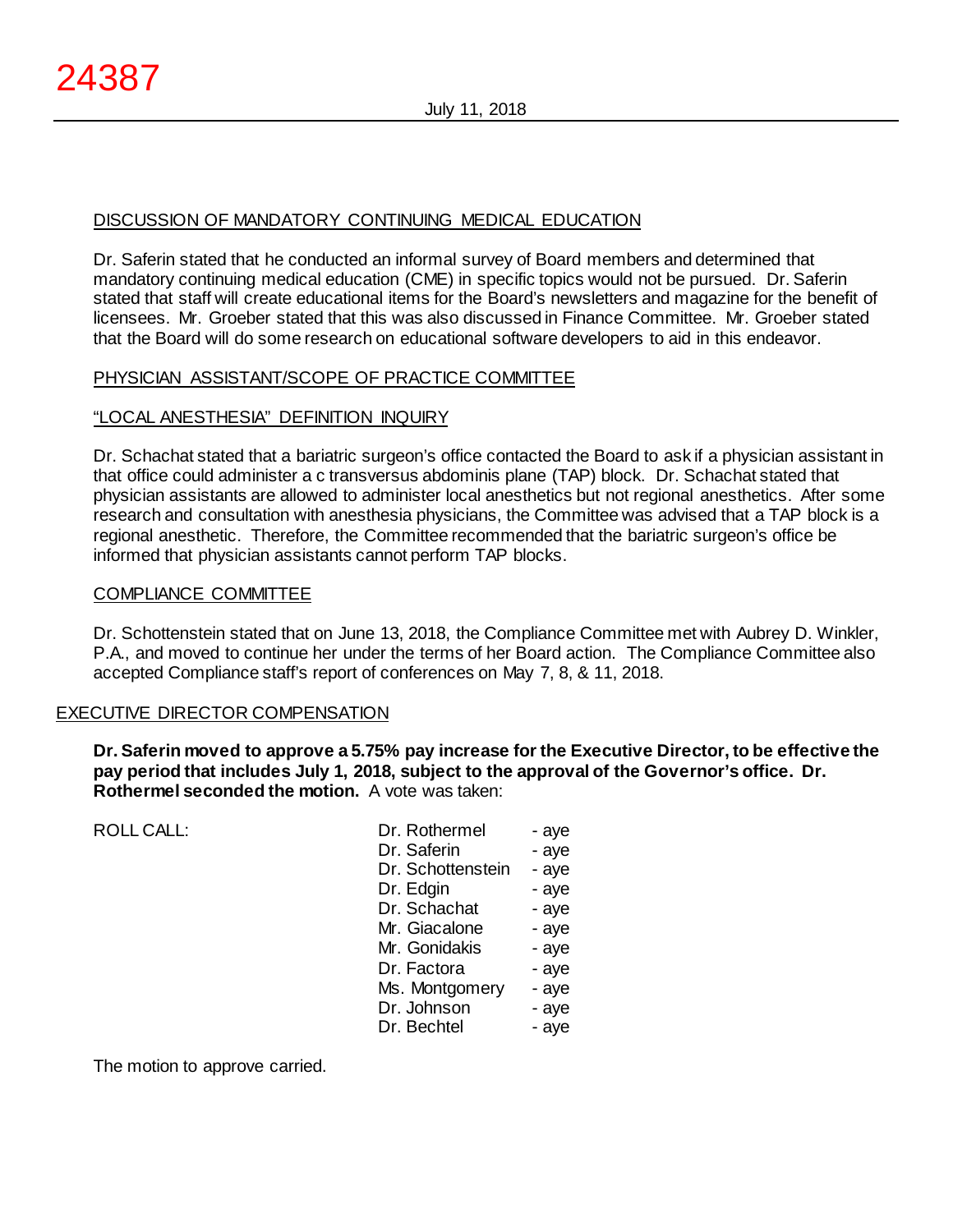## DISCUSSION OF MANDATORY CONTINUING MEDICAL EDUCATION

Dr. Saferin stated that he conducted an informal survey of Board members and determined that mandatory continuing medical education (CME) in specific topics would not be pursued. Dr. Saferin stated that staff will create educational items for the Board's newsletters and magazine for the benefit of licensees. Mr. Groeber stated that this was also discussed in Finance Committee. Mr. Groeber stated that the Board will do some research on educational software developers to aid in this endeavor.

## PHYSICIAN ASSISTANT/SCOPE OF PRACTICE COMMITTEE

### "LOCAL ANESTHESIA" DEFINITION INQUIRY

Dr. Schachat stated that a bariatric surgeon's office contacted the Board to ask if a physician assistant in that office could administer a c transversus abdominis plane (TAP) block. Dr. Schachat stated that physician assistants are allowed to administer local anesthetics but not regional anesthetics. After some research and consultation with anesthesia physicians, the Committee was advised that a TAP block is a regional anesthetic. Therefore, the Committee recommended that the bariatric surgeon's office be informed that physician assistants cannot perform TAP blocks.

## COMPLIANCE COMMITTEE

Dr. Schottenstein stated that on June 13, 2018, the Compliance Committee met with Aubrey D. Winkler, P.A., and moved to continue her under the terms of her Board action. The Compliance Committee also accepted Compliance staff's report of conferences on May 7, 8, & 11, 2018.

## EXECUTIVE DIRECTOR COMPENSATION

**Dr. Saferin moved to approve a 5.75% pay increase for the Executive Director, to be effective the pay period that includes July 1, 2018, subject to the approval of the Governor's office. Dr. Rothermel seconded the motion.** A vote was taken:

| ROLL CALL: | | |
|---|---|---|
| | Dr. Rothermel | - aye |
| | Dr. Saferin | - aye |
| | Dr. Schottenstein | - aye |
| | Dr. Edgin | - aye |
| | Dr. Schachat | - aye |
| | Mr. Giacalone | - aye |
| | Mr. Gonidakis | - aye |
| | Dr. Factora | - aye |
| | Ms. Montgomery | - aye |
| | Dr. Johnson | - aye |
| | Dr. Bechtel | - aye |

The motion to approve carried.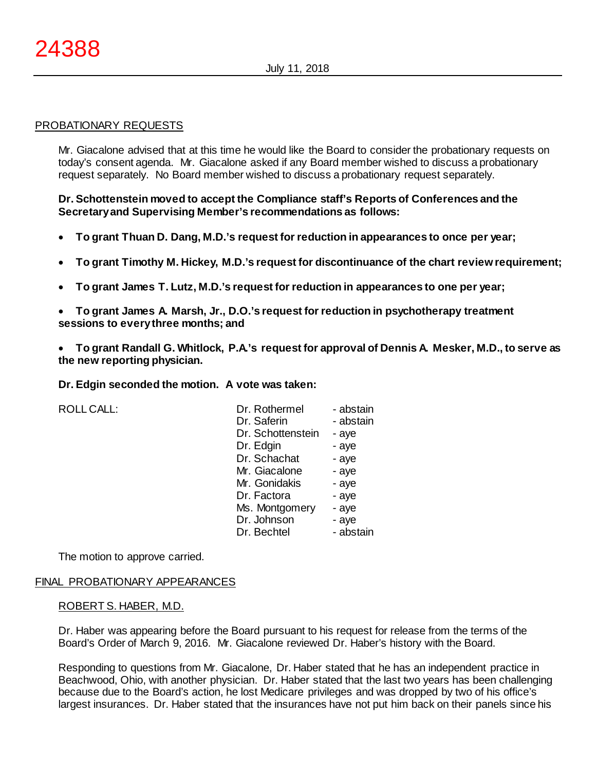PROBATIONARY REQUESTS

Mr. Giacalone advised that at this time he would like the Board to consider the probationary requests on today's consent agenda. Mr. Giacalone asked if any Board member wished to discuss a probationary request separately. No Board member wished to discuss a probationary request separately.

**Dr. Schottenstein moved to accept the Compliance staff's Reports of Conferences and the Secretary and Supervising Member's recommendations as follows:**

- **To grant Thuan D. Dang, M.D.'s request for reduction in appearances to once per year;**
- **To grant Timothy M. Hickey, M.D.'s request for discontinuance of the chart review requirement;**
- **To grant James T. Lutz, M.D.'s request for reduction in appearances to one per year;**
- **To grant James A. Marsh, Jr., D.O.'s request for reduction in psychotherapy treatment sessions to every three months; and**
- **To grant Randall G. Whitlock, P.A.'s request for approval of Dennis A. Mesker, M.D., to serve as the new reporting physician.**

**Dr. Edgin seconded the motion. A vote was taken:**

| ROLL CALL: | | |
|---|---|---|
| | Dr. Rothermel | - abstain |
| | Dr. Saferin | - abstain |
| | Dr. Schottenstein | - aye |
| | Dr. Edgin | - aye |
| | Dr. Schachat | - aye |
| | Mr. Giacalone | - aye |
| | Mr. Gonidakis | - aye |
| | Dr. Factora | - aye |
| | Ms. Montgomery | - aye |
| | Dr. Johnson | - aye |
| | Dr. Bechtel | - abstain |

The motion to approve carried.

FINAL PROBATIONARY APPEARANCES

ROBERT S. HABER, M.D.

Dr. Haber was appearing before the Board pursuant to his request for release from the terms of the Board's Order of March 9, 2016. Mr. Giacalone reviewed Dr. Haber's history with the Board.

Responding to questions from Mr. Giacalone, Dr. Haber stated that he has an independent practice in Beachwood, Ohio, with another physician. Dr. Haber stated that the last two years has been challenging because due to the Board's action, he lost Medicare privileges and was dropped by two of his office's largest insurances. Dr. Haber stated that the insurances have not put him back on their panels since his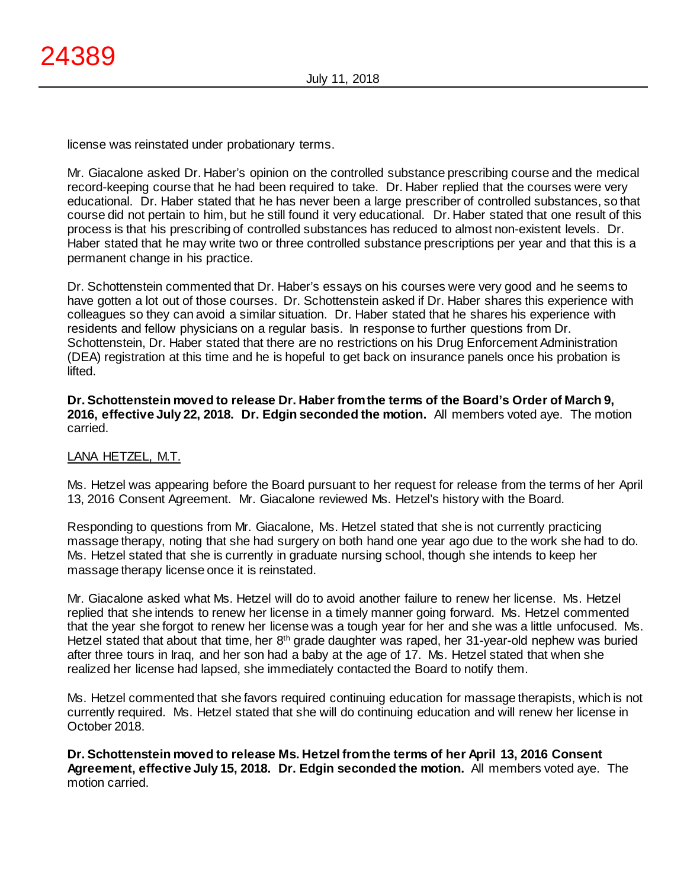license was reinstated under probationary terms.

Mr. Giacalone asked Dr. Haber's opinion on the controlled substance prescribing course and the medical record-keeping course that he had been required to take. Dr. Haber replied that the courses were very educational. Dr. Haber stated that he has never been a large prescriber of controlled substances, so that course did not pertain to him, but he still found it very educational. Dr. Haber stated that one result of this process is that his prescribing of controlled substances has reduced to almost non-existent levels. Dr. Haber stated that he may write two or three controlled substance prescriptions per year and that this is a permanent change in his practice.

Dr. Schottenstein commented that Dr. Haber's essays on his courses were very good and he seems to have gotten a lot out of those courses. Dr. Schottenstein asked if Dr. Haber shares this experience with colleagues so they can avoid a similar situation. Dr. Haber stated that he shares his experience with residents and fellow physicians on a regular basis. In response to further questions from Dr. Schottenstein, Dr. Haber stated that there are no restrictions on his Drug Enforcement Administration (DEA) registration at this time and he is hopeful to get back on insurance panels once his probation is lifted.

**Dr. Schottenstein moved to release Dr. Haber from the terms of the Board's Order of March 9, 2016, effective July 22, 2018. Dr. Edgin seconded the motion.** All members voted aye. The motion carried.

LANA HETZEL, M.T.

Ms. Hetzel was appearing before the Board pursuant to her request for release from the terms of her April 13, 2016 Consent Agreement. Mr. Giacalone reviewed Ms. Hetzel's history with the Board.

Responding to questions from Mr. Giacalone, Ms. Hetzel stated that she is not currently practicing massage therapy, noting that she had surgery on both hand one year ago due to the work she had to do. Ms. Hetzel stated that she is currently in graduate nursing school, though she intends to keep her massage therapy license once it is reinstated.

Mr. Giacalone asked what Ms. Hetzel will do to avoid another failure to renew her license. Ms. Hetzel replied that she intends to renew her license in a timely manner going forward. Ms. Hetzel commented that the year she forgot to renew her license was a tough year for her and she was a little unfocused. Ms. Hetzel stated that about that time, her 8th grade daughter was raped, her 31-year-old nephew was buried after three tours in Iraq, and her son had a baby at the age of 17. Ms. Hetzel stated that when she realized her license had lapsed, she immediately contacted the Board to notify them.

Ms. Hetzel commented that she favors required continuing education for massage therapists, which is not currently required. Ms. Hetzel stated that she will do continuing education and will renew her license in October 2018.

**Dr. Schottenstein moved to release Ms. Hetzel from the terms of her April 13, 2016 Consent Agreement, effective July 15, 2018. Dr. Edgin seconded the motion.** All members voted aye. The motion carried.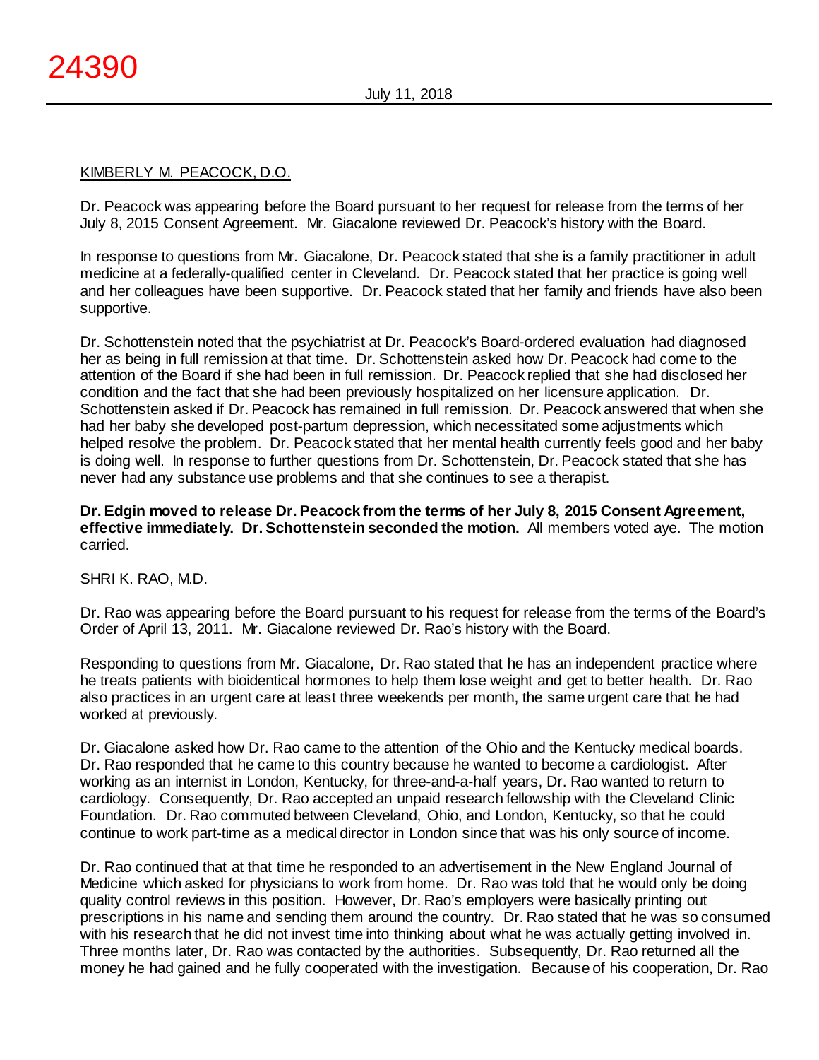KIMBERLY M. PEACOCK, D.O.

Dr. Peacock was appearing before the Board pursuant to her request for release from the terms of her July 8, 2015 Consent Agreement. Mr. Giacalone reviewed Dr. Peacock's history with the Board.

In response to questions from Mr. Giacalone, Dr. Peacock stated that she is a family practitioner in adult medicine at a federally-qualified center in Cleveland. Dr. Peacock stated that her practice is going well and her colleagues have been supportive. Dr. Peacock stated that her family and friends have also been supportive.

Dr. Schottenstein noted that the psychiatrist at Dr. Peacock's Board-ordered evaluation had diagnosed her as being in full remission at that time. Dr. Schottenstein asked how Dr. Peacock had come to the attention of the Board if she had been in full remission. Dr. Peacock replied that she had disclosed her condition and the fact that she had been previously hospitalized on her licensure application. Dr. Schottenstein asked if Dr. Peacock has remained in full remission. Dr. Peacock answered that when she had her baby she developed post-partum depression, which necessitated some adjustments which helped resolve the problem. Dr. Peacock stated that her mental health currently feels good and her baby is doing well. In response to further questions from Dr. Schottenstein, Dr. Peacock stated that she has never had any substance use problems and that she continues to see a therapist.

**Dr. Edgin moved to release Dr. Peacock from the terms of her July 8, 2015 Consent Agreement, effective immediately. Dr. Schottenstein seconded the motion.** All members voted aye. The motion carried.

SHRI K. RAO, M.D.

Dr. Rao was appearing before the Board pursuant to his request for release from the terms of the Board's Order of April 13, 2011. Mr. Giacalone reviewed Dr. Rao's history with the Board.

Responding to questions from Mr. Giacalone, Dr. Rao stated that he has an independent practice where he treats patients with bioidentical hormones to help them lose weight and get to better health. Dr. Rao also practices in an urgent care at least three weekends per month, the same urgent care that he had worked at previously.

Dr. Giacalone asked how Dr. Rao came to the attention of the Ohio and the Kentucky medical boards. Dr. Rao responded that he came to this country because he wanted to become a cardiologist. After working as an internist in London, Kentucky, for three-and-a-half years, Dr. Rao wanted to return to cardiology. Consequently, Dr. Rao accepted an unpaid research fellowship with the Cleveland Clinic Foundation. Dr. Rao commuted between Cleveland, Ohio, and London, Kentucky, so that he could continue to work part-time as a medical director in London since that was his only source of income.

Dr. Rao continued that at that time he responded to an advertisement in the New England Journal of Medicine which asked for physicians to work from home. Dr. Rao was told that he would only be doing quality control reviews in this position. However, Dr. Rao's employers were basically printing out prescriptions in his name and sending them around the country. Dr. Rao stated that he was so consumed with his research that he did not invest time into thinking about what he was actually getting involved in. Three months later, Dr. Rao was contacted by the authorities. Subsequently, Dr. Rao returned all the money he had gained and he fully cooperated with the investigation. Because of his cooperation, Dr. Rao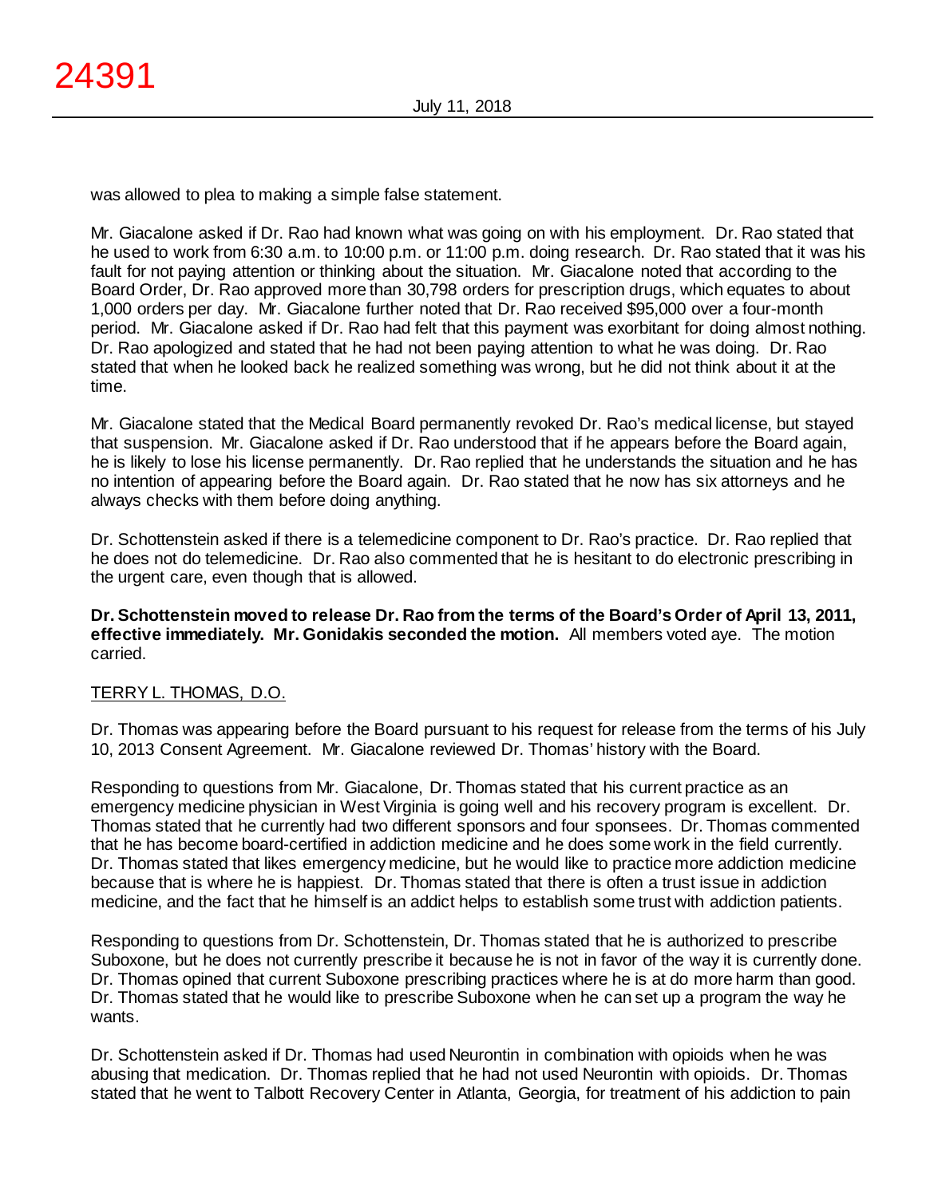was allowed to plea to making a simple false statement.

Mr. Giacalone asked if Dr. Rao had known what was going on with his employment. Dr. Rao stated that he used to work from 6:30 a.m. to 10:00 p.m. or 11:00 p.m. doing research. Dr. Rao stated that it was his fault for not paying attention or thinking about the situation. Mr. Giacalone noted that according to the Board Order, Dr. Rao approved more than 30,798 orders for prescription drugs, which equates to about 1,000 orders per day. Mr. Giacalone further noted that Dr. Rao received $95,000 over a four-month period. Mr. Giacalone asked if Dr. Rao had felt that this payment was exorbitant for doing almost nothing. Dr. Rao apologized and stated that he had not been paying attention to what he was doing. Dr. Rao stated that when he looked back he realized something was wrong, but he did not think about it at the time.

Mr. Giacalone stated that the Medical Board permanently revoked Dr. Rao's medical license, but stayed that suspension. Mr. Giacalone asked if Dr. Rao understood that if he appears before the Board again, he is likely to lose his license permanently. Dr. Rao replied that he understands the situation and he has no intention of appearing before the Board again. Dr. Rao stated that he now has six attorneys and he always checks with them before doing anything.

Dr. Schottenstein asked if there is a telemedicine component to Dr. Rao's practice. Dr. Rao replied that he does not do telemedicine. Dr. Rao also commented that he is hesitant to do electronic prescribing in the urgent care, even though that is allowed.

**Dr. Schottenstein moved to release Dr. Rao from the terms of the Board's Order of April 13, 2011, effective immediately. Mr. Gonidakis seconded the motion.** All members voted aye. The motion carried.

<u>TERRY L. THOMAS, D.O.</u>

Dr. Thomas was appearing before the Board pursuant to his request for release from the terms of his July 10, 2013 Consent Agreement. Mr. Giacalone reviewed Dr. Thomas' history with the Board.

Responding to questions from Mr. Giacalone, Dr. Thomas stated that his current practice as an emergency medicine physician in West Virginia is going well and his recovery program is excellent. Dr. Thomas stated that he currently had two different sponsors and four sponsees. Dr. Thomas commented that he has become board-certified in addiction medicine and he does some work in the field currently. Dr. Thomas stated that likes emergency medicine, but he would like to practice more addiction medicine because that is where he is happiest. Dr. Thomas stated that there is often a trust issue in addiction medicine, and the fact that he himself is an addict helps to establish some trust with addiction patients.

Responding to questions from Dr. Schottenstein, Dr. Thomas stated that he is authorized to prescribe Suboxone, but he does not currently prescribe it because he is not in favor of the way it is currently done. Dr. Thomas opined that current Suboxone prescribing practices where he is at do more harm than good. Dr. Thomas stated that he would like to prescribe Suboxone when he can set up a program the way he wants.

Dr. Schottenstein asked if Dr. Thomas had used Neurontin in combination with opioids when he was abusing that medication. Dr. Thomas replied that he had not used Neurontin with opioids. Dr. Thomas stated that he went to Talbott Recovery Center in Atlanta, Georgia, for treatment of his addiction to pain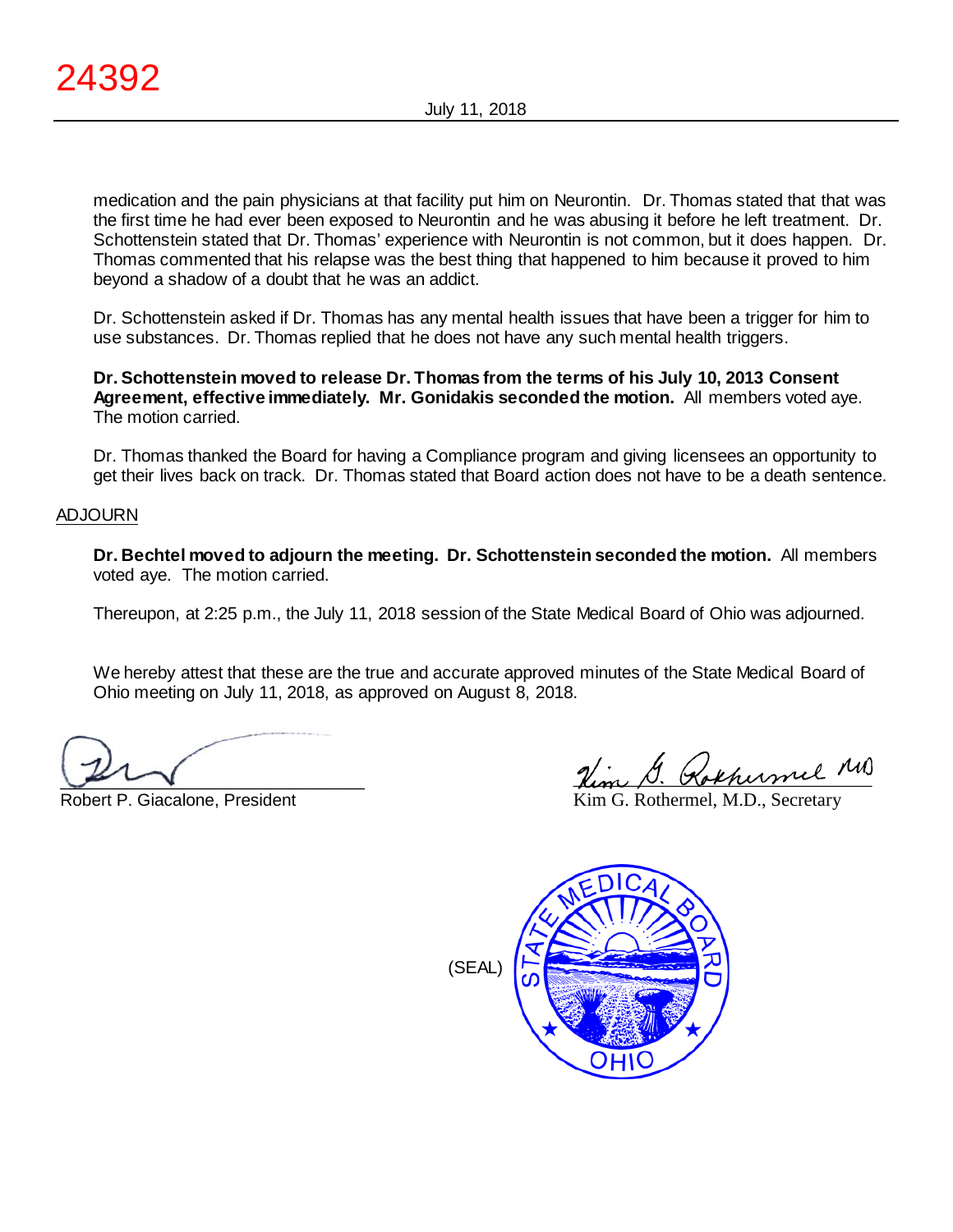medication and the pain physicians at that facility put him on Neurontin. Dr. Thomas stated that that was the first time he had ever been exposed to Neurontin and he was abusing it before he left treatment. Dr. Schottenstein stated that Dr. Thomas' experience with Neurontin is not common, but it does happen. Dr. Thomas commented that his relapse was the best thing that happened to him because it proved to him beyond a shadow of a doubt that he was an addict.

Dr. Schottenstein asked if Dr. Thomas has any mental health issues that have been a trigger for him to use substances. Dr. Thomas replied that he does not have any such mental health triggers.

**Dr. Schottenstein moved to release Dr. Thomas from the terms of his July 10, 2013 Consent Agreement, effective immediately. Mr. Gonidakis seconded the motion.** All members voted aye. The motion carried.

Dr. Thomas thanked the Board for having a Compliance program and giving licensees an opportunity to get their lives back on track. Dr. Thomas stated that Board action does not have to be a death sentence.

ADJOURN

**Dr. Bechtel moved to adjourn the meeting. Dr. Schottenstein seconded the motion.** All members voted aye. The motion carried.

Thereupon, at 2:25 p.m., the July 11, 2018 session of the State Medical Board of Ohio was adjourned.

We hereby attest that these are the true and accurate approved minutes of the State Medical Board of Ohio meeting on July 11, 2018, as approved on August 8, 2018.

Robert P. Giacalone, President

Kim G. Rothermel, M.D., Secretary

(SEAL)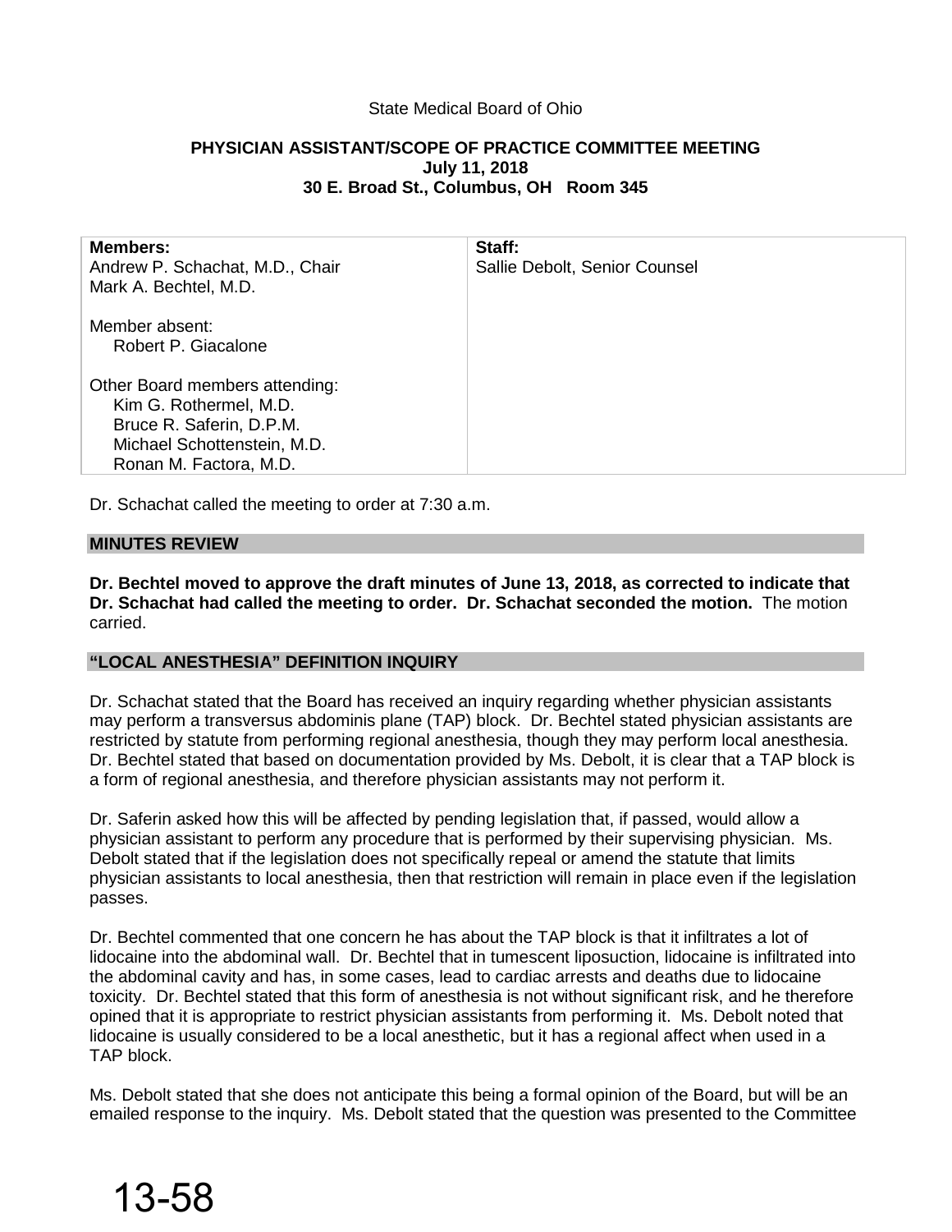State Medical Board of Ohio

**PHYSICIAN ASSISTANT/SCOPE OF PRACTICE COMMITTEE MEETING**
**July 11, 2018**
**30 E. Broad St., Columbus, OH Room 345**

| **Members:** | **Staff:** |
|---|---|
| Andrew P. Schachat, M.D., Chair<br>Mark A. Bechtel, M.D.<br><br>Member absent:<br>Robert P. Giacalone<br><br>Other Board members attending:<br>Kim G. Rothermel, M.D.<br>Bruce R. Saferin, D.P.M.<br>Michael Schottenstein, M.D.<br>Ronan M. Factora, M.D. | Sallie Debolt, Senior Counsel |

Dr. Schachat called the meeting to order at 7:30 a.m.

## MINUTES REVIEW

**Dr. Bechtel moved to approve the draft minutes of June 13, 2018, as corrected to indicate that Dr. Schachat had called the meeting to order. Dr. Schachat seconded the motion.** The motion carried.

## "LOCAL ANESTHESIA" DEFINITION INQUIRY

Dr. Schachat stated that the Board has received an inquiry regarding whether physician assistants may perform a transversus abdominis plane (TAP) block. Dr. Bechtel stated physician assistants are restricted by statute from performing regional anesthesia, though they may perform local anesthesia. Dr. Bechtel stated that based on documentation provided by Ms. Debolt, it is clear that a TAP block is a form of regional anesthesia, and therefore physician assistants may not perform it.

Dr. Saferin asked how this will be affected by pending legislation that, if passed, would allow a physician assistant to perform any procedure that is performed by their supervising physician. Ms. Debolt stated that if the legislation does not specifically repeal or amend the statute that limits physician assistants to local anesthesia, then that restriction will remain in place even if the legislation passes.

Dr. Bechtel commented that one concern he has about the TAP block is that it infiltrates a lot of lidocaine into the abdominal wall. Dr. Bechtel that in tumescent liposuction, lidocaine is infiltrated into the abdominal cavity and has, in some cases, lead to cardiac arrests and deaths due to lidocaine toxicity. Dr. Bechtel stated that this form of anesthesia is not without significant risk, and he therefore opined that it is appropriate to restrict physician assistants from performing it. Ms. Debolt noted that lidocaine is usually considered to be a local anesthetic, but it has a regional affect when used in a TAP block.

Ms. Debolt stated that she does not anticipate this being a formal opinion of the Board, but will be an emailed response to the inquiry. Ms. Debolt stated that the question was presented to the Committee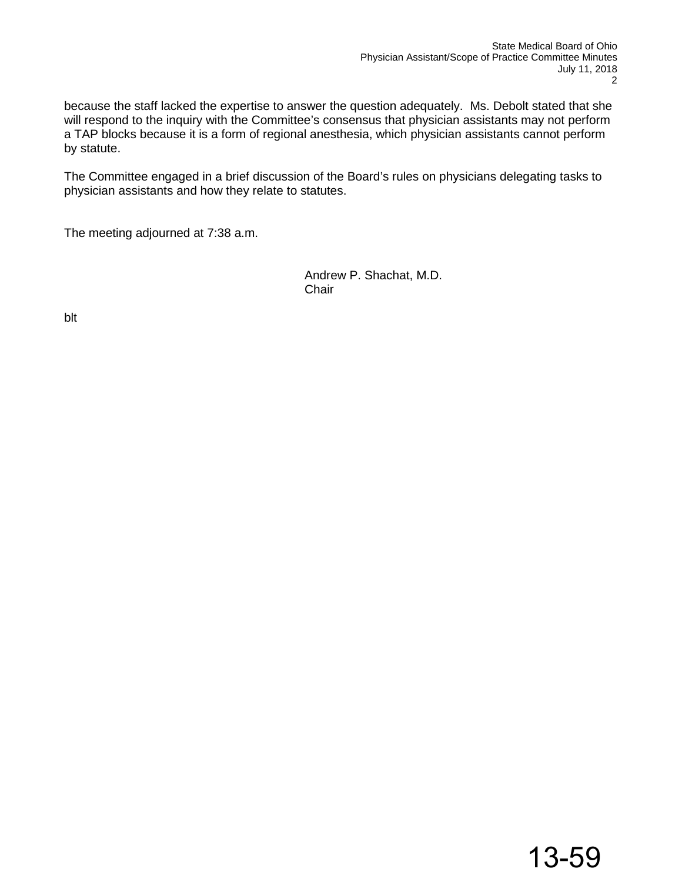because the staff lacked the expertise to answer the question adequately. Ms. Debolt stated that she will respond to the inquiry with the Committee's consensus that physician assistants may not perform a TAP blocks because it is a form of regional anesthesia, which physician assistants cannot perform by statute.

The Committee engaged in a brief discussion of the Board's rules on physicians delegating tasks to physician assistants and how they relate to statutes.

The meeting adjourned at 7:38 a.m.

Andrew P. Shachat, M.D.
Chair

blt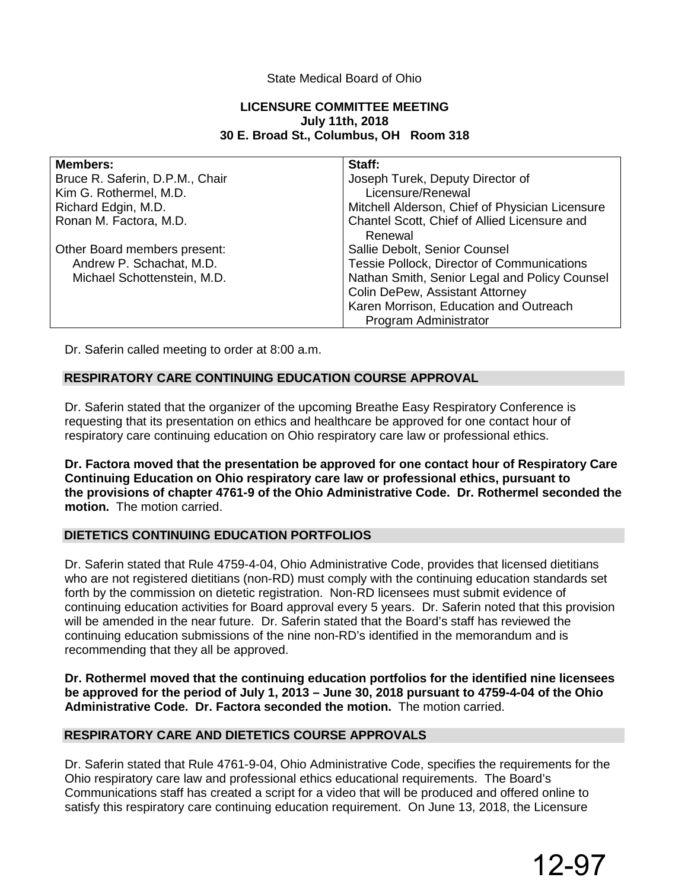State Medical Board of Ohio

**LICENSURE COMMITTEE MEETING**
**July 11th, 2018**
**30 E. Broad St., Columbus, OH Room 318**

| **Members:** | **Staff:** |
|---|---|
| Bruce R. Saferin, D.P.M., Chair | Joseph Turek, Deputy Director of Licensure/Renewal |
| Kim G. Rothermel, M.D. | Mitchell Alderson, Chief of Physician Licensure |
| Richard Edgin, M.D. | Chantel Scott, Chief of Allied Licensure and Renewal |
| Ronan M. Factora, M.D. | Sallie Debolt, Senior Counsel |
| Other Board members present: | Tessie Pollock, Director of Communications |
| Andrew P. Schachat, M.D. | Nathan Smith, Senior Legal and Policy Counsel |
| Michael Schottenstein, M.D. | Colin DePew, Assistant Attorney |
| | Karen Morrison, Education and Outreach Program Administrator |

Dr. Saferin called meeting to order at 8:00 a.m.

## RESPIRATORY CARE CONTINUING EDUCATION COURSE APPROVAL

Dr. Saferin stated that the organizer of the upcoming Breathe Easy Respiratory Conference is requesting that its presentation on ethics and healthcare be approved for one contact hour of respiratory care continuing education on Ohio respiratory care law or professional ethics.

**Dr. Factora moved that the presentation be approved for one contact hour of Respiratory Care Continuing Education on Ohio respiratory care law or professional ethics, pursuant to the provisions of chapter 4761-9 of the Ohio Administrative Code. Dr. Rothermel seconded the motion.** The motion carried.

## DIETETICS CONTINUING EDUCATION PORTFOLIOS

Dr. Saferin stated that Rule 4759-4-04, Ohio Administrative Code, provides that licensed dietitians who are not registered dietitians (non-RD) must comply with the continuing education standards set forth by the commission on dietetic registration. Non-RD licensees must submit evidence of continuing education activities for Board approval every 5 years. Dr. Saferin noted that this provision will be amended in the near future. Dr. Saferin stated that the Board's staff has reviewed the continuing education submissions of the nine non-RD's identified in the memorandum and is recommending that they all be approved.

**Dr. Rothermel moved that the continuing education portfolios for the identified nine licensees be approved for the period of July 1, 2013 – June 30, 2018 pursuant to 4759-4-04 of the Ohio Administrative Code. Dr. Factora seconded the motion.** The motion carried.

## RESPIRATORY CARE AND DIETETICS COURSE APPROVALS

Dr. Saferin stated that Rule 4761-9-04, Ohio Administrative Code, specifies the requirements for the Ohio respiratory care law and professional ethics educational requirements. The Board's Communications staff has created a script for a video that will be produced and offered online to satisfy this respiratory care continuing education requirement. On June 13, 2018, the Licensure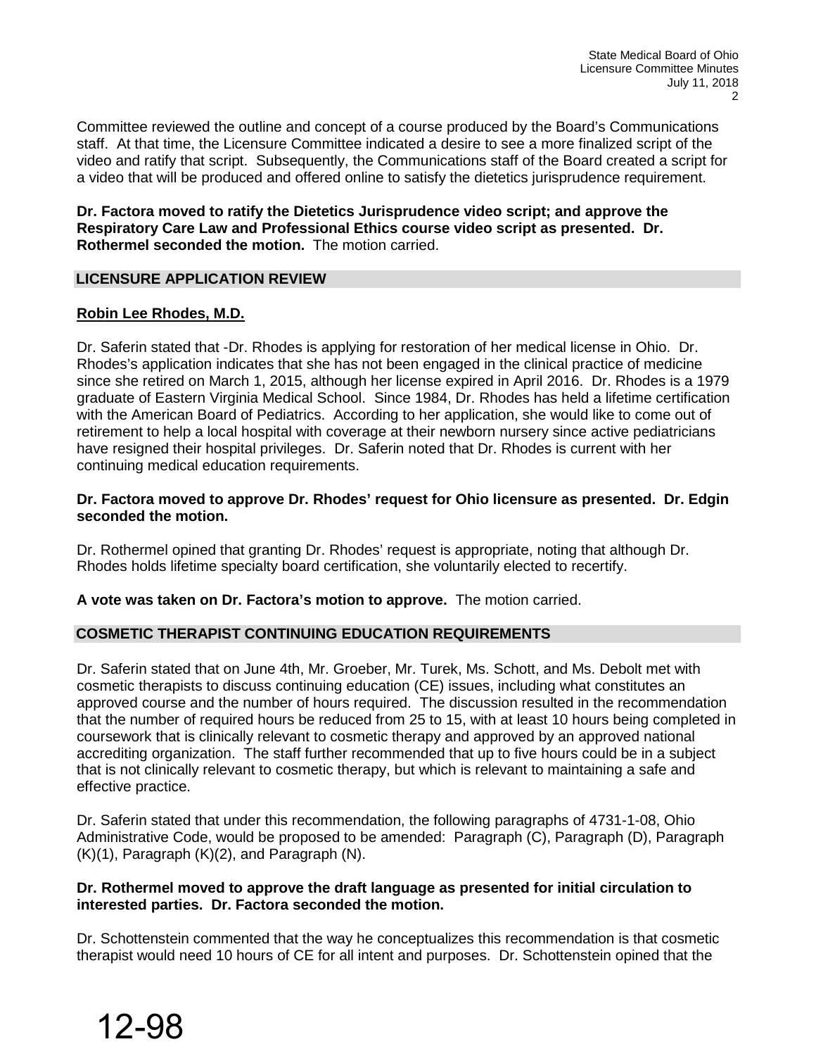Committee reviewed the outline and concept of a course produced by the Board's Communications staff. At that time, the Licensure Committee indicated a desire to see a more finalized script of the video and ratify that script. Subsequently, the Communications staff of the Board created a script for a video that will be produced and offered online to satisfy the dietetics jurisprudence requirement.

**Dr. Factora moved to ratify the Dietetics Jurisprudence video script; and approve the Respiratory Care Law and Professional Ethics course video script as presented. Dr. Rothermel seconded the motion.** The motion carried.

## LICENSURE APPLICATION REVIEW

**Robin Lee Rhodes, M.D.**

Dr. Saferin stated that -Dr. Rhodes is applying for restoration of her medical license in Ohio. Dr. Rhodes's application indicates that she has not been engaged in the clinical practice of medicine since she retired on March 1, 2015, although her license expired in April 2016. Dr. Rhodes is a 1979 graduate of Eastern Virginia Medical School. Since 1984, Dr. Rhodes has held a lifetime certification with the American Board of Pediatrics. According to her application, she would like to come out of retirement to help a local hospital with coverage at their newborn nursery since active pediatricians have resigned their hospital privileges. Dr. Saferin noted that Dr. Rhodes is current with her continuing medical education requirements.

**Dr. Factora moved to approve Dr. Rhodes' request for Ohio licensure as presented. Dr. Edgin seconded the motion.**

Dr. Rothermel opined that granting Dr. Rhodes' request is appropriate, noting that although Dr. Rhodes holds lifetime specialty board certification, she voluntarily elected to recertify.

**A vote was taken on Dr. Factora's motion to approve.** The motion carried.

## COSMETIC THERAPIST CONTINUING EDUCATION REQUIREMENTS

Dr. Saferin stated that on June 4th, Mr. Groeber, Mr. Turek, Ms. Schott, and Ms. Debolt met with cosmetic therapists to discuss continuing education (CE) issues, including what constitutes an approved course and the number of hours required. The discussion resulted in the recommendation that the number of required hours be reduced from 25 to 15, with at least 10 hours being completed in coursework that is clinically relevant to cosmetic therapy and approved by an approved national accrediting organization. The staff further recommended that up to five hours could be in a subject that is not clinically relevant to cosmetic therapy, but which is relevant to maintaining a safe and effective practice.

Dr. Saferin stated that under this recommendation, the following paragraphs of 4731-1-08, Ohio Administrative Code, would be proposed to be amended: Paragraph (C), Paragraph (D), Paragraph (K)(1), Paragraph (K)(2), and Paragraph (N).

**Dr. Rothermel moved to approve the draft language as presented for initial circulation to interested parties. Dr. Factora seconded the motion.**

Dr. Schottenstein commented that the way he conceptualizes this recommendation is that cosmetic therapist would need 10 hours of CE for all intent and purposes. Dr. Schottenstein opined that the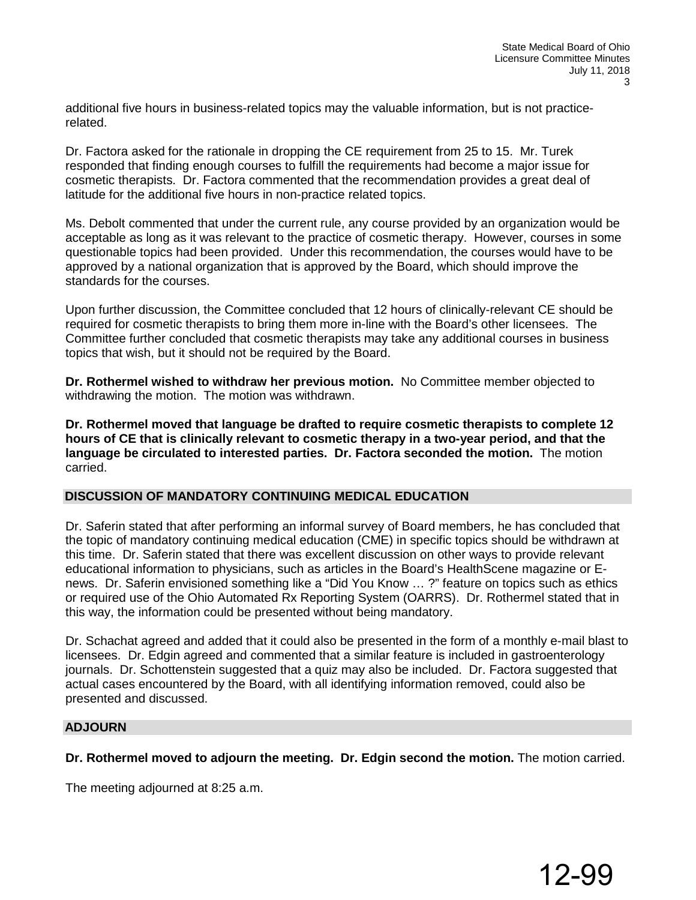additional five hours in business-related topics may the valuable information, but is not practice-related.

Dr. Factora asked for the rationale in dropping the CE requirement from 25 to 15. Mr. Turek responded that finding enough courses to fulfill the requirements had become a major issue for cosmetic therapists. Dr. Factora commented that the recommendation provides a great deal of latitude for the additional five hours in non-practice related topics.

Ms. Debolt commented that under the current rule, any course provided by an organization would be acceptable as long as it was relevant to the practice of cosmetic therapy. However, courses in some questionable topics had been provided. Under this recommendation, the courses would have to be approved by a national organization that is approved by the Board, which should improve the standards for the courses.

Upon further discussion, the Committee concluded that 12 hours of clinically-relevant CE should be required for cosmetic therapists to bring them more in-line with the Board's other licensees. The Committee further concluded that cosmetic therapists may take any additional courses in business topics that wish, but it should not be required by the Board.

**Dr. Rothermel wished to withdraw her previous motion.** No Committee member objected to withdrawing the motion. The motion was withdrawn.

**Dr. Rothermel moved that language be drafted to require cosmetic therapists to complete 12 hours of CE that is clinically relevant to cosmetic therapy in a two-year period, and that the language be circulated to interested parties. Dr. Factora seconded the motion.** The motion carried.

## DISCUSSION OF MANDATORY CONTINUING MEDICAL EDUCATION

Dr. Saferin stated that after performing an informal survey of Board members, he has concluded that the topic of mandatory continuing medical education (CME) in specific topics should be withdrawn at this time. Dr. Saferin stated that there was excellent discussion on other ways to provide relevant educational information to physicians, such as articles in the Board's HealthScene magazine or E-news. Dr. Saferin envisioned something like a "Did You Know … ?" feature on topics such as ethics or required use of the Ohio Automated Rx Reporting System (OARRS). Dr. Rothermel stated that in this way, the information could be presented without being mandatory.

Dr. Schachat agreed and added that it could also be presented in the form of a monthly e-mail blast to licensees. Dr. Edgin agreed and commented that a similar feature is included in gastroenterology journals. Dr. Schottenstein suggested that a quiz may also be included. Dr. Factora suggested that actual cases encountered by the Board, with all identifying information removed, could also be presented and discussed.

## ADJOURN

**Dr. Rothermel moved to adjourn the meeting. Dr. Edgin second the motion.** The motion carried.

The meeting adjourned at 8:25 a.m.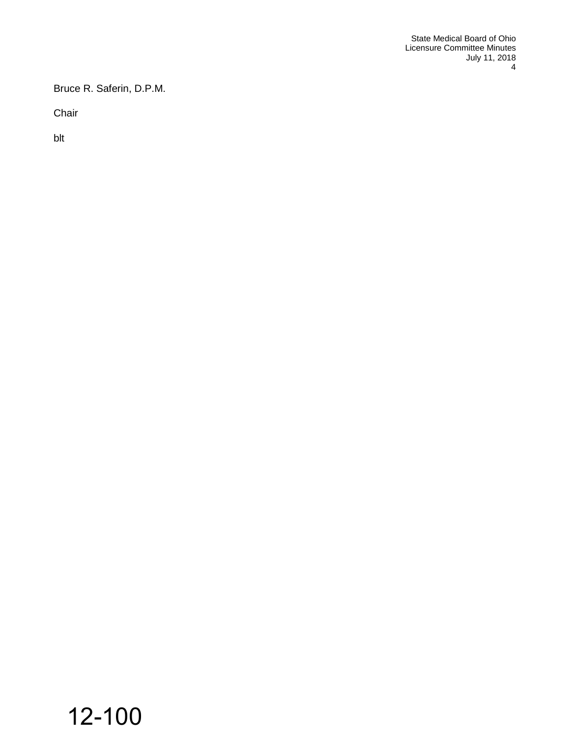Bruce R. Saferin, D.P.M.

Chair

blt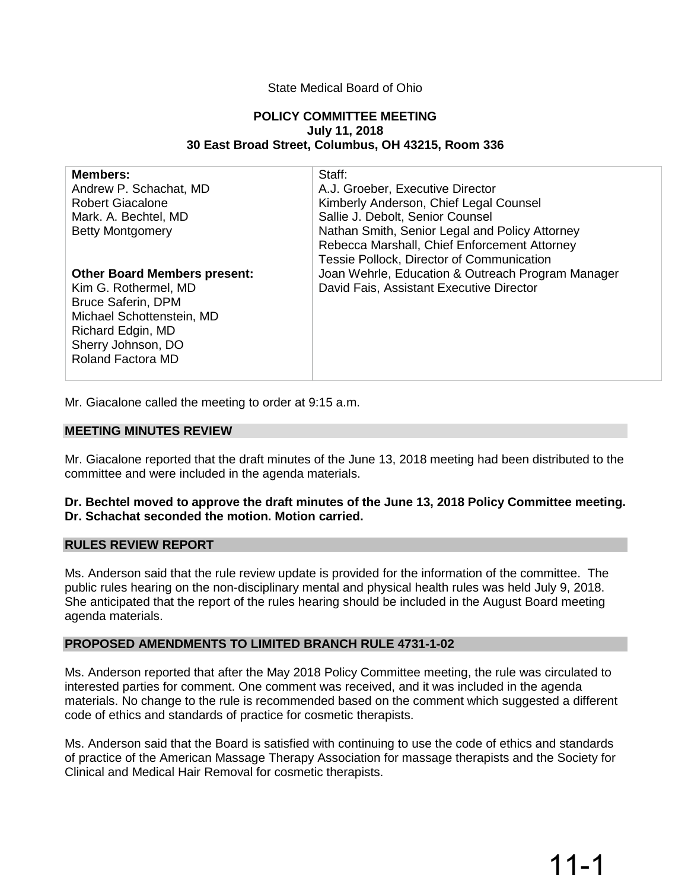State Medical Board of Ohio

**POLICY COMMITTEE MEETING**
**July 11, 2018**
**30 East Broad Street, Columbus, OH 43215, Room 336**

| **Members:** | Staff: |
|---|---|
| Andrew P. Schachat, MD | A.J. Groeber, Executive Director |
| Robert Giacalone | Kimberly Anderson, Chief Legal Counsel |
| Mark. A. Bechtel, MD | Sallie J. Debolt, Senior Counsel |
| Betty Montgomery | Nathan Smith, Senior Legal and Policy Attorney |
| | Rebecca Marshall, Chief Enforcement Attorney |
| | Tessie Pollock, Director of Communication |
| **Other Board Members present:** | Joan Wehrle, Education & Outreach Program Manager |
| Kim G. Rothermel, MD | David Fais, Assistant Executive Director |
| Bruce Saferin, DPM | |
| Michael Schottenstein, MD | |
| Richard Edgin, MD | |
| Sherry Johnson, DO | |
| Roland Factora MD | |

Mr. Giacalone called the meeting to order at 9:15 a.m.

## MEETING MINUTES REVIEW

Mr. Giacalone reported that the draft minutes of the June 13, 2018 meeting had been distributed to the committee and were included in the agenda materials.

**Dr. Bechtel moved to approve the draft minutes of the June 13, 2018 Policy Committee meeting. Dr. Schachat seconded the motion. Motion carried.**

## RULES REVIEW REPORT

Ms. Anderson said that the rule review update is provided for the information of the committee. The public rules hearing on the non-disciplinary mental and physical health rules was held July 9, 2018. She anticipated that the report of the rules hearing should be included in the August Board meeting agenda materials.

## PROPOSED AMENDMENTS TO LIMITED BRANCH RULE 4731-1-02

Ms. Anderson reported that after the May 2018 Policy Committee meeting, the rule was circulated to interested parties for comment. One comment was received, and it was included in the agenda materials. No change to the rule is recommended based on the comment which suggested a different code of ethics and standards of practice for cosmetic therapists.

Ms. Anderson said that the Board is satisfied with continuing to use the code of ethics and standards of practice of the American Massage Therapy Association for massage therapists and the Society for Clinical and Medical Hair Removal for cosmetic therapists.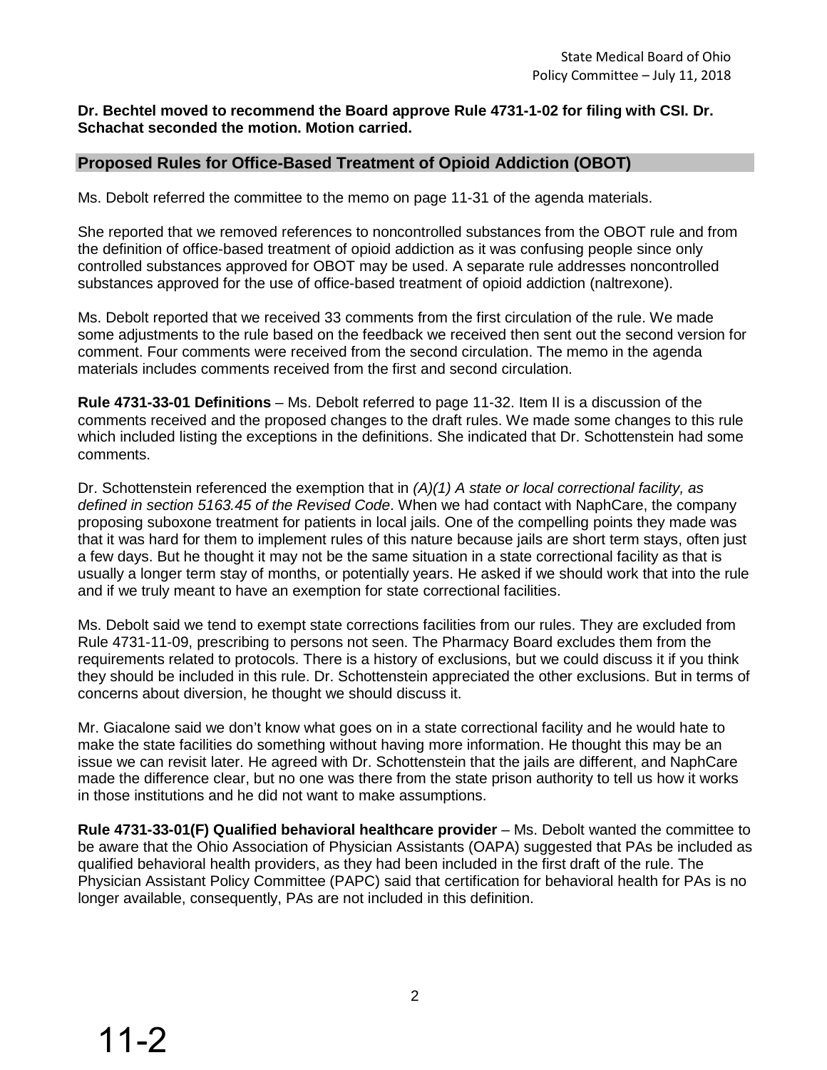**Dr. Bechtel moved to recommend the Board approve Rule 4731-1-02 for filing with CSI. Dr. Schachat seconded the motion. Motion carried.**

## Proposed Rules for Office-Based Treatment of Opioid Addiction (OBOT)

Ms. Debolt referred the committee to the memo on page 11-31 of the agenda materials.

She reported that we removed references to noncontrolled substances from the OBOT rule and from the definition of office-based treatment of opioid addiction as it was confusing people since only controlled substances approved for OBOT may be used. A separate rule addresses noncontrolled substances approved for the use of office-based treatment of opioid addiction (naltrexone).

Ms. Debolt reported that we received 33 comments from the first circulation of the rule. We made some adjustments to the rule based on the feedback we received then sent out the second version for comment. Four comments were received from the second circulation. The memo in the agenda materials includes comments received from the first and second circulation.

**Rule 4731-33-01 Definitions** – Ms. Debolt referred to page 11-32. Item II is a discussion of the comments received and the proposed changes to the draft rules. We made some changes to this rule which included listing the exceptions in the definitions. She indicated that Dr. Schottenstein had some comments.

Dr. Schottenstein referenced the exemption that in *(A)(1) A state or local correctional facility, as defined in section 5163.45 of the Revised Code*. When we had contact with NaphCare, the company proposing suboxone treatment for patients in local jails. One of the compelling points they made was that it was hard for them to implement rules of this nature because jails are short term stays, often just a few days. But he thought it may not be the same situation in a state correctional facility as that is usually a longer term stay of months, or potentially years. He asked if we should work that into the rule and if we truly meant to have an exemption for state correctional facilities.

Ms. Debolt said we tend to exempt state corrections facilities from our rules. They are excluded from Rule 4731-11-09, prescribing to persons not seen. The Pharmacy Board excludes them from the requirements related to protocols. There is a history of exclusions, but we could discuss it if you think they should be included in this rule. Dr. Schottenstein appreciated the other exclusions. But in terms of concerns about diversion, he thought we should discuss it.

Mr. Giacalone said we don't know what goes on in a state correctional facility and he would hate to make the state facilities do something without having more information. He thought this may be an issue we can revisit later. He agreed with Dr. Schottenstein that the jails are different, and NaphCare made the difference clear, but no one was there from the state prison authority to tell us how it works in those institutions and he did not want to make assumptions.

**Rule 4731-33-01(F) Qualified behavioral healthcare provider** – Ms. Debolt wanted the committee to be aware that the Ohio Association of Physician Assistants (OAPA) suggested that PAs be included as qualified behavioral health providers, as they had been included in the first draft of the rule. The Physician Assistant Policy Committee (PAPC) said that certification for behavioral health for PAs is no longer available, consequently, PAs are not included in this definition.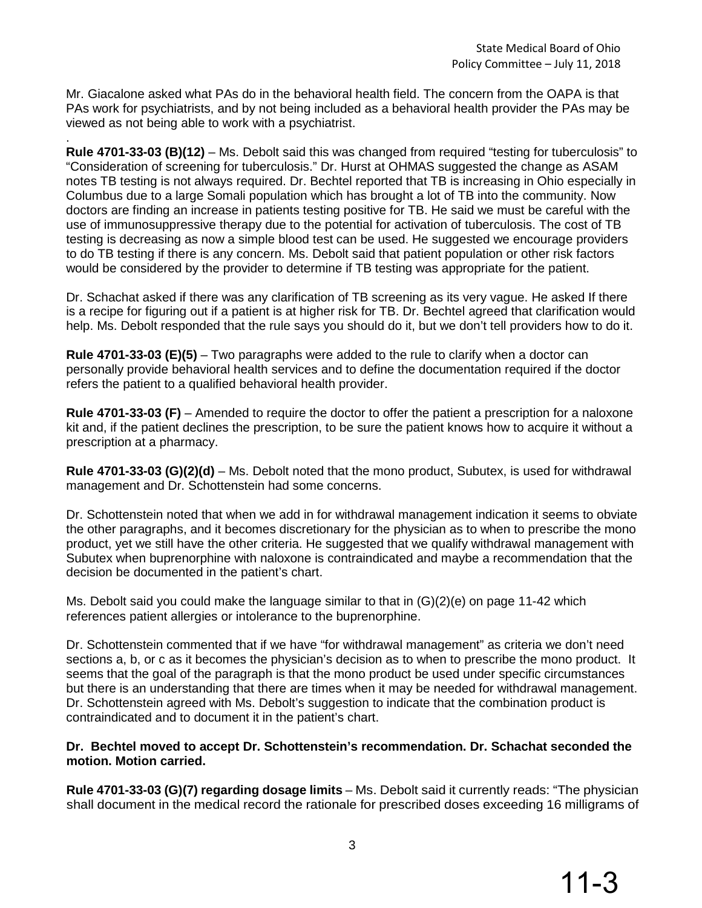Mr. Giacalone asked what PAs do in the behavioral health field. The concern from the OAPA is that PAs work for psychiatrists, and by not being included as a behavioral health provider the PAs may be viewed as not being able to work with a psychiatrist.

.
**Rule 4701-33-03 (B)(12)** – Ms. Debolt said this was changed from required "testing for tuberculosis" to "Consideration of screening for tuberculosis." Dr. Hurst at OHMAS suggested the change as ASAM notes TB testing is not always required. Dr. Bechtel reported that TB is increasing in Ohio especially in Columbus due to a large Somali population which has brought a lot of TB into the community. Now doctors are finding an increase in patients testing positive for TB. He said we must be careful with the use of immunosuppressive therapy due to the potential for activation of tuberculosis. The cost of TB testing is decreasing as now a simple blood test can be used. He suggested we encourage providers to do TB testing if there is any concern. Ms. Debolt said that patient population or other risk factors would be considered by the provider to determine if TB testing was appropriate for the patient.

Dr. Schachat asked if there was any clarification of TB screening as its very vague. He asked If there is a recipe for figuring out if a patient is at higher risk for TB. Dr. Bechtel agreed that clarification would help. Ms. Debolt responded that the rule says you should do it, but we don't tell providers how to do it.

**Rule 4701-33-03 (E)(5)** – Two paragraphs were added to the rule to clarify when a doctor can personally provide behavioral health services and to define the documentation required if the doctor refers the patient to a qualified behavioral health provider.

**Rule 4701-33-03 (F)** – Amended to require the doctor to offer the patient a prescription for a naloxone kit and, if the patient declines the prescription, to be sure the patient knows how to acquire it without a prescription at a pharmacy.

**Rule 4701-33-03 (G)(2)(d)** – Ms. Debolt noted that the mono product, Subutex, is used for withdrawal management and Dr. Schottenstein had some concerns.

Dr. Schottenstein noted that when we add in for withdrawal management indication it seems to obviate the other paragraphs, and it becomes discretionary for the physician as to when to prescribe the mono product, yet we still have the other criteria. He suggested that we qualify withdrawal management with Subutex when buprenorphine with naloxone is contraindicated and maybe a recommendation that the decision be documented in the patient's chart.

Ms. Debolt said you could make the language similar to that in (G)(2)(e) on page 11-42 which references patient allergies or intolerance to the buprenorphine.

Dr. Schottenstein commented that if we have "for withdrawal management" as criteria we don't need sections a, b, or c as it becomes the physician's decision as to when to prescribe the mono product. It seems that the goal of the paragraph is that the mono product be used under specific circumstances but there is an understanding that there are times when it may be needed for withdrawal management. Dr. Schottenstein agreed with Ms. Debolt's suggestion to indicate that the combination product is contraindicated and to document it in the patient's chart.

**Dr. Bechtel moved to accept Dr. Schottenstein's recommendation. Dr. Schachat seconded the motion. Motion carried.**

**Rule 4701-33-03 (G)(7) regarding dosage limits** – Ms. Debolt said it currently reads: "The physician shall document in the medical record the rationale for prescribed doses exceeding 16 milligrams of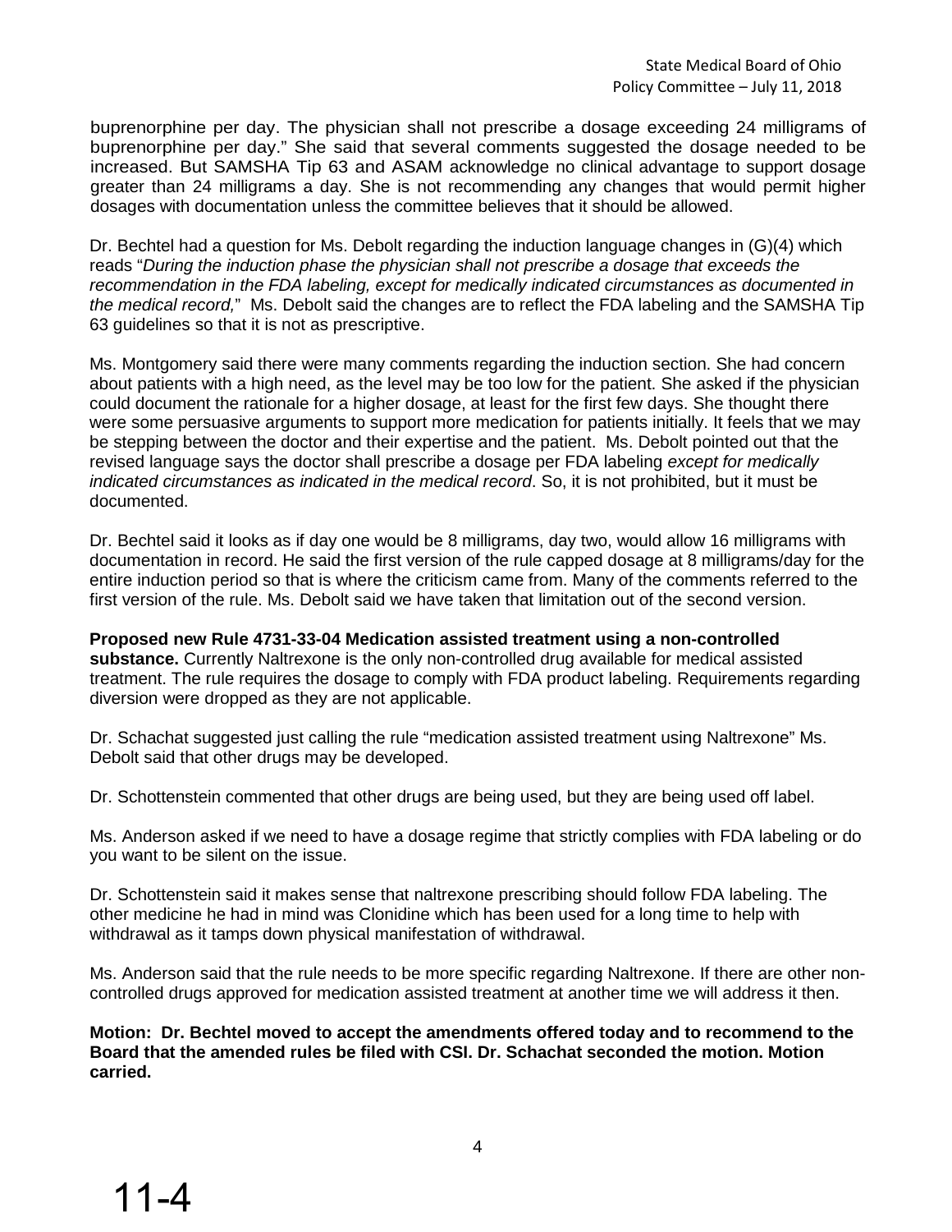buprenorphine per day. The physician shall not prescribe a dosage exceeding 24 milligrams of buprenorphine per day." She said that several comments suggested the dosage needed to be increased. But SAMSHA Tip 63 and ASAM acknowledge no clinical advantage to support dosage greater than 24 milligrams a day. She is not recommending any changes that would permit higher dosages with documentation unless the committee believes that it should be allowed.

Dr. Bechtel had a question for Ms. Debolt regarding the induction language changes in (G)(4) which reads "*During the induction phase the physician shall not prescribe a dosage that exceeds the recommendation in the FDA labeling, except for medically indicated circumstances as documented in the medical record,*" Ms. Debolt said the changes are to reflect the FDA labeling and the SAMSHA Tip 63 guidelines so that it is not as prescriptive.

Ms. Montgomery said there were many comments regarding the induction section. She had concern about patients with a high need, as the level may be too low for the patient. She asked if the physician could document the rationale for a higher dosage, at least for the first few days. She thought there were some persuasive arguments to support more medication for patients initially. It feels that we may be stepping between the doctor and their expertise and the patient. Ms. Debolt pointed out that the revised language says the doctor shall prescribe a dosage per FDA labeling *except for medically indicated circumstances as indicated in the medical record*. So, it is not prohibited, but it must be documented.

Dr. Bechtel said it looks as if day one would be 8 milligrams, day two, would allow 16 milligrams with documentation in record. He said the first version of the rule capped dosage at 8 milligrams/day for the entire induction period so that is where the criticism came from. Many of the comments referred to the first version of the rule. Ms. Debolt said we have taken that limitation out of the second version.

**Proposed new Rule 4731-33-04 Medication assisted treatment using a non-controlled substance.** Currently Naltrexone is the only non-controlled drug available for medical assisted treatment. The rule requires the dosage to comply with FDA product labeling. Requirements regarding diversion were dropped as they are not applicable.

Dr. Schachat suggested just calling the rule "medication assisted treatment using Naltrexone" Ms. Debolt said that other drugs may be developed.

Dr. Schottenstein commented that other drugs are being used, but they are being used off label.

Ms. Anderson asked if we need to have a dosage regime that strictly complies with FDA labeling or do you want to be silent on the issue.

Dr. Schottenstein said it makes sense that naltrexone prescribing should follow FDA labeling. The other medicine he had in mind was Clonidine which has been used for a long time to help with withdrawal as it tamps down physical manifestation of withdrawal.

Ms. Anderson said that the rule needs to be more specific regarding Naltrexone. If there are other non-controlled drugs approved for medication assisted treatment at another time we will address it then.

**Motion: Dr. Bechtel moved to accept the amendments offered today and to recommend to the Board that the amended rules be filed with CSI. Dr. Schachat seconded the motion. Motion carried.**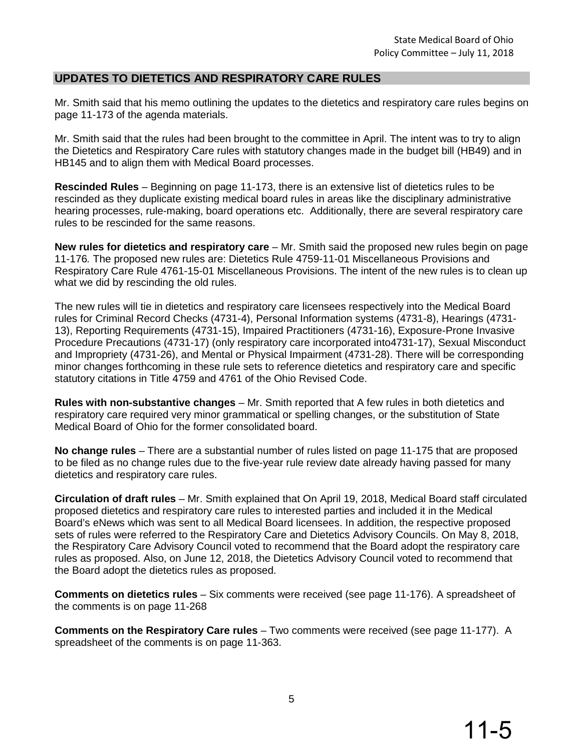## UPDATES TO DIETETICS AND RESPIRATORY CARE RULES

Mr. Smith said that his memo outlining the updates to the dietetics and respiratory care rules begins on page 11-173 of the agenda materials.

Mr. Smith said that the rules had been brought to the committee in April. The intent was to try to align the Dietetics and Respiratory Care rules with statutory changes made in the budget bill (HB49) and in HB145 and to align them with Medical Board processes.

**Rescinded Rules** – Beginning on page 11-173, there is an extensive list of dietetics rules to be rescinded as they duplicate existing medical board rules in areas like the disciplinary administrative hearing processes, rule-making, board operations etc. Additionally, there are several respiratory care rules to be rescinded for the same reasons.

**New rules for dietetics and respiratory care** – Mr. Smith said the proposed new rules begin on page 11-176. The proposed new rules are: Dietetics Rule 4759-11-01 Miscellaneous Provisions and Respiratory Care Rule 4761-15-01 Miscellaneous Provisions. The intent of the new rules is to clean up what we did by rescinding the old rules.

The new rules will tie in dietetics and respiratory care licensees respectively into the Medical Board rules for Criminal Record Checks (4731-4), Personal Information systems (4731-8), Hearings (4731-13), Reporting Requirements (4731-15), Impaired Practitioners (4731-16), Exposure-Prone Invasive Procedure Precautions (4731-17) (only respiratory care incorporated into4731-17), Sexual Misconduct and Impropriety (4731-26), and Mental or Physical Impairment (4731-28). There will be corresponding minor changes forthcoming in these rule sets to reference dietetics and respiratory care and specific statutory citations in Title 4759 and 4761 of the Ohio Revised Code.

**Rules with non-substantive changes** – Mr. Smith reported that A few rules in both dietetics and respiratory care required very minor grammatical or spelling changes, or the substitution of State Medical Board of Ohio for the former consolidated board.

**No change rules** – There are a substantial number of rules listed on page 11-175 that are proposed to be filed as no change rules due to the five-year rule review date already having passed for many dietetics and respiratory care rules.

**Circulation of draft rules** – Mr. Smith explained that On April 19, 2018, Medical Board staff circulated proposed dietetics and respiratory care rules to interested parties and included it in the Medical Board's eNews which was sent to all Medical Board licensees. In addition, the respective proposed sets of rules were referred to the Respiratory Care and Dietetics Advisory Councils. On May 8, 2018, the Respiratory Care Advisory Council voted to recommend that the Board adopt the respiratory care rules as proposed. Also, on June 12, 2018, the Dietetics Advisory Council voted to recommend that the Board adopt the dietetics rules as proposed.

**Comments on dietetics rules** – Six comments were received (see page 11-176). A spreadsheet of the comments is on page 11-268

**Comments on the Respiratory Care rules** – Two comments were received (see page 11-177). A spreadsheet of the comments is on page 11-363.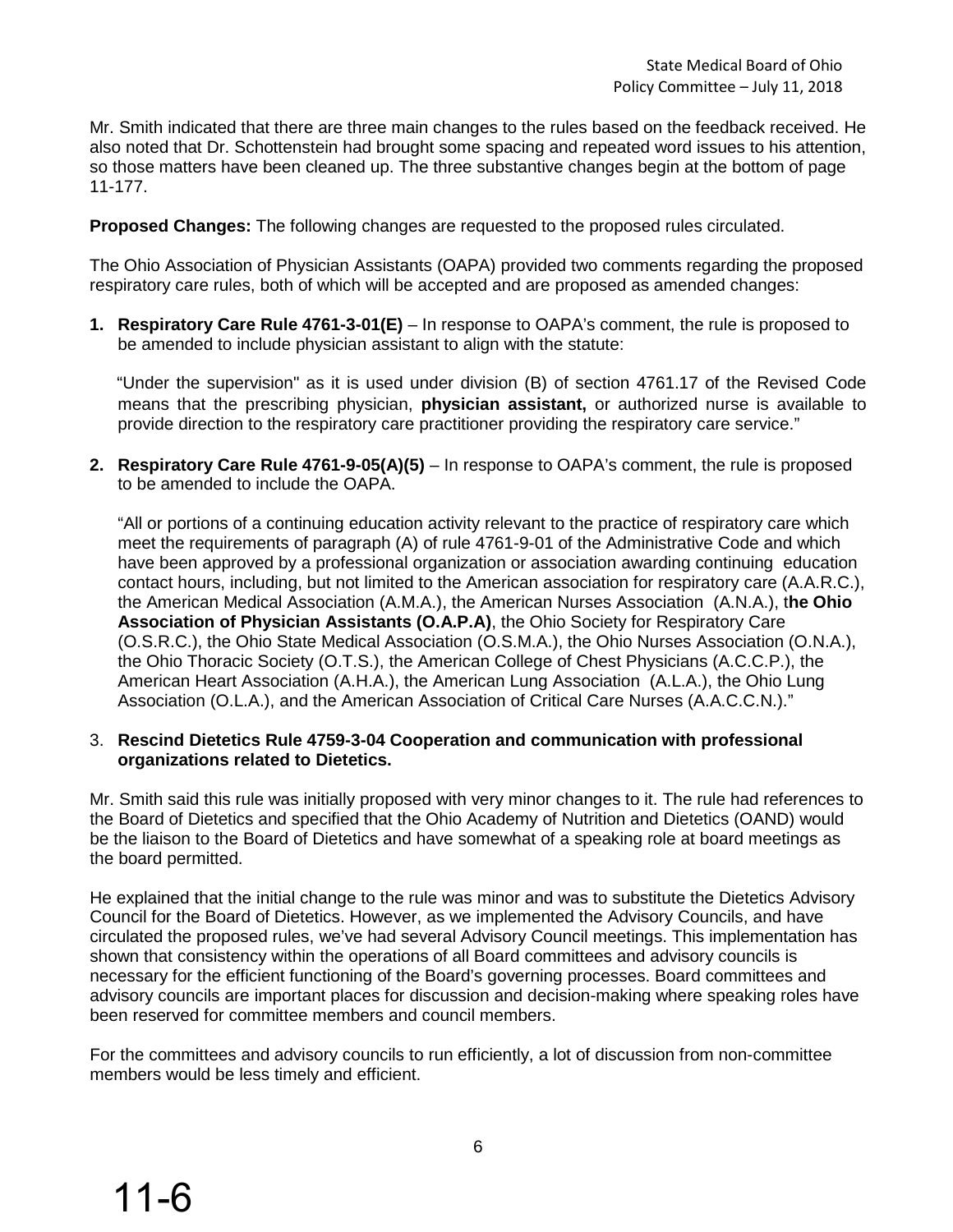Mr. Smith indicated that there are three main changes to the rules based on the feedback received. He also noted that Dr. Schottenstein had brought some spacing and repeated word issues to his attention, so those matters have been cleaned up. The three substantive changes begin at the bottom of page 11-177.

**Proposed Changes:** The following changes are requested to the proposed rules circulated.

The Ohio Association of Physician Assistants (OAPA) provided two comments regarding the proposed respiratory care rules, both of which will be accepted and are proposed as amended changes:

1. **Respiratory Care Rule 4761-3-01(E)** – In response to OAPA's comment, the rule is proposed to be amended to include physician assistant to align with the statute:

   "Under the supervision" as it is used under division (B) of section 4761.17 of the Revised Code means that the prescribing physician, **physician assistant,** or authorized nurse is available to provide direction to the respiratory care practitioner providing the respiratory care service."

2. **Respiratory Care Rule 4761-9-05(A)(5)** – In response to OAPA's comment, the rule is proposed to be amended to include the OAPA.

   "All or portions of a continuing education activity relevant to the practice of respiratory care which meet the requirements of paragraph (A) of rule 4761-9-01 of the Administrative Code and which have been approved by a professional organization or association awarding continuing education contact hours, including, but not limited to the American association for respiratory care (A.A.R.C.), the American Medical Association (A.M.A.), the American Nurses Association (A.N.A.), t**he Ohio Association of Physician Assistants (O.A.P.A)**, the Ohio Society for Respiratory Care (O.S.R.C.), the Ohio State Medical Association (O.S.M.A.), the Ohio Nurses Association (O.N.A.), the Ohio Thoracic Society (O.T.S.), the American College of Chest Physicians (A.C.C.P.), the American Heart Association (A.H.A.), the American Lung Association (A.L.A.), the Ohio Lung Association (O.L.A.), and the American Association of Critical Care Nurses (A.A.C.C.N.)."

3. **Rescind Dietetics Rule 4759-3-04 Cooperation and communication with professional organizations related to Dietetics.**

Mr. Smith said this rule was initially proposed with very minor changes to it. The rule had references to the Board of Dietetics and specified that the Ohio Academy of Nutrition and Dietetics (OAND) would be the liaison to the Board of Dietetics and have somewhat of a speaking role at board meetings as the board permitted.

He explained that the initial change to the rule was minor and was to substitute the Dietetics Advisory Council for the Board of Dietetics. However, as we implemented the Advisory Councils, and have circulated the proposed rules, we've had several Advisory Council meetings. This implementation has shown that consistency within the operations of all Board committees and advisory councils is necessary for the efficient functioning of the Board's governing processes. Board committees and advisory councils are important places for discussion and decision-making where speaking roles have been reserved for committee members and council members.

For the committees and advisory councils to run efficiently, a lot of discussion from non-committee members would be less timely and efficient.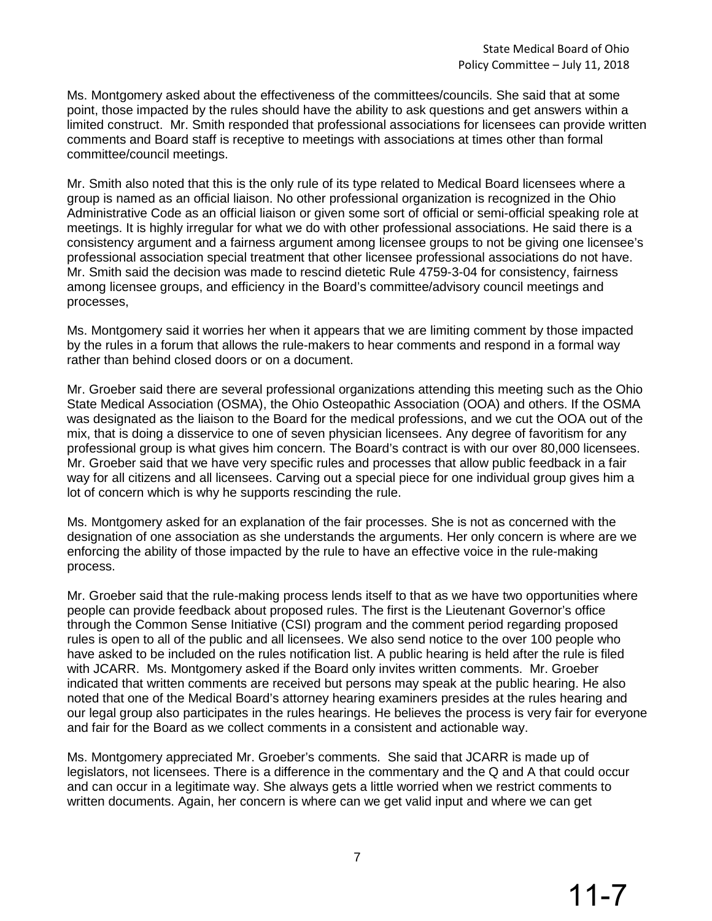Ms. Montgomery asked about the effectiveness of the committees/councils. She said that at some point, those impacted by the rules should have the ability to ask questions and get answers within a limited construct. Mr. Smith responded that professional associations for licensees can provide written comments and Board staff is receptive to meetings with associations at times other than formal committee/council meetings.

Mr. Smith also noted that this is the only rule of its type related to Medical Board licensees where a group is named as an official liaison. No other professional organization is recognized in the Ohio Administrative Code as an official liaison or given some sort of official or semi-official speaking role at meetings. It is highly irregular for what we do with other professional associations. He said there is a consistency argument and a fairness argument among licensee groups to not be giving one licensee's professional association special treatment that other licensee professional associations do not have. Mr. Smith said the decision was made to rescind dietetic Rule 4759-3-04 for consistency, fairness among licensee groups, and efficiency in the Board's committee/advisory council meetings and processes,

Ms. Montgomery said it worries her when it appears that we are limiting comment by those impacted by the rules in a forum that allows the rule-makers to hear comments and respond in a formal way rather than behind closed doors or on a document.

Mr. Groeber said there are several professional organizations attending this meeting such as the Ohio State Medical Association (OSMA), the Ohio Osteopathic Association (OOA) and others. If the OSMA was designated as the liaison to the Board for the medical professions, and we cut the OOA out of the mix, that is doing a disservice to one of seven physician licensees. Any degree of favoritism for any professional group is what gives him concern. The Board's contract is with our over 80,000 licensees. Mr. Groeber said that we have very specific rules and processes that allow public feedback in a fair way for all citizens and all licensees. Carving out a special piece for one individual group gives him a lot of concern which is why he supports rescinding the rule.

Ms. Montgomery asked for an explanation of the fair processes. She is not as concerned with the designation of one association as she understands the arguments. Her only concern is where are we enforcing the ability of those impacted by the rule to have an effective voice in the rule-making process.

Mr. Groeber said that the rule-making process lends itself to that as we have two opportunities where people can provide feedback about proposed rules. The first is the Lieutenant Governor's office through the Common Sense Initiative (CSI) program and the comment period regarding proposed rules is open to all of the public and all licensees. We also send notice to the over 100 people who have asked to be included on the rules notification list. A public hearing is held after the rule is filed with JCARR. Ms. Montgomery asked if the Board only invites written comments. Mr. Groeber indicated that written comments are received but persons may speak at the public hearing. He also noted that one of the Medical Board's attorney hearing examiners presides at the rules hearing and our legal group also participates in the rules hearings. He believes the process is very fair for everyone and fair for the Board as we collect comments in a consistent and actionable way.

Ms. Montgomery appreciated Mr. Groeber's comments. She said that JCARR is made up of legislators, not licensees. There is a difference in the commentary and the Q and A that could occur and can occur in a legitimate way. She always gets a little worried when we restrict comments to written documents. Again, her concern is where can we get valid input and where we can get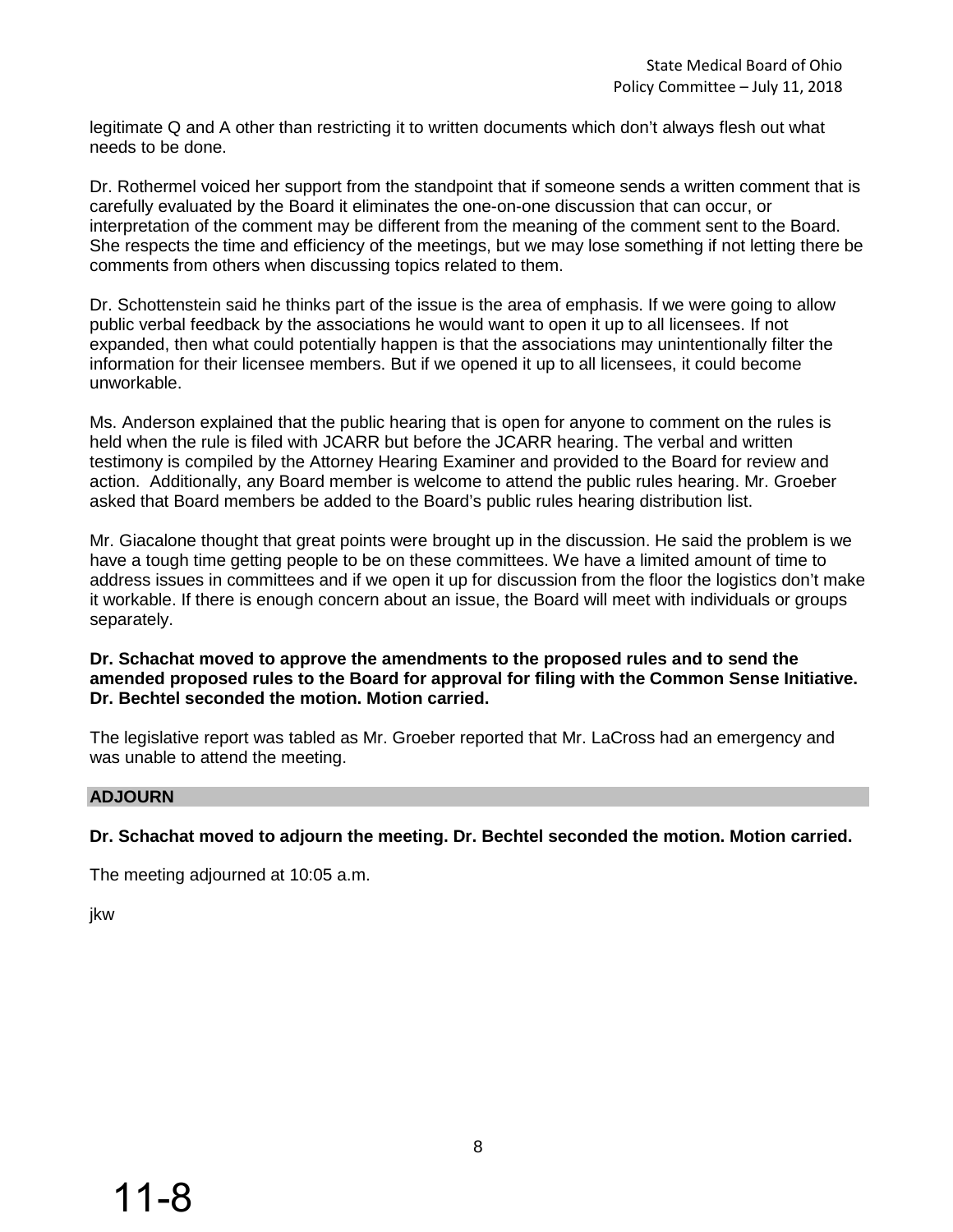legitimate Q and A other than restricting it to written documents which don't always flesh out what needs to be done.

Dr. Rothermel voiced her support from the standpoint that if someone sends a written comment that is carefully evaluated by the Board it eliminates the one-on-one discussion that can occur, or interpretation of the comment may be different from the meaning of the comment sent to the Board. She respects the time and efficiency of the meetings, but we may lose something if not letting there be comments from others when discussing topics related to them.

Dr. Schottenstein said he thinks part of the issue is the area of emphasis. If we were going to allow public verbal feedback by the associations he would want to open it up to all licensees. If not expanded, then what could potentially happen is that the associations may unintentionally filter the information for their licensee members. But if we opened it up to all licensees, it could become unworkable.

Ms. Anderson explained that the public hearing that is open for anyone to comment on the rules is held when the rule is filed with JCARR but before the JCARR hearing. The verbal and written testimony is compiled by the Attorney Hearing Examiner and provided to the Board for review and action. Additionally, any Board member is welcome to attend the public rules hearing. Mr. Groeber asked that Board members be added to the Board's public rules hearing distribution list.

Mr. Giacalone thought that great points were brought up in the discussion. He said the problem is we have a tough time getting people to be on these committees. We have a limited amount of time to address issues in committees and if we open it up for discussion from the floor the logistics don't make it workable. If there is enough concern about an issue, the Board will meet with individuals or groups separately.

**Dr. Schachat moved to approve the amendments to the proposed rules and to send the amended proposed rules to the Board for approval for filing with the Common Sense Initiative. Dr. Bechtel seconded the motion. Motion carried.**

The legislative report was tabled as Mr. Groeber reported that Mr. LaCross had an emergency and was unable to attend the meeting.

## ADJOURN

**Dr. Schachat moved to adjourn the meeting. Dr. Bechtel seconded the motion. Motion carried.**

The meeting adjourned at 10:05 a.m.

jkw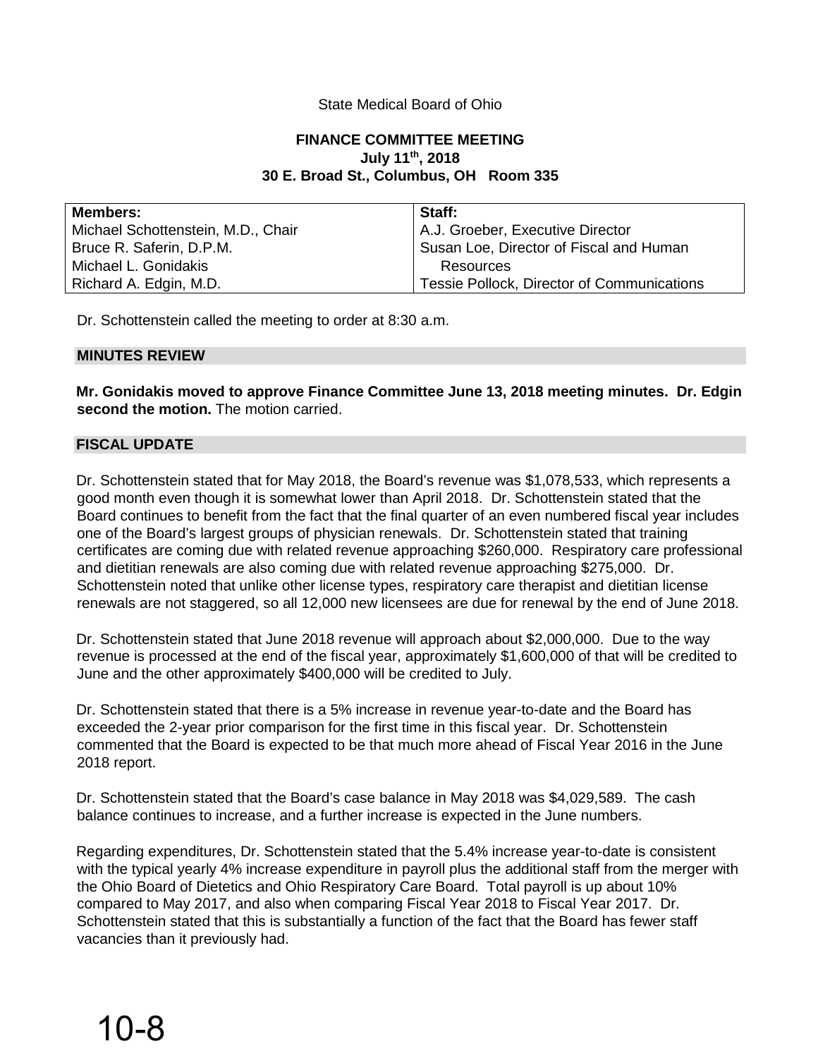State Medical Board of Ohio

**FINANCE COMMITTEE MEETING**
**July 11th, 2018**
**30 E. Broad St., Columbus, OH Room 335**

| Members: | Staff: |
|---|---|
| Michael Schottenstein, M.D., Chair | A.J. Groeber, Executive Director |
| Bruce R. Saferin, D.P.M. | Susan Loe, Director of Fiscal and Human Resources |
| Michael L. Gonidakis | |
| Richard A. Edgin, M.D. | Tessie Pollock, Director of Communications |

Dr. Schottenstein called the meeting to order at 8:30 a.m.

## MINUTES REVIEW

**Mr. Gonidakis moved to approve Finance Committee June 13, 2018 meeting minutes. Dr. Edgin second the motion.** The motion carried.

## FISCAL UPDATE

Dr. Schottenstein stated that for May 2018, the Board's revenue was $1,078,533, which represents a good month even though it is somewhat lower than April 2018. Dr. Schottenstein stated that the Board continues to benefit from the fact that the final quarter of an even numbered fiscal year includes one of the Board's largest groups of physician renewals. Dr. Schottenstein stated that training certificates are coming due with related revenue approaching $260,000. Respiratory care professional and dietitian renewals are also coming due with related revenue approaching $275,000. Dr. Schottenstein noted that unlike other license types, respiratory care therapist and dietitian license renewals are not staggered, so all 12,000 new licensees are due for renewal by the end of June 2018.

Dr. Schottenstein stated that June 2018 revenue will approach about $2,000,000. Due to the way revenue is processed at the end of the fiscal year, approximately $1,600,000 of that will be credited to June and the other approximately $400,000 will be credited to July.

Dr. Schottenstein stated that there is a 5% increase in revenue year-to-date and the Board has exceeded the 2-year prior comparison for the first time in this fiscal year. Dr. Schottenstein commented that the Board is expected to be that much more ahead of Fiscal Year 2016 in the June 2018 report.

Dr. Schottenstein stated that the Board's case balance in May 2018 was $4,029,589. The cash balance continues to increase, and a further increase is expected in the June numbers.

Regarding expenditures, Dr. Schottenstein stated that the 5.4% increase year-to-date is consistent with the typical yearly 4% increase expenditure in payroll plus the additional staff from the merger with the Ohio Board of Dietetics and Ohio Respiratory Care Board. Total payroll is up about 10% compared to May 2017, and also when comparing Fiscal Year 2018 to Fiscal Year 2017. Dr. Schottenstein stated that this is substantially a function of the fact that the Board has fewer staff vacancies than it previously had.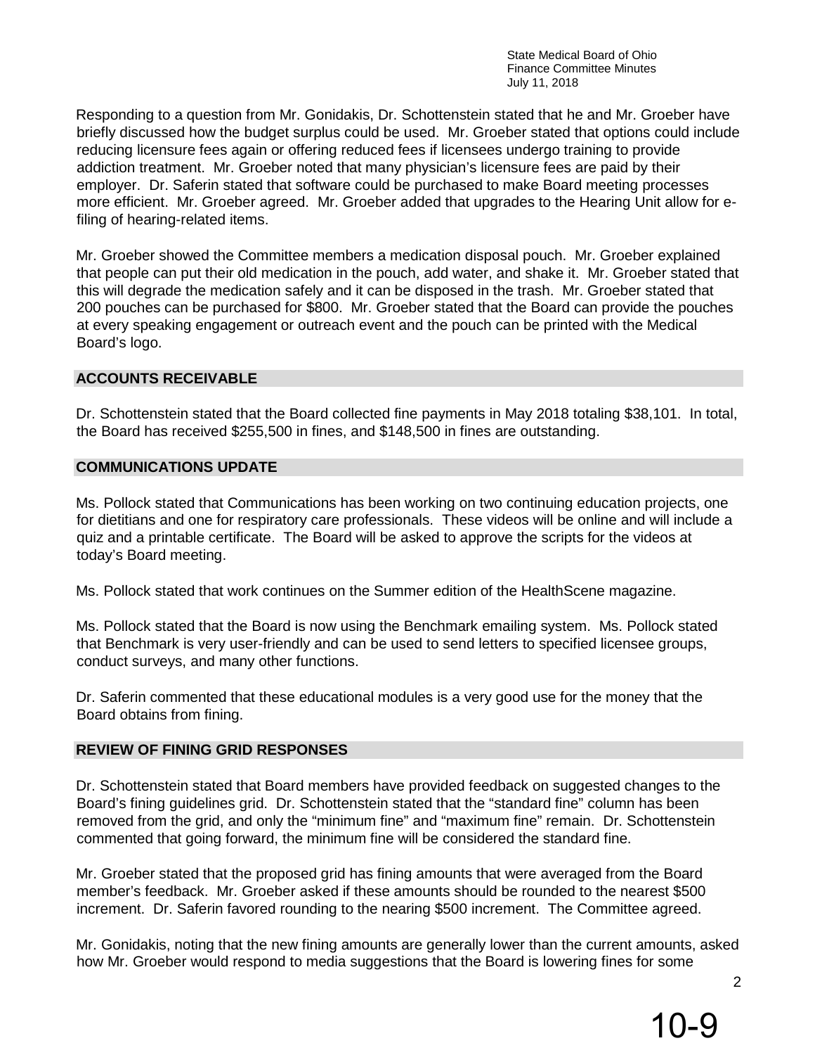Responding to a question from Mr. Gonidakis, Dr. Schottenstein stated that he and Mr. Groeber have briefly discussed how the budget surplus could be used. Mr. Groeber stated that options could include reducing licensure fees again or offering reduced fees if licensees undergo training to provide addiction treatment. Mr. Groeber noted that many physician's licensure fees are paid by their employer. Dr. Saferin stated that software could be purchased to make Board meeting processes more efficient. Mr. Groeber agreed. Mr. Groeber added that upgrades to the Hearing Unit allow for e-filing of hearing-related items.

Mr. Groeber showed the Committee members a medication disposal pouch. Mr. Groeber explained that people can put their old medication in the pouch, add water, and shake it. Mr. Groeber stated that this will degrade the medication safely and it can be disposed in the trash. Mr. Groeber stated that 200 pouches can be purchased for $800. Mr. Groeber stated that the Board can provide the pouches at every speaking engagement or outreach event and the pouch can be printed with the Medical Board's logo.

## ACCOUNTS RECEIVABLE

Dr. Schottenstein stated that the Board collected fine payments in May 2018 totaling $38,101. In total, the Board has received $255,500 in fines, and $148,500 in fines are outstanding.

## COMMUNICATIONS UPDATE

Ms. Pollock stated that Communications has been working on two continuing education projects, one for dietitians and one for respiratory care professionals. These videos will be online and will include a quiz and a printable certificate. The Board will be asked to approve the scripts for the videos at today's Board meeting.

Ms. Pollock stated that work continues on the Summer edition of the HealthScene magazine.

Ms. Pollock stated that the Board is now using the Benchmark emailing system. Ms. Pollock stated that Benchmark is very user-friendly and can be used to send letters to specified licensee groups, conduct surveys, and many other functions.

Dr. Saferin commented that these educational modules is a very good use for the money that the Board obtains from fining.

## REVIEW OF FINING GRID RESPONSES

Dr. Schottenstein stated that Board members have provided feedback on suggested changes to the Board's fining guidelines grid. Dr. Schottenstein stated that the "standard fine" column has been removed from the grid, and only the "minimum fine" and "maximum fine" remain. Dr. Schottenstein commented that going forward, the minimum fine will be considered the standard fine.

Mr. Groeber stated that the proposed grid has fining amounts that were averaged from the Board member's feedback. Mr. Groeber asked if these amounts should be rounded to the nearest $500 increment. Dr. Saferin favored rounding to the nearing $500 increment. The Committee agreed.

Mr. Gonidakis, noting that the new fining amounts are generally lower than the current amounts, asked how Mr. Groeber would respond to media suggestions that the Board is lowering fines for some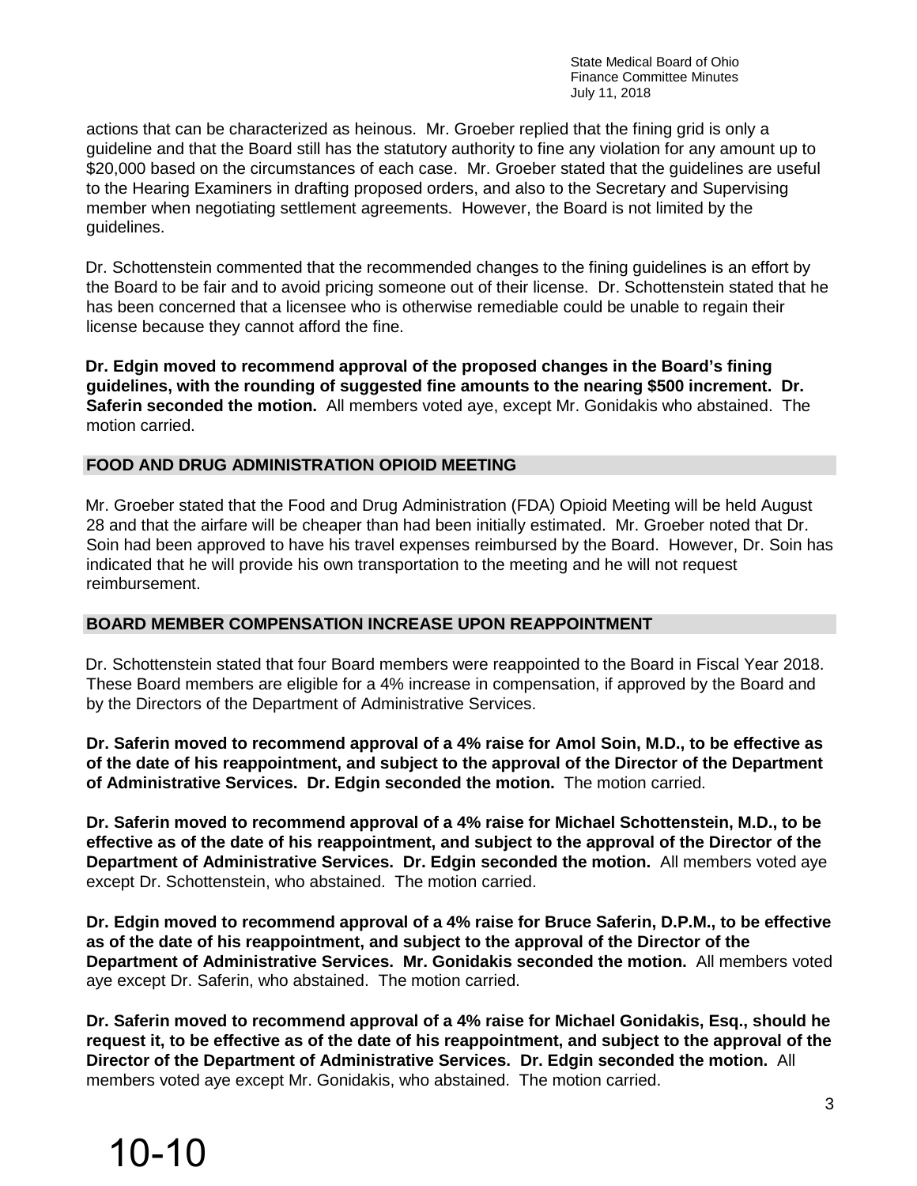actions that can be characterized as heinous. Mr. Groeber replied that the fining grid is only a guideline and that the Board still has the statutory authority to fine any violation for any amount up to $20,000 based on the circumstances of each case. Mr. Groeber stated that the guidelines are useful to the Hearing Examiners in drafting proposed orders, and also to the Secretary and Supervising member when negotiating settlement agreements. However, the Board is not limited by the guidelines.

Dr. Schottenstein commented that the recommended changes to the fining guidelines is an effort by the Board to be fair and to avoid pricing someone out of their license. Dr. Schottenstein stated that he has been concerned that a licensee who is otherwise remediable could be unable to regain their license because they cannot afford the fine.

**Dr. Edgin moved to recommend approval of the proposed changes in the Board's fining guidelines, with the rounding of suggested fine amounts to the nearing $500 increment. Dr. Saferin seconded the motion.** All members voted aye, except Mr. Gonidakis who abstained. The motion carried.

## FOOD AND DRUG ADMINISTRATION OPIOID MEETING

Mr. Groeber stated that the Food and Drug Administration (FDA) Opioid Meeting will be held August 28 and that the airfare will be cheaper than had been initially estimated. Mr. Groeber noted that Dr. Soin had been approved to have his travel expenses reimbursed by the Board. However, Dr. Soin has indicated that he will provide his own transportation to the meeting and he will not request reimbursement.

## BOARD MEMBER COMPENSATION INCREASE UPON REAPPOINTMENT

Dr. Schottenstein stated that four Board members were reappointed to the Board in Fiscal Year 2018. These Board members are eligible for a 4% increase in compensation, if approved by the Board and by the Directors of the Department of Administrative Services.

**Dr. Saferin moved to recommend approval of a 4% raise for Amol Soin, M.D., to be effective as of the date of his reappointment, and subject to the approval of the Director of the Department of Administrative Services. Dr. Edgin seconded the motion.** The motion carried.

**Dr. Saferin moved to recommend approval of a 4% raise for Michael Schottenstein, M.D., to be effective as of the date of his reappointment, and subject to the approval of the Director of the Department of Administrative Services. Dr. Edgin seconded the motion.** All members voted aye except Dr. Schottenstein, who abstained. The motion carried.

**Dr. Edgin moved to recommend approval of a 4% raise for Bruce Saferin, D.P.M., to be effective as of the date of his reappointment, and subject to the approval of the Director of the Department of Administrative Services. Mr. Gonidakis seconded the motion.** All members voted aye except Dr. Saferin, who abstained. The motion carried.

**Dr. Saferin moved to recommend approval of a 4% raise for Michael Gonidakis, Esq., should he request it, to be effective as of the date of his reappointment, and subject to the approval of the Director of the Department of Administrative Services. Dr. Edgin seconded the motion.** All members voted aye except Mr. Gonidakis, who abstained. The motion carried.

10-10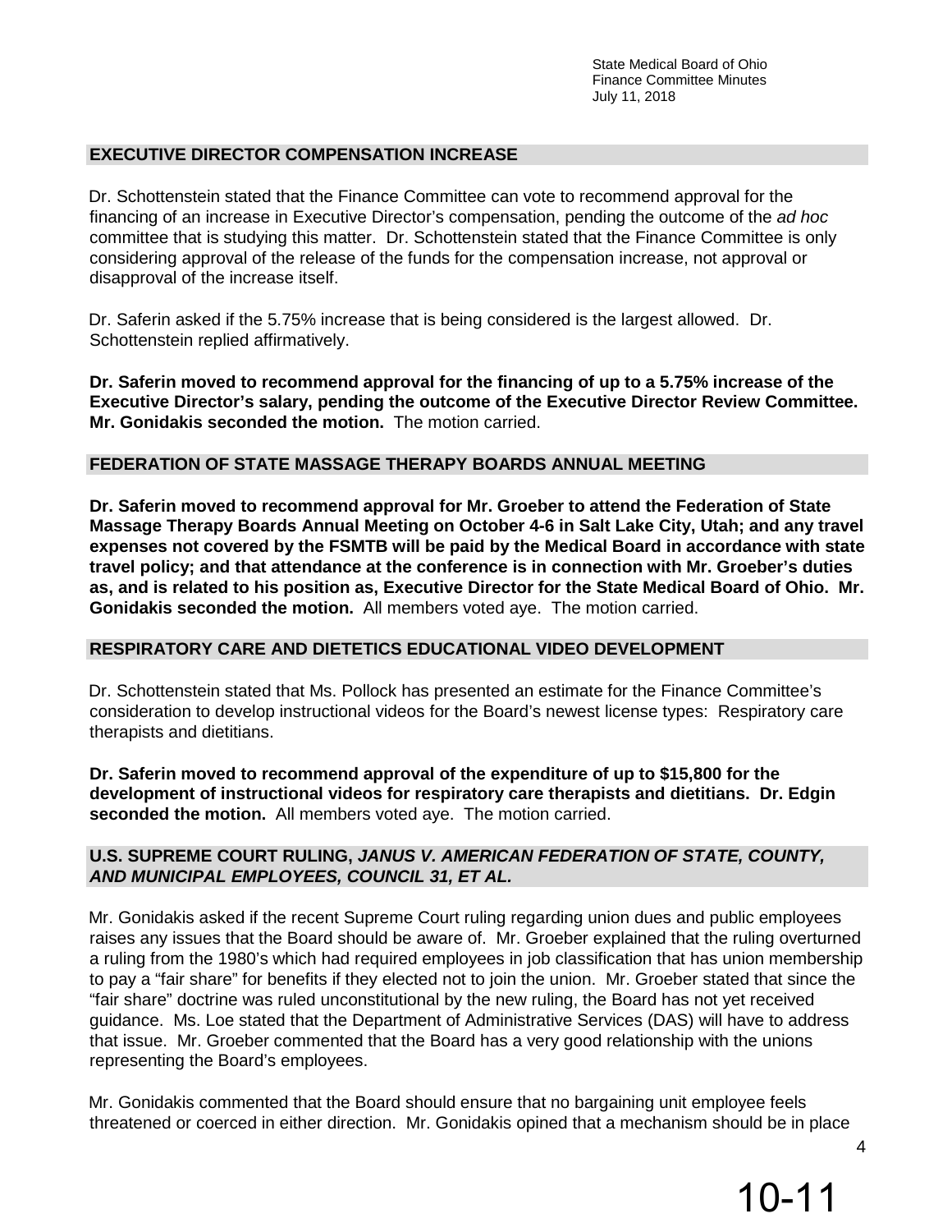## EXECUTIVE DIRECTOR COMPENSATION INCREASE

Dr. Schottenstein stated that the Finance Committee can vote to recommend approval for the financing of an increase in Executive Director's compensation, pending the outcome of the *ad hoc* committee that is studying this matter. Dr. Schottenstein stated that the Finance Committee is only considering approval of the release of the funds for the compensation increase, not approval or disapproval of the increase itself.

Dr. Saferin asked if the 5.75% increase that is being considered is the largest allowed. Dr. Schottenstein replied affirmatively.

**Dr. Saferin moved to recommend approval for the financing of up to a 5.75% increase of the Executive Director's salary, pending the outcome of the Executive Director Review Committee. Mr. Gonidakis seconded the motion.** The motion carried.

## FEDERATION OF STATE MASSAGE THERAPY BOARDS ANNUAL MEETING

**Dr. Saferin moved to recommend approval for Mr. Groeber to attend the Federation of State Massage Therapy Boards Annual Meeting on October 4-6 in Salt Lake City, Utah; and any travel expenses not covered by the FSMTB will be paid by the Medical Board in accordance with state travel policy; and that attendance at the conference is in connection with Mr. Groeber's duties as, and is related to his position as, Executive Director for the State Medical Board of Ohio. Mr. Gonidakis seconded the motion.** All members voted aye. The motion carried.

## RESPIRATORY CARE AND DIETETICS EDUCATIONAL VIDEO DEVELOPMENT

Dr. Schottenstein stated that Ms. Pollock has presented an estimate for the Finance Committee's consideration to develop instructional videos for the Board's newest license types: Respiratory care therapists and dietitians.

**Dr. Saferin moved to recommend approval of the expenditure of up to $15,800 for the development of instructional videos for respiratory care therapists and dietitians. Dr. Edgin seconded the motion.** All members voted aye. The motion carried.

## U.S. SUPREME COURT RULING, *JANUS V. AMERICAN FEDERATION OF STATE, COUNTY, AND MUNICIPAL EMPLOYEES, COUNCIL 31, ET AL.*

Mr. Gonidakis asked if the recent Supreme Court ruling regarding union dues and public employees raises any issues that the Board should be aware of. Mr. Groeber explained that the ruling overturned a ruling from the 1980's which had required employees in job classification that has union membership to pay a "fair share" for benefits if they elected not to join the union. Mr. Groeber stated that since the "fair share" doctrine was ruled unconstitutional by the new ruling, the Board has not yet received guidance. Ms. Loe stated that the Department of Administrative Services (DAS) will have to address that issue. Mr. Groeber commented that the Board has a very good relationship with the unions representing the Board's employees.

Mr. Gonidakis commented that the Board should ensure that no bargaining unit employee feels threatened or coerced in either direction. Mr. Gonidakis opined that a mechanism should be in place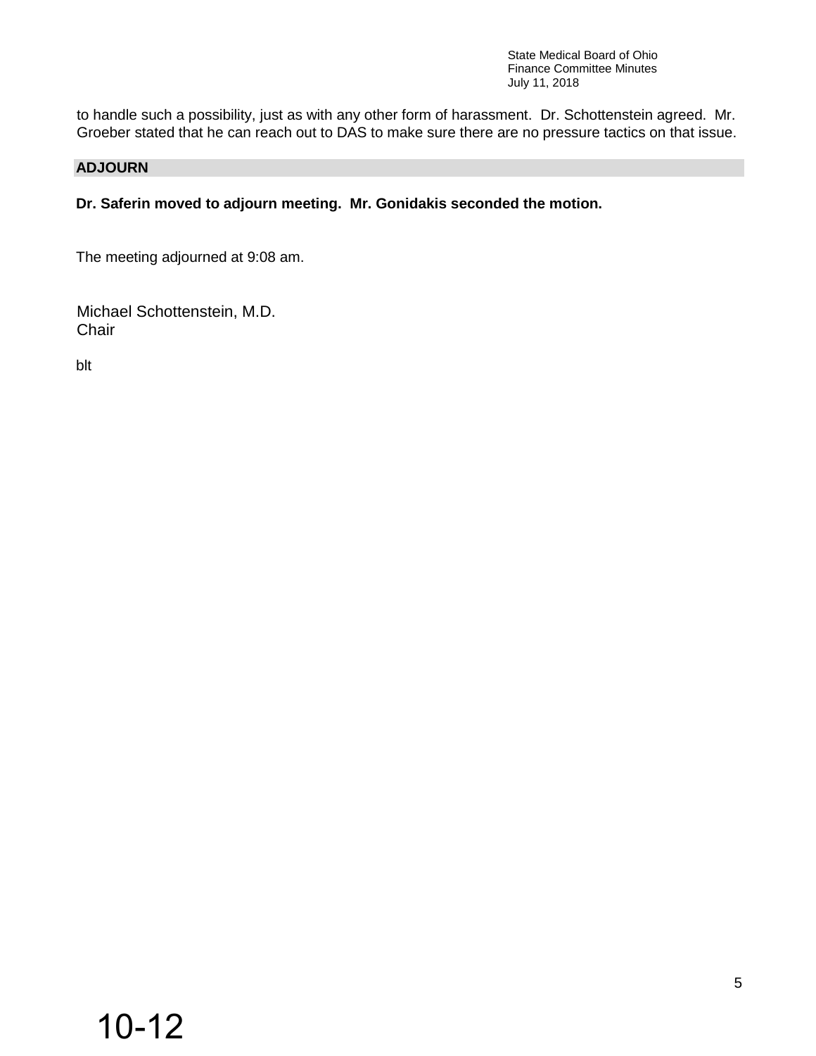to handle such a possibility, just as with any other form of harassment. Dr. Schottenstein agreed. Mr. Groeber stated that he can reach out to DAS to make sure there are no pressure tactics on that issue.

## ADJOURN

**Dr. Saferin moved to adjourn meeting. Mr. Gonidakis seconded the motion.**

The meeting adjourned at 9:08 am.

Michael Schottenstein, M.D.
Chair

blt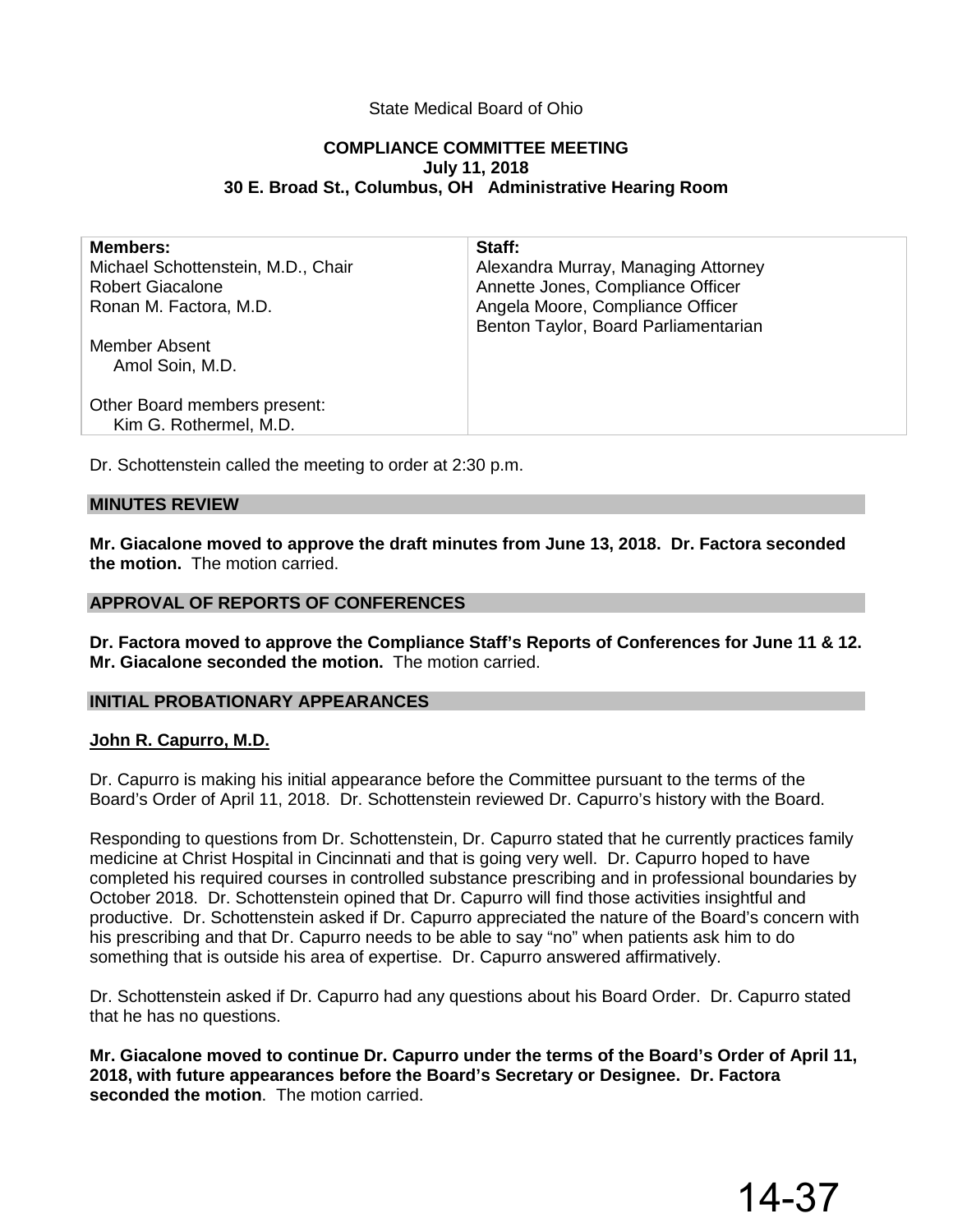State Medical Board of Ohio

**COMPLIANCE COMMITTEE MEETING**
**July 11, 2018**
**30 E. Broad St., Columbus, OH   Administrative Hearing Room**

| **Members:** | **Staff:** |
|---|---|
| Michael Schottenstein, M.D., Chair | Alexandra Murray, Managing Attorney |
| Robert Giacalone | Annette Jones, Compliance Officer |
| Ronan M. Factora, M.D. | Angela Moore, Compliance Officer |
| | Benton Taylor, Board Parliamentarian |
| Member Absent | |
| Amol Soin, M.D. | |
| | |
| Other Board members present: | |
| Kim G. Rothermel, M.D. | |

Dr. Schottenstein called the meeting to order at 2:30 p.m.

## MINUTES REVIEW

**Mr. Giacalone moved to approve the draft minutes from June 13, 2018. Dr. Factora seconded the motion.** The motion carried.

## APPROVAL OF REPORTS OF CONFERENCES

**Dr. Factora moved to approve the Compliance Staff's Reports of Conferences for June 11 & 12. Mr. Giacalone seconded the motion.** The motion carried.

## INITIAL PROBATIONARY APPEARANCES

**John R. Capurro, M.D.**

Dr. Capurro is making his initial appearance before the Committee pursuant to the terms of the Board's Order of April 11, 2018. Dr. Schottenstein reviewed Dr. Capurro's history with the Board.

Responding to questions from Dr. Schottenstein, Dr. Capurro stated that he currently practices family medicine at Christ Hospital in Cincinnati and that is going very well. Dr. Capurro hoped to have completed his required courses in controlled substance prescribing and in professional boundaries by October 2018. Dr. Schottenstein opined that Dr. Capurro will find those activities insightful and productive. Dr. Schottenstein asked if Dr. Capurro appreciated the nature of the Board's concern with his prescribing and that Dr. Capurro needs to be able to say "no" when patients ask him to do something that is outside his area of expertise. Dr. Capurro answered affirmatively.

Dr. Schottenstein asked if Dr. Capurro had any questions about his Board Order. Dr. Capurro stated that he has no questions.

**Mr. Giacalone moved to continue Dr. Capurro under the terms of the Board's Order of April 11, 2018, with future appearances before the Board's Secretary or Designee. Dr. Factora seconded the motion**. The motion carried.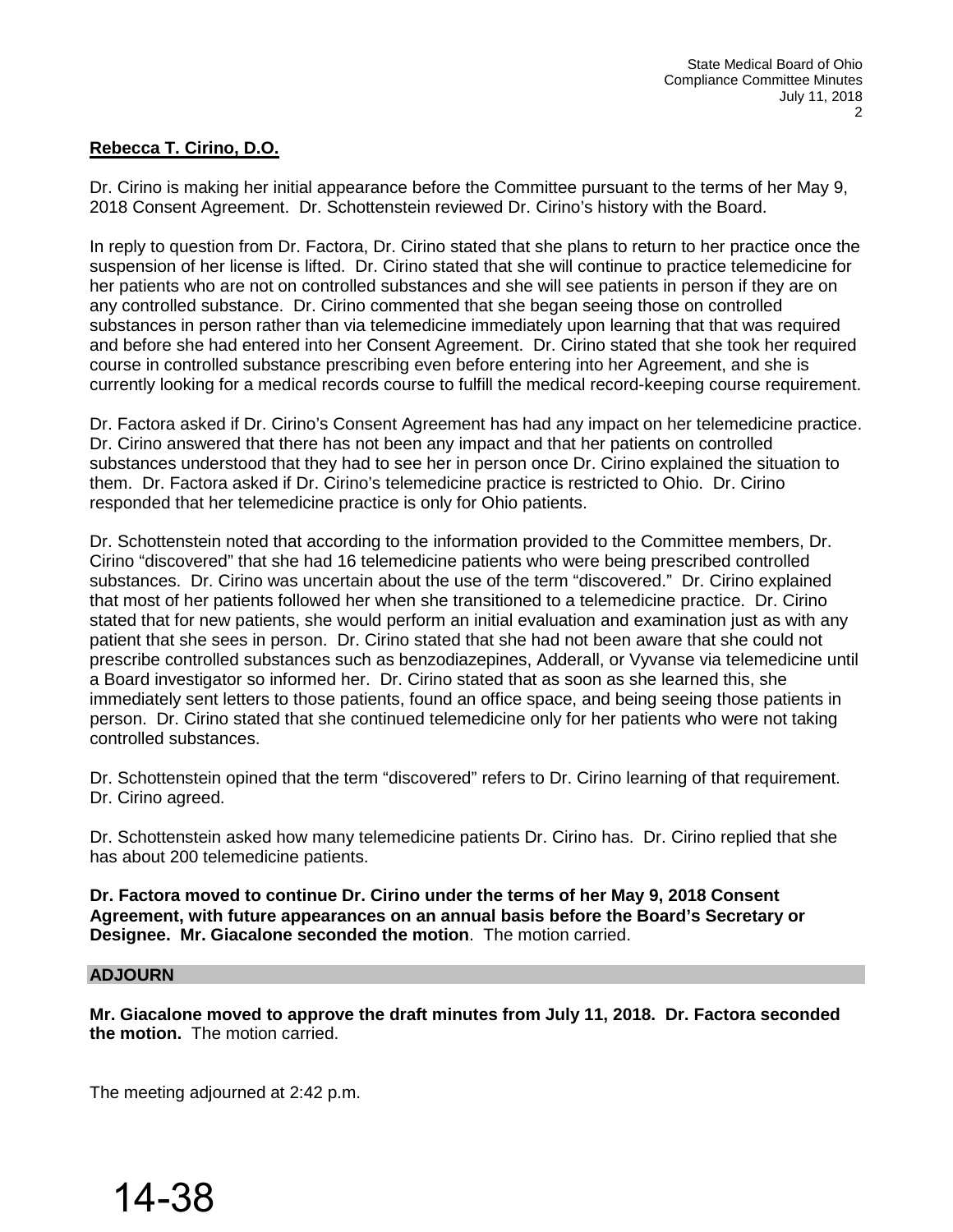**Rebecca T. Cirino, D.O.**

Dr. Cirino is making her initial appearance before the Committee pursuant to the terms of her May 9, 2018 Consent Agreement. Dr. Schottenstein reviewed Dr. Cirino's history with the Board.

In reply to question from Dr. Factora, Dr. Cirino stated that she plans to return to her practice once the suspension of her license is lifted. Dr. Cirino stated that she will continue to practice telemedicine for her patients who are not on controlled substances and she will see patients in person if they are on any controlled substance. Dr. Cirino commented that she began seeing those on controlled substances in person rather than via telemedicine immediately upon learning that that was required and before she had entered into her Consent Agreement. Dr. Cirino stated that she took her required course in controlled substance prescribing even before entering into her Agreement, and she is currently looking for a medical records course to fulfill the medical record-keeping course requirement.

Dr. Factora asked if Dr. Cirino's Consent Agreement has had any impact on her telemedicine practice. Dr. Cirino answered that there has not been any impact and that her patients on controlled substances understood that they had to see her in person once Dr. Cirino explained the situation to them. Dr. Factora asked if Dr. Cirino's telemedicine practice is restricted to Ohio. Dr. Cirino responded that her telemedicine practice is only for Ohio patients.

Dr. Schottenstein noted that according to the information provided to the Committee members, Dr. Cirino "discovered" that she had 16 telemedicine patients who were being prescribed controlled substances. Dr. Cirino was uncertain about the use of the term "discovered." Dr. Cirino explained that most of her patients followed her when she transitioned to a telemedicine practice. Dr. Cirino stated that for new patients, she would perform an initial evaluation and examination just as with any patient that she sees in person. Dr. Cirino stated that she had not been aware that she could not prescribe controlled substances such as benzodiazepines, Adderall, or Vyvanse via telemedicine until a Board investigator so informed her. Dr. Cirino stated that as soon as she learned this, she immediately sent letters to those patients, found an office space, and being seeing those patients in person. Dr. Cirino stated that she continued telemedicine only for her patients who were not taking controlled substances.

Dr. Schottenstein opined that the term "discovered" refers to Dr. Cirino learning of that requirement. Dr. Cirino agreed.

Dr. Schottenstein asked how many telemedicine patients Dr. Cirino has. Dr. Cirino replied that she has about 200 telemedicine patients.

**Dr. Factora moved to continue Dr. Cirino under the terms of her May 9, 2018 Consent Agreement, with future appearances on an annual basis before the Board's Secretary or Designee. Mr. Giacalone seconded the motion**. The motion carried.

## ADJOURN

**Mr. Giacalone moved to approve the draft minutes from July 11, 2018. Dr. Factora seconded the motion.** The motion carried.

The meeting adjourned at 2:42 p.m.

14-38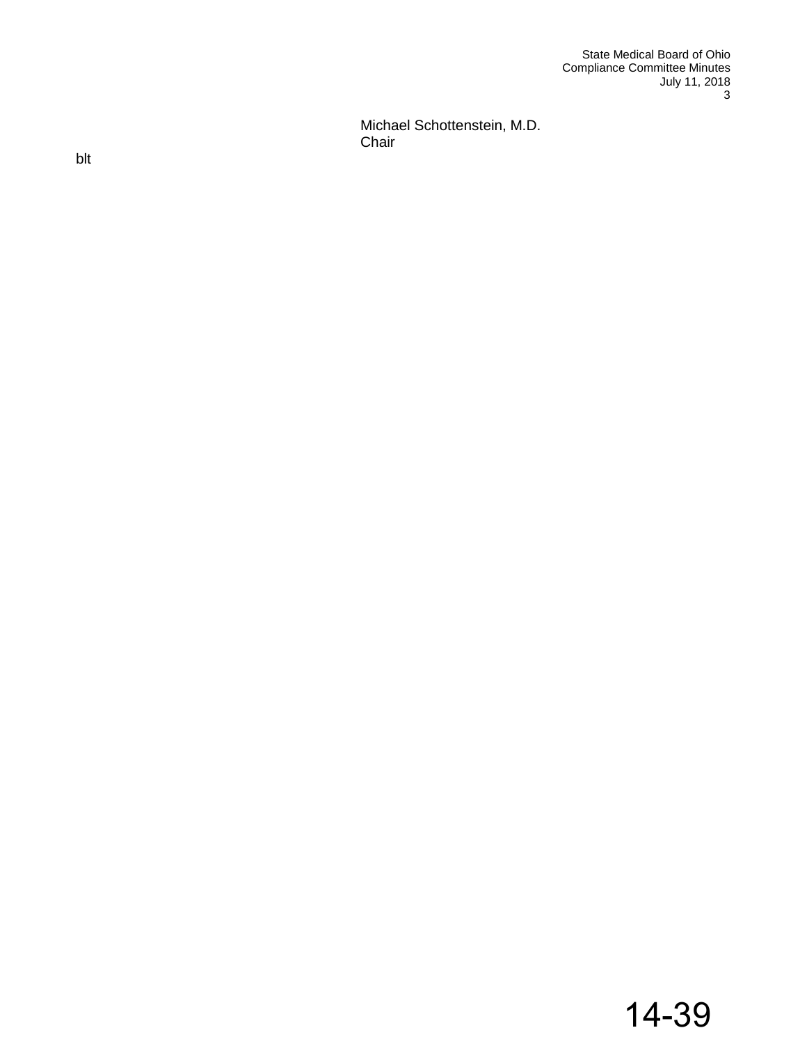Michael Schottenstein, M.D.
Chair

blt